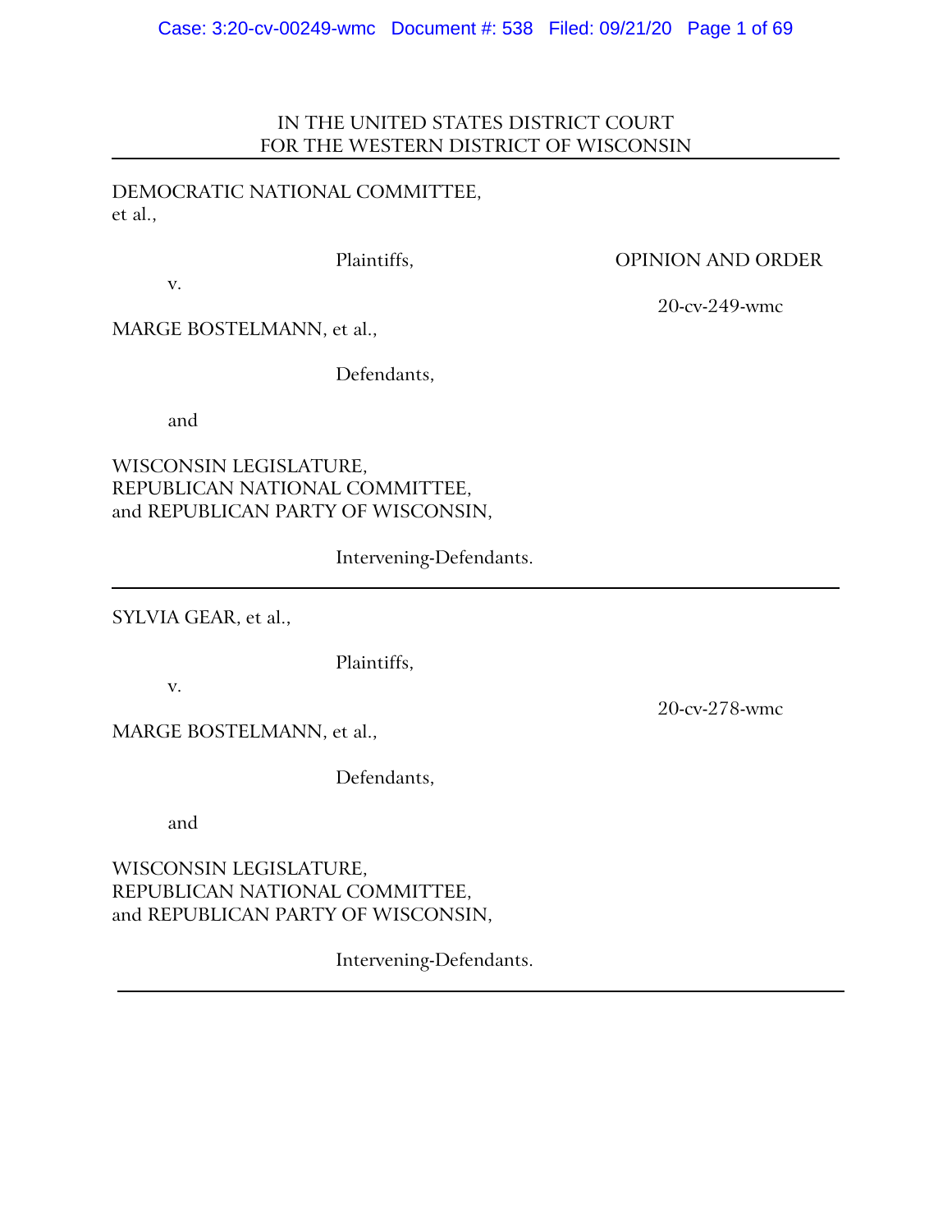IN THE UNITED STATES DISTRICT COURT
FOR THE WESTERN DISTRICT OF WISCONSIN

---

DEMOCRATIC NATIONAL COMMITTEE,
et al.,

Plaintiffs,

v.

MARGE BOSTELMANN, et al.,

Defendants,

and

WISCONSIN LEGISLATURE,
REPUBLICAN NATIONAL COMMITTEE,
and REPUBLICAN PARTY OF WISCONSIN,

Intervening-Defendants.

OPINION AND ORDER

20-cv-249-wmc

---

SYLVIA GEAR, et al.,

Plaintiffs,

v.

MARGE BOSTELMANN, et al.,

Defendants,

and

WISCONSIN LEGISLATURE,
REPUBLICAN NATIONAL COMMITTEE,
and REPUBLICAN PARTY OF WISCONSIN,

Intervening-Defendants.

20-cv-278-wmc

---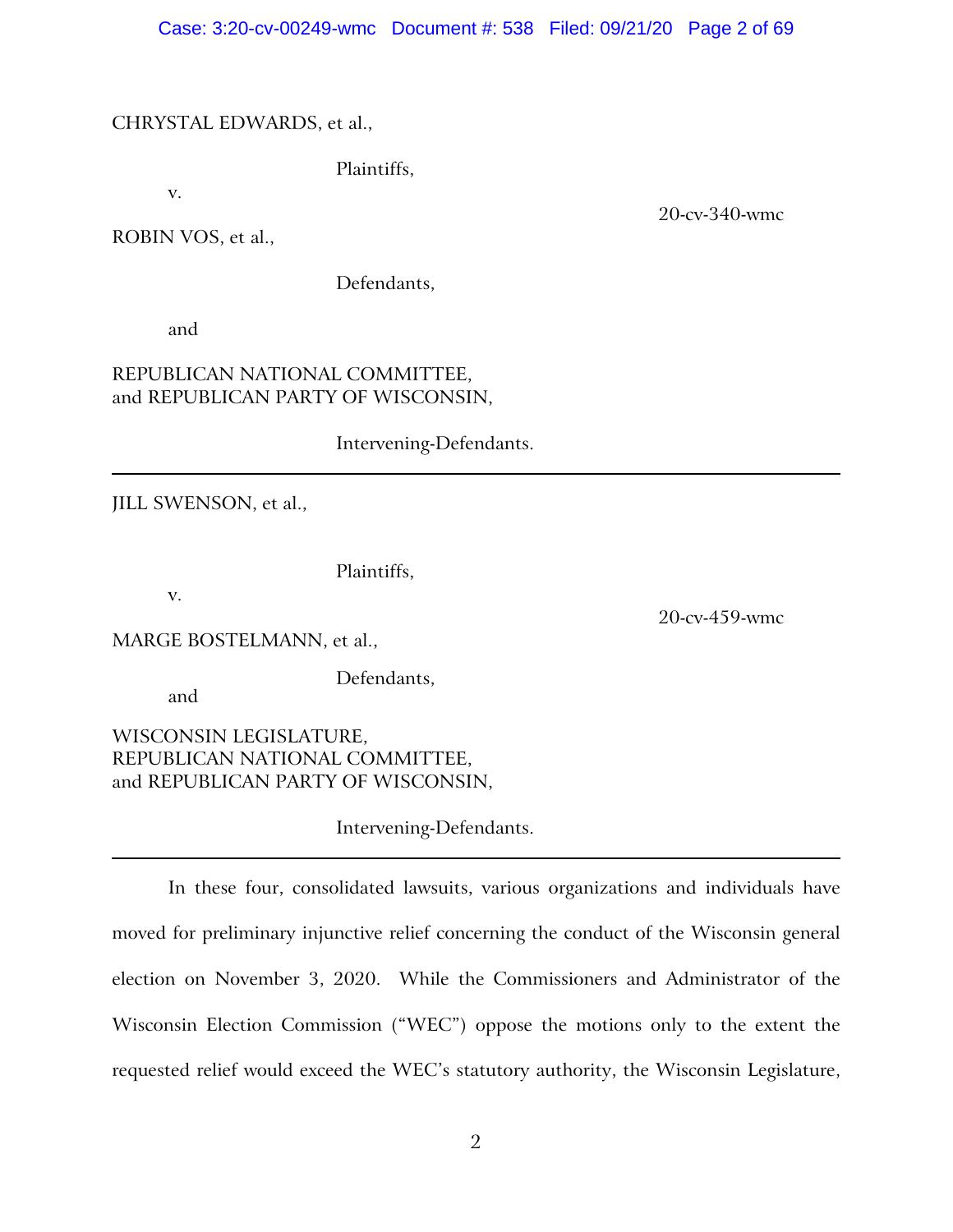CHRYSTAL EDWARDS, et al.,

Plaintiffs,

v.

20-cv-340-wmc

ROBIN VOS, et al.,

Defendants,

and

REPUBLICAN NATIONAL COMMITTEE,
and REPUBLICAN PARTY OF WISCONSIN,

Intervening-Defendants.

---

JILL SWENSON, et al.,

Plaintiffs,

v.

20-cv-459-wmc

MARGE BOSTELMANN, et al.,

Defendants,

and

WISCONSIN LEGISLATURE,
REPUBLICAN NATIONAL COMMITTEE,
and REPUBLICAN PARTY OF WISCONSIN,

Intervening-Defendants.

---

In these four, consolidated lawsuits, various organizations and individuals have moved for preliminary injunctive relief concerning the conduct of the Wisconsin general election on November 3, 2020. While the Commissioners and Administrator of the Wisconsin Election Commission ("WEC") oppose the motions only to the extent the requested relief would exceed the WEC's statutory authority, the Wisconsin Legislature,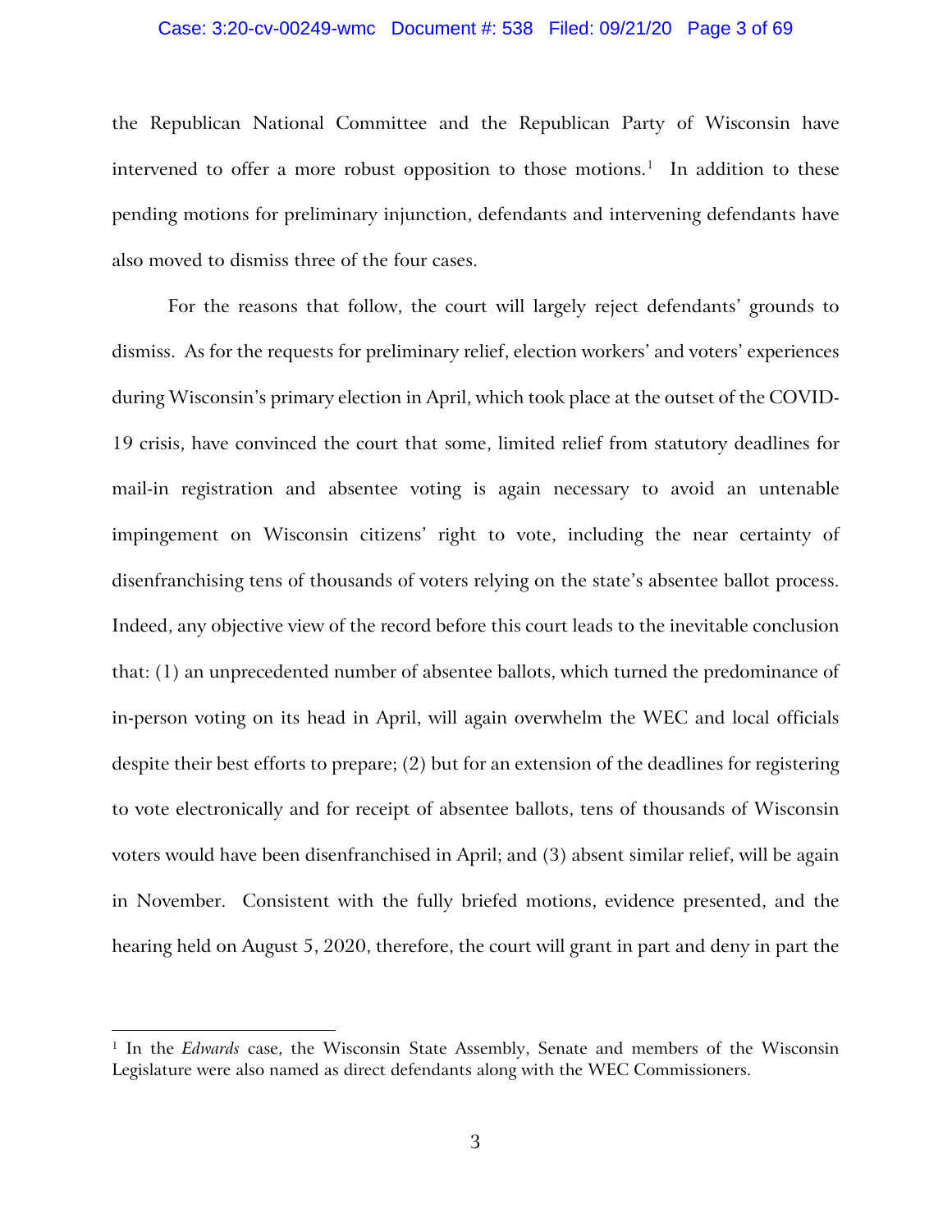the Republican National Committee and the Republican Party of Wisconsin have intervened to offer a more robust opposition to those motions.[1] In addition to these pending motions for preliminary injunction, defendants and intervening defendants have also moved to dismiss three of the four cases.

For the reasons that follow, the court will largely reject defendants' grounds to dismiss. As for the requests for preliminary relief, election workers' and voters' experiences during Wisconsin's primary election in April, which took place at the outset of the COVID-19 crisis, have convinced the court that some, limited relief from statutory deadlines for mail-in registration and absentee voting is again necessary to avoid an untenable impingement on Wisconsin citizens' right to vote, including the near certainty of disenfranchising tens of thousands of voters relying on the state's absentee ballot process. Indeed, any objective view of the record before this court leads to the inevitable conclusion that: (1) an unprecedented number of absentee ballots, which turned the predominance of in-person voting on its head in April, will again overwhelm the WEC and local officials despite their best efforts to prepare; (2) but for an extension of the deadlines for registering to vote electronically and for receipt of absentee ballots, tens of thousands of Wisconsin voters would have been disenfranchised in April; and (3) absent similar relief, will be again in November. Consistent with the fully briefed motions, evidence presented, and the hearing held on August 5, 2020, therefore, the court will grant in part and deny in part the

[1] In the *Edwards* case, the Wisconsin State Assembly, Senate and members of the Wisconsin Legislature were also named as direct defendants along with the WEC Commissioners.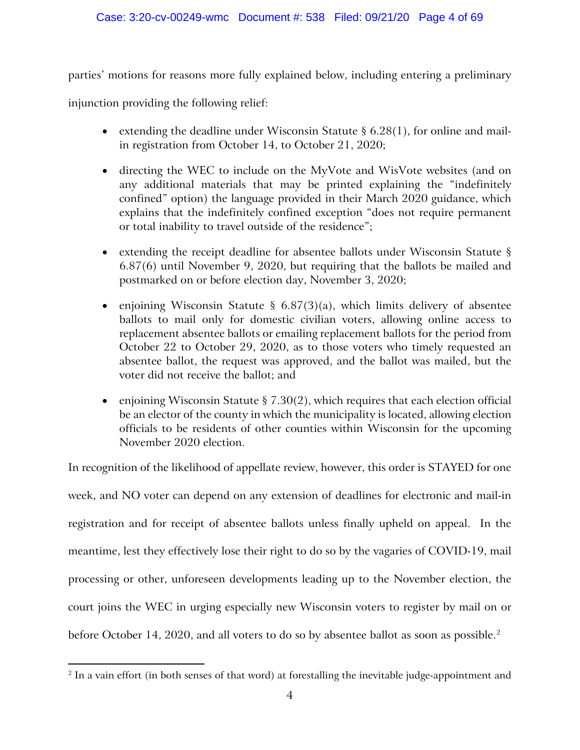parties' motions for reasons more fully explained below, including entering a preliminary injunction providing the following relief:

- extending the deadline under Wisconsin Statute § 6.28(1), for online and mail-in registration from October 14, to October 21, 2020;
- directing the WEC to include on the MyVote and WisVote websites (and on any additional materials that may be printed explaining the "indefinitely confined" option) the language provided in their March 2020 guidance, which explains that the indefinitely confined exception "does not require permanent or total inability to travel outside of the residence";
- extending the receipt deadline for absentee ballots under Wisconsin Statute § 6.87(6) until November 9, 2020, but requiring that the ballots be mailed and postmarked on or before election day, November 3, 2020;
- enjoining Wisconsin Statute § 6.87(3)(a), which limits delivery of absentee ballots to mail only for domestic civilian voters, allowing online access to replacement absentee ballots or emailing replacement ballots for the period from October 22 to October 29, 2020, as to those voters who timely requested an absentee ballot, the request was approved, and the ballot was mailed, but the voter did not receive the ballot; and
- enjoining Wisconsin Statute § 7.30(2), which requires that each election official be an elector of the county in which the municipality is located, allowing election officials to be residents of other counties within Wisconsin for the upcoming November 2020 election.

In recognition of the likelihood of appellate review, however, this order is STAYED for one week, and NO voter can depend on any extension of deadlines for electronic and mail-in registration and for receipt of absentee ballots unless finally upheld on appeal. In the meantime, lest they effectively lose their right to do so by the vagaries of COVID-19, mail processing or other, unforeseen developments leading up to the November election, the court joins the WEC in urging especially new Wisconsin voters to register by mail on or before October 14, 2020, and all voters to do so by absentee ballot as soon as possible.[2]

[2] In a vain effort (in both senses of that word) at forestalling the inevitable judge-appointment and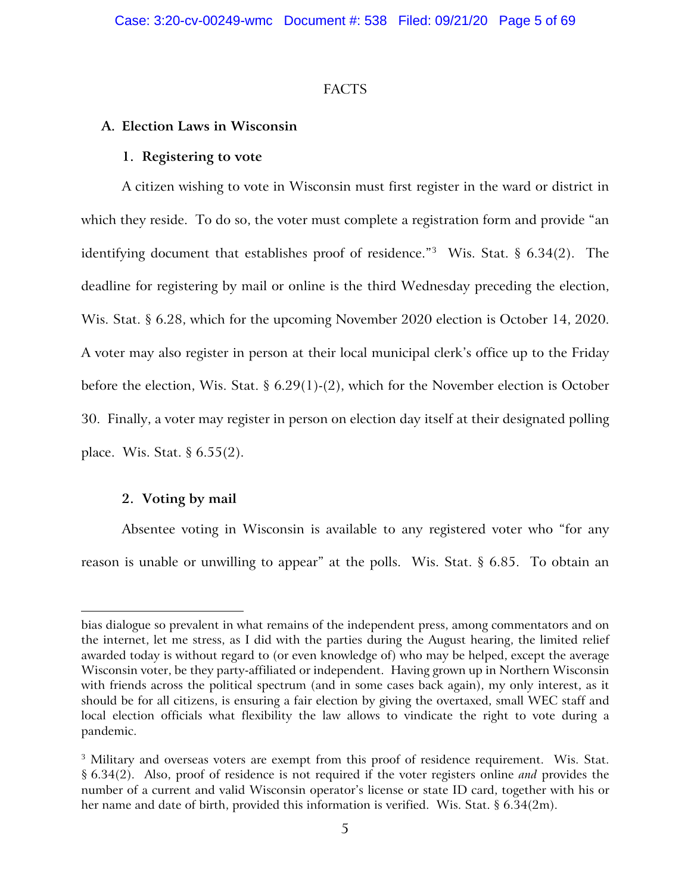FACTS

## A. Election Laws in Wisconsin

### 1. Registering to vote

A citizen wishing to vote in Wisconsin must first register in the ward or district in which they reside. To do so, the voter must complete a registration form and provide "an identifying document that establishes proof of residence."[3] Wis. Stat. § 6.34(2). The deadline for registering by mail or online is the third Wednesday preceding the election, Wis. Stat. § 6.28, which for the upcoming November 2020 election is October 14, 2020. A voter may also register in person at their local municipal clerk's office up to the Friday before the election, Wis. Stat. § 6.29(1)-(2), which for the November election is October 30. Finally, a voter may register in person on election day itself at their designated polling place. Wis. Stat. § 6.55(2).

### 2. Voting by mail

Absentee voting in Wisconsin is available to any registered voter who "for any reason is unable or unwilling to appear" at the polls. Wis. Stat. § 6.85. To obtain an

---

bias dialogue so prevalent in what remains of the independent press, among commentators and on the internet, let me stress, as I did with the parties during the August hearing, the limited relief awarded today is without regard to (or even knowledge of) who may be helped, except the average Wisconsin voter, be they party-affiliated or independent. Having grown up in Northern Wisconsin with friends across the political spectrum (and in some cases back again), my only interest, as it should be for all citizens, is ensuring a fair election by giving the overtaxed, small WEC staff and local election officials what flexibility the law allows to vindicate the right to vote during a pandemic.

[3] Military and overseas voters are exempt from this proof of residence requirement. Wis. Stat. § 6.34(2). Also, proof of residence is not required if the voter registers online *and* provides the number of a current and valid Wisconsin operator's license or state ID card, together with his or her name and date of birth, provided this information is verified. Wis. Stat. § 6.34(2m).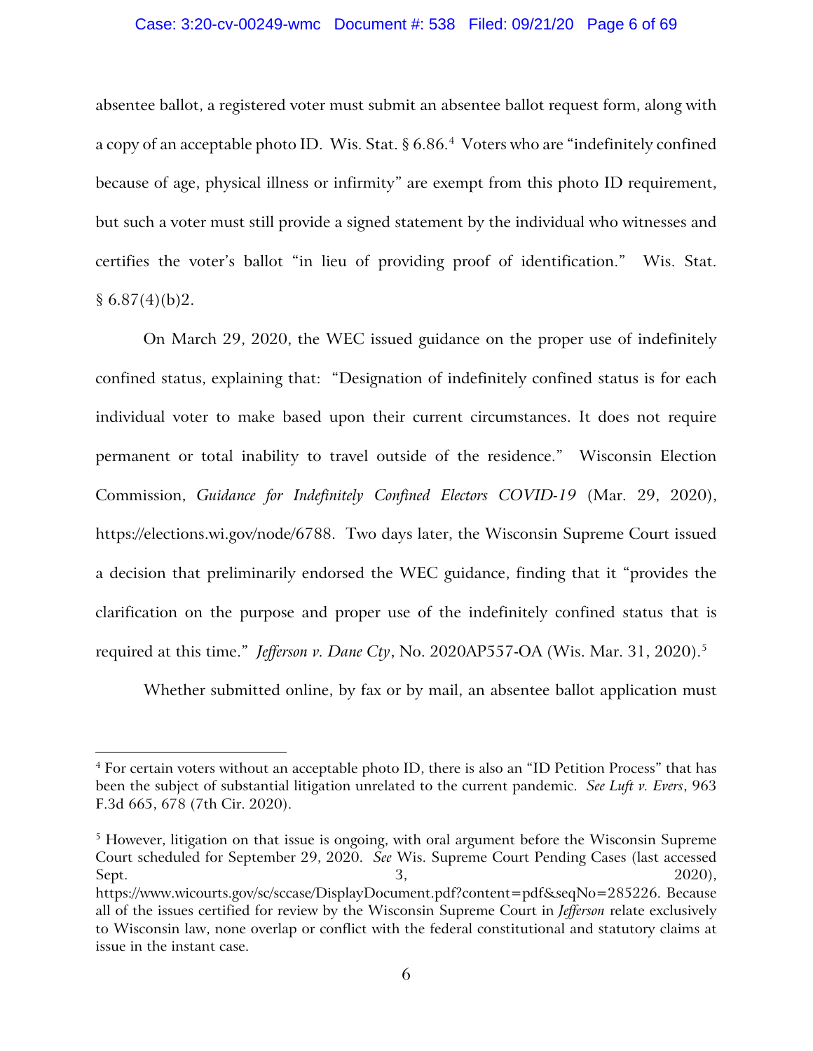absentee ballot, a registered voter must submit an absentee ballot request form, along with a copy of an acceptable photo ID. Wis. Stat. § 6.86.[4] Voters who are "indefinitely confined because of age, physical illness or infirmity" are exempt from this photo ID requirement, but such a voter must still provide a signed statement by the individual who witnesses and certifies the voter's ballot "in lieu of providing proof of identification." Wis. Stat. § 6.87(4)(b)2.

On March 29, 2020, the WEC issued guidance on the proper use of indefinitely confined status, explaining that: "Designation of indefinitely confined status is for each individual voter to make based upon their current circumstances. It does not require permanent or total inability to travel outside of the residence." Wisconsin Election Commission, *Guidance for Indefinitely Confined Electors COVID-19* (Mar. 29, 2020), https://elections.wi.gov/node/6788. Two days later, the Wisconsin Supreme Court issued a decision that preliminarily endorsed the WEC guidance, finding that it "provides the clarification on the purpose and proper use of the indefinitely confined status that is required at this time." *Jefferson v. Dane Cty*, No. 2020AP557-OA (Wis. Mar. 31, 2020).[5]

Whether submitted online, by fax or by mail, an absentee ballot application must

---

[4] For certain voters without an acceptable photo ID, there is also an "ID Petition Process" that has been the subject of substantial litigation unrelated to the current pandemic. *See Luft v. Evers*, 963 F.3d 665, 678 (7th Cir. 2020).

[5] However, litigation on that issue is ongoing, with oral argument before the Wisconsin Supreme Court scheduled for September 29, 2020. *See* Wis. Supreme Court Pending Cases (last accessed Sept. 3, 2020), https://www.wicourts.gov/sc/sccase/DisplayDocument.pdf?content=pdf&seqNo=285226. Because all of the issues certified for review by the Wisconsin Supreme Court in *Jefferson* relate exclusively to Wisconsin law, none overlap or conflict with the federal constitutional and statutory claims at issue in the instant case.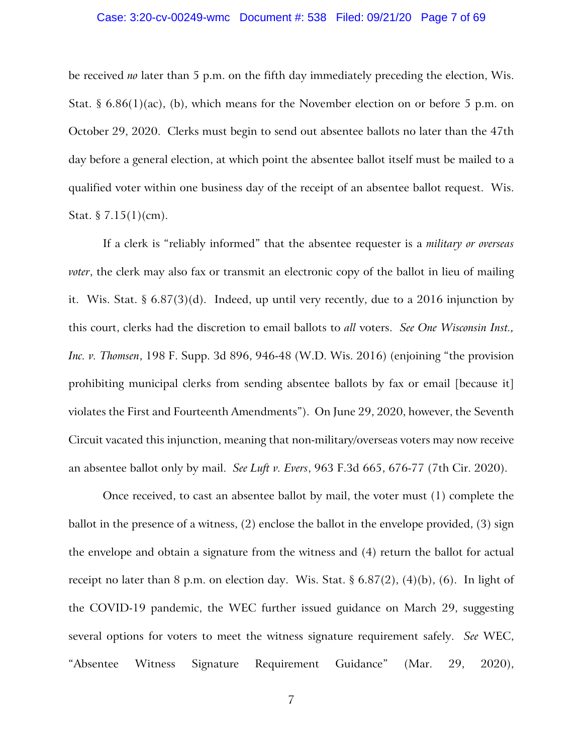be received *no* later than 5 p.m. on the fifth day immediately preceding the election, Wis. Stat. § 6.86(1)(ac), (b), which means for the November election on or before 5 p.m. on October 29, 2020. Clerks must begin to send out absentee ballots no later than the 47th day before a general election, at which point the absentee ballot itself must be mailed to a qualified voter within one business day of the receipt of an absentee ballot request. Wis. Stat. § 7.15(1)(cm).

If a clerk is "reliably informed" that the absentee requester is a *military or overseas voter*, the clerk may also fax or transmit an electronic copy of the ballot in lieu of mailing it. Wis. Stat. § 6.87(3)(d). Indeed, up until very recently, due to a 2016 injunction by this court, clerks had the discretion to email ballots to *all* voters. *See One Wisconsin Inst., Inc. v. Thomsen*, 198 F. Supp. 3d 896, 946-48 (W.D. Wis. 2016) (enjoining "the provision prohibiting municipal clerks from sending absentee ballots by fax or email [because it] violates the First and Fourteenth Amendments"). On June 29, 2020, however, the Seventh Circuit vacated this injunction, meaning that non-military/overseas voters may now receive an absentee ballot only by mail. *See Luft v. Evers*, 963 F.3d 665, 676-77 (7th Cir. 2020).

Once received, to cast an absentee ballot by mail, the voter must (1) complete the ballot in the presence of a witness, (2) enclose the ballot in the envelope provided, (3) sign the envelope and obtain a signature from the witness and (4) return the ballot for actual receipt no later than 8 p.m. on election day. Wis. Stat. § 6.87(2), (4)(b), (6). In light of the COVID-19 pandemic, the WEC further issued guidance on March 29, suggesting several options for voters to meet the witness signature requirement safely. *See* WEC, "Absentee Witness Signature Requirement Guidance" (Mar. 29, 2020),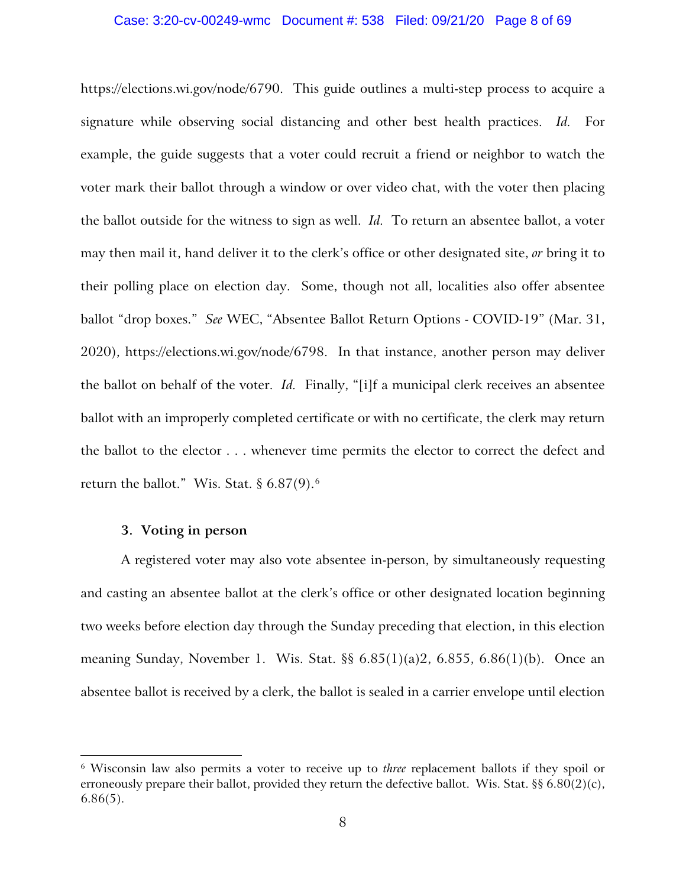https://elections.wi.gov/node/6790. This guide outlines a multi-step process to acquire a signature while observing social distancing and other best health practices. *Id.* For example, the guide suggests that a voter could recruit a friend or neighbor to watch the voter mark their ballot through a window or over video chat, with the voter then placing the ballot outside for the witness to sign as well. *Id.* To return an absentee ballot, a voter may then mail it, hand deliver it to the clerk's office or other designated site, *or* bring it to their polling place on election day. Some, though not all, localities also offer absentee ballot "drop boxes." *See* WEC, "Absentee Ballot Return Options - COVID-19" (Mar. 31, 2020), https://elections.wi.gov/node/6798. In that instance, another person may deliver the ballot on behalf of the voter. *Id.* Finally, "[i]f a municipal clerk receives an absentee ballot with an improperly completed certificate or with no certificate, the clerk may return the ballot to the elector . . . whenever time permits the elector to correct the defect and return the ballot." Wis. Stat. § 6.87(9).[6]

### 3. Voting in person

A registered voter may also vote absentee in-person, by simultaneously requesting and casting an absentee ballot at the clerk's office or other designated location beginning two weeks before election day through the Sunday preceding that election, in this election meaning Sunday, November 1. Wis. Stat. §§ 6.85(1)(a)2, 6.855, 6.86(1)(b). Once an absentee ballot is received by a clerk, the ballot is sealed in a carrier envelope until election

---

[6] Wisconsin law also permits a voter to receive up to *three* replacement ballots if they spoil or erroneously prepare their ballot, provided they return the defective ballot. Wis. Stat. §§ 6.80(2)(c), 6.86(5).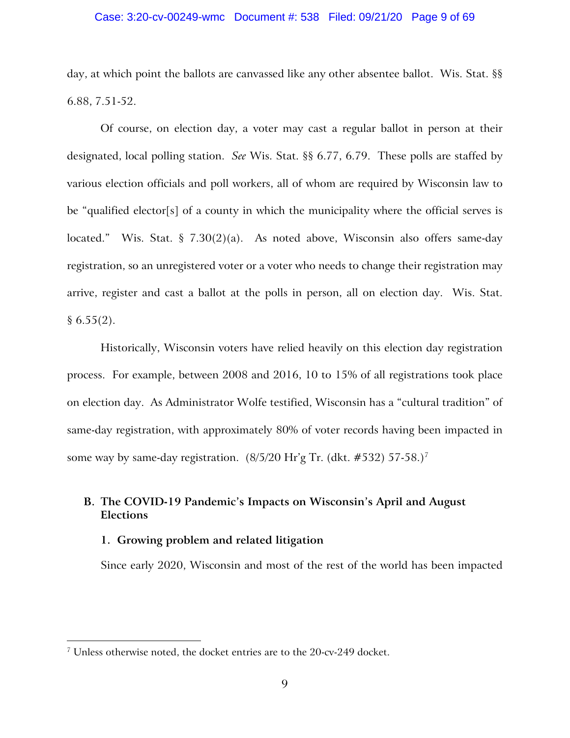day, at which point the ballots are canvassed like any other absentee ballot. Wis. Stat. §§ 6.88, 7.51-52.

Of course, on election day, a voter may cast a regular ballot in person at their designated, local polling station. *See* Wis. Stat. §§ 6.77, 6.79. These polls are staffed by various election officials and poll workers, all of whom are required by Wisconsin law to be "qualified elector[s] of a county in which the municipality where the official serves is located." Wis. Stat. § 7.30(2)(a). As noted above, Wisconsin also offers same-day registration, so an unregistered voter or a voter who needs to change their registration may arrive, register and cast a ballot at the polls in person, all on election day. Wis. Stat. § 6.55(2).

Historically, Wisconsin voters have relied heavily on this election day registration process. For example, between 2008 and 2016, 10 to 15% of all registrations took place on election day. As Administrator Wolfe testified, Wisconsin has a "cultural tradition" of same-day registration, with approximately 80% of voter records having been impacted in some way by same-day registration. (8/5/20 Hr'g Tr. (dkt. #532) 57-58.)[7]

### B. The COVID-19 Pandemic's Impacts on Wisconsin's April and August Elections

#### 1. Growing problem and related litigation

Since early 2020, Wisconsin and most of the rest of the world has been impacted

---

[7] Unless otherwise noted, the docket entries are to the 20-cv-249 docket.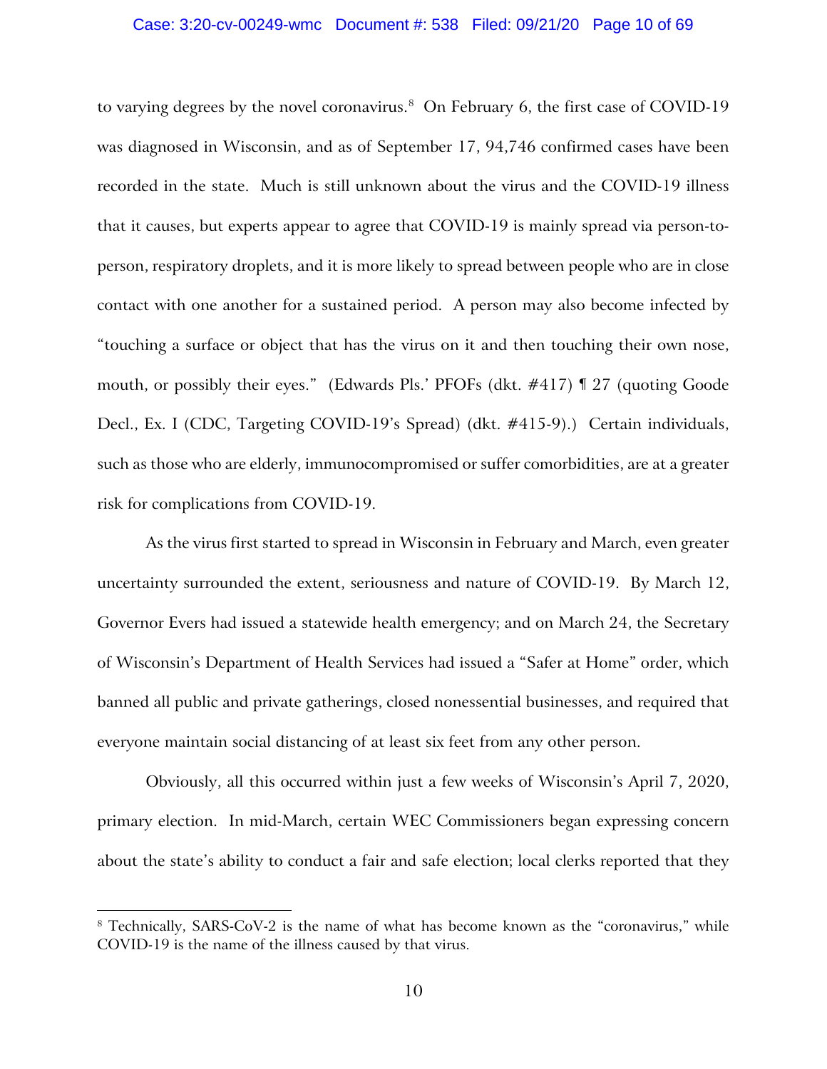to varying degrees by the novel coronavirus.[8] On February 6, the first case of COVID-19 was diagnosed in Wisconsin, and as of September 17, 94,746 confirmed cases have been recorded in the state. Much is still unknown about the virus and the COVID-19 illness that it causes, but experts appear to agree that COVID-19 is mainly spread via person-to-person, respiratory droplets, and it is more likely to spread between people who are in close contact with one another for a sustained period. A person may also become infected by "touching a surface or object that has the virus on it and then touching their own nose, mouth, or possibly their eyes." (Edwards Pls.' PFOFs (dkt. #417) ¶ 27 (quoting Goode Decl., Ex. I (CDC, Targeting COVID-19's Spread) (dkt. #415-9).) Certain individuals, such as those who are elderly, immunocompromised or suffer comorbidities, are at a greater risk for complications from COVID-19.

As the virus first started to spread in Wisconsin in February and March, even greater uncertainty surrounded the extent, seriousness and nature of COVID-19. By March 12, Governor Evers had issued a statewide health emergency; and on March 24, the Secretary of Wisconsin's Department of Health Services had issued a "Safer at Home" order, which banned all public and private gatherings, closed nonessential businesses, and required that everyone maintain social distancing of at least six feet from any other person.

Obviously, all this occurred within just a few weeks of Wisconsin's April 7, 2020, primary election. In mid-March, certain WEC Commissioners began expressing concern about the state's ability to conduct a fair and safe election; local clerks reported that they

---

[8] Technically, SARS-CoV-2 is the name of what has become known as the "coronavirus," while COVID-19 is the name of the illness caused by that virus.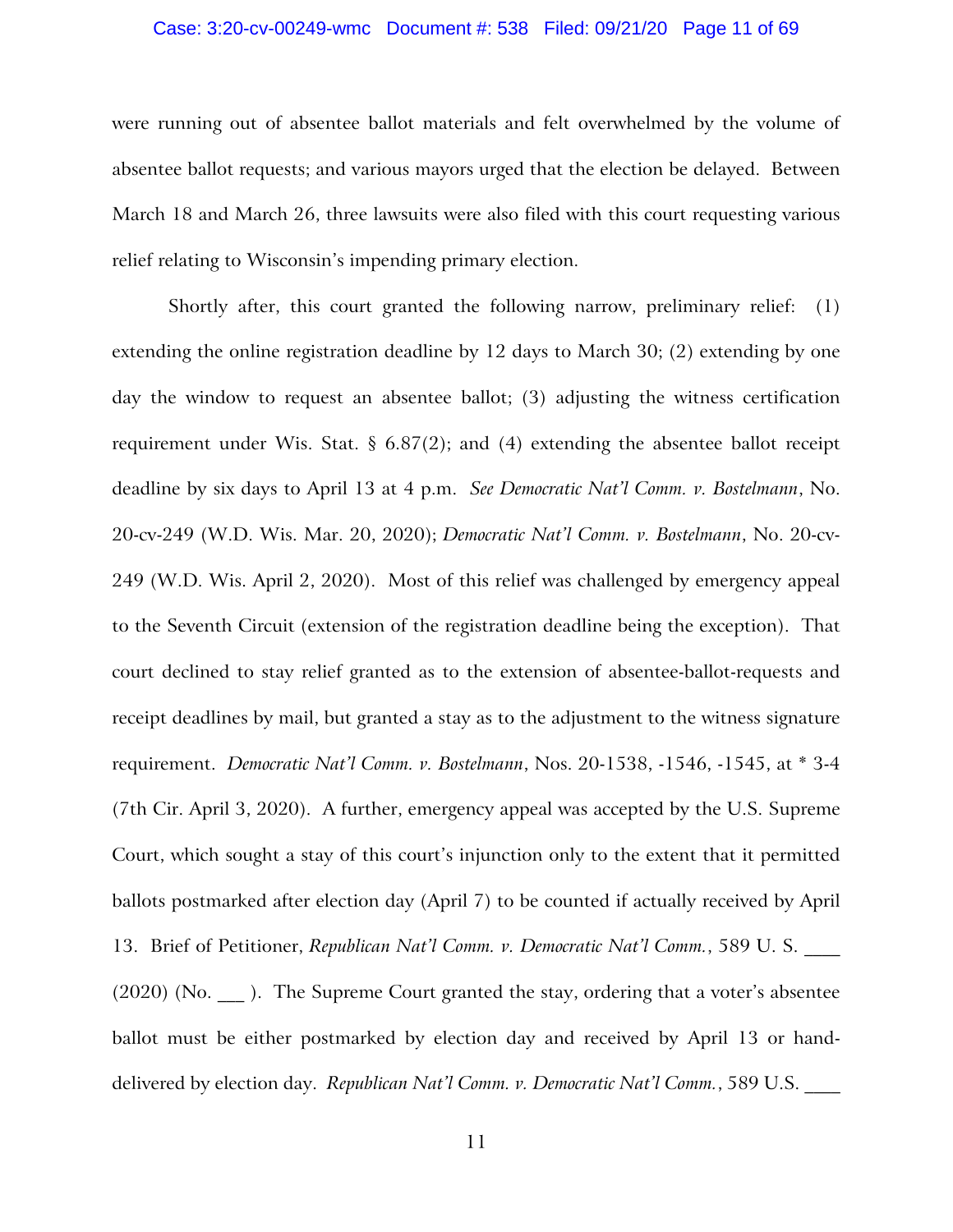were running out of absentee ballot materials and felt overwhelmed by the volume of absentee ballot requests; and various mayors urged that the election be delayed. Between March 18 and March 26, three lawsuits were also filed with this court requesting various relief relating to Wisconsin's impending primary election.

Shortly after, this court granted the following narrow, preliminary relief: (1) extending the online registration deadline by 12 days to March 30; (2) extending by one day the window to request an absentee ballot; (3) adjusting the witness certification requirement under Wis. Stat. § 6.87(2); and (4) extending the absentee ballot receipt deadline by six days to April 13 at 4 p.m. *See Democratic Nat'l Comm. v. Bostelmann*, No. 20-cv-249 (W.D. Wis. Mar. 20, 2020); *Democratic Nat'l Comm. v. Bostelmann*, No. 20-cv-249 (W.D. Wis. April 2, 2020). Most of this relief was challenged by emergency appeal to the Seventh Circuit (extension of the registration deadline being the exception). That court declined to stay relief granted as to the extension of absentee-ballot-requests and receipt deadlines by mail, but granted a stay as to the adjustment to the witness signature requirement. *Democratic Nat'l Comm. v. Bostelmann*, Nos. 20-1538, -1546, -1545, at * 3-4 (7th Cir. April 3, 2020). A further, emergency appeal was accepted by the U.S. Supreme Court, which sought a stay of this court's injunction only to the extent that it permitted ballots postmarked after election day (April 7) to be counted if actually received by April 13. Brief of Petitioner, *Republican Nat'l Comm. v. Democratic Nat'l Comm.*, 589 U. S. ____ (2020) (No. ___ ). The Supreme Court granted the stay, ordering that a voter's absentee ballot must be either postmarked by election day and received by April 13 or hand-delivered by election day. *Republican Nat'l Comm. v. Democratic Nat'l Comm.*, 589 U.S. ____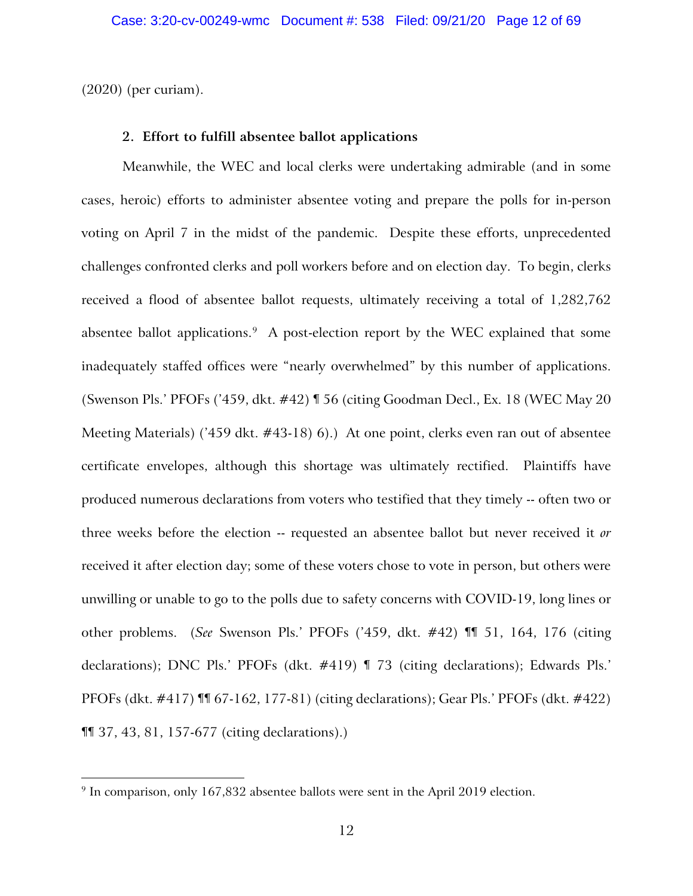(2020) (per curiam).

### 2. Effort to fulfill absentee ballot applications

Meanwhile, the WEC and local clerks were undertaking admirable (and in some cases, heroic) efforts to administer absentee voting and prepare the polls for in-person voting on April 7 in the midst of the pandemic. Despite these efforts, unprecedented challenges confronted clerks and poll workers before and on election day. To begin, clerks received a flood of absentee ballot requests, ultimately receiving a total of 1,282,762 absentee ballot applications.[9] A post-election report by the WEC explained that some inadequately staffed offices were "nearly overwhelmed" by this number of applications. (Swenson Pls.' PFOFs ('459, dkt. #42) ¶ 56 (citing Goodman Decl., Ex. 18 (WEC May 20 Meeting Materials) ('459 dkt. #43-18) 6).) At one point, clerks even ran out of absentee certificate envelopes, although this shortage was ultimately rectified. Plaintiffs have produced numerous declarations from voters who testified that they timely -- often two or three weeks before the election -- requested an absentee ballot but never received it *or* received it after election day; some of these voters chose to vote in person, but others were unwilling or unable to go to the polls due to safety concerns with COVID-19, long lines or other problems. (*See* Swenson Pls.' PFOFs ('459, dkt. #42) ¶¶ 51, 164, 176 (citing declarations); DNC Pls.' PFOFs (dkt. #419) ¶ 73 (citing declarations); Edwards Pls.' PFOFs (dkt. #417) ¶¶ 67-162, 177-81) (citing declarations); Gear Pls.' PFOFs (dkt. #422) ¶¶ 37, 43, 81, 157-677 (citing declarations).)

---

[9] In comparison, only 167,832 absentee ballots were sent in the April 2019 election.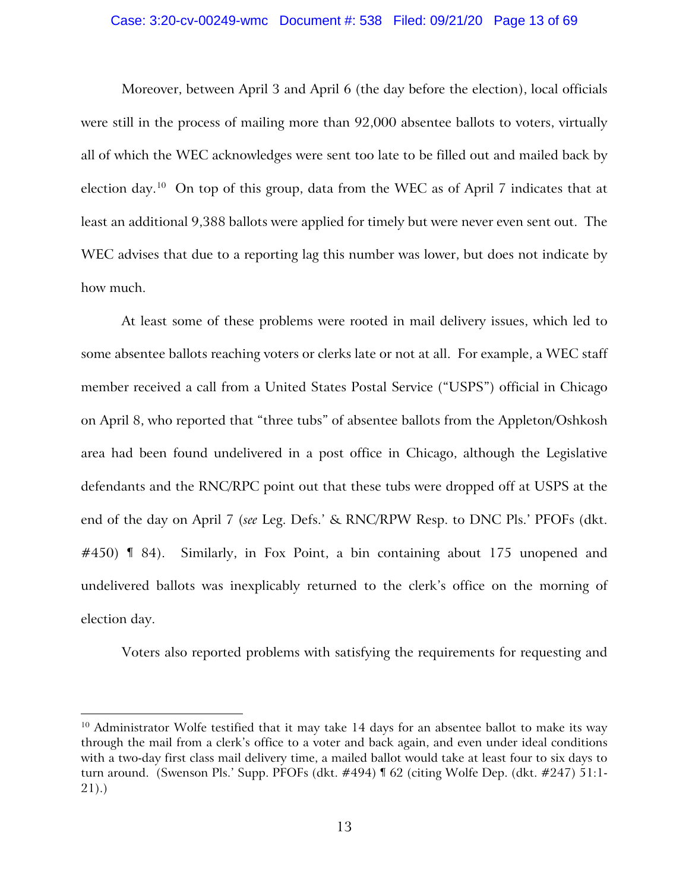Moreover, between April 3 and April 6 (the day before the election), local officials were still in the process of mailing more than 92,000 absentee ballots to voters, virtually all of which the WEC acknowledges were sent too late to be filled out and mailed back by election day.[10] On top of this group, data from the WEC as of April 7 indicates that at least an additional 9,388 ballots were applied for timely but were never even sent out. The WEC advises that due to a reporting lag this number was lower, but does not indicate by how much.

At least some of these problems were rooted in mail delivery issues, which led to some absentee ballots reaching voters or clerks late or not at all. For example, a WEC staff member received a call from a United States Postal Service ("USPS") official in Chicago on April 8, who reported that "three tubs" of absentee ballots from the Appleton/Oshkosh area had been found undelivered in a post office in Chicago, although the Legislative defendants and the RNC/RPC point out that these tubs were dropped off at USPS at the end of the day on April 7 (*see* Leg. Defs.' & RNC/RPW Resp. to DNC Pls.' PFOFs (dkt. #450) ¶ 84). Similarly, in Fox Point, a bin containing about 175 unopened and undelivered ballots was inexplicably returned to the clerk's office on the morning of election day.

Voters also reported problems with satisfying the requirements for requesting and

---

[10] Administrator Wolfe testified that it may take 14 days for an absentee ballot to make its way through the mail from a clerk's office to a voter and back again, and even under ideal conditions with a two-day first class mail delivery time, a mailed ballot would take at least four to six days to turn around. (Swenson Pls.' Supp. PFOFs (dkt. #494) ¶ 62 (citing Wolfe Dep. (dkt. #247) 51:1-21).)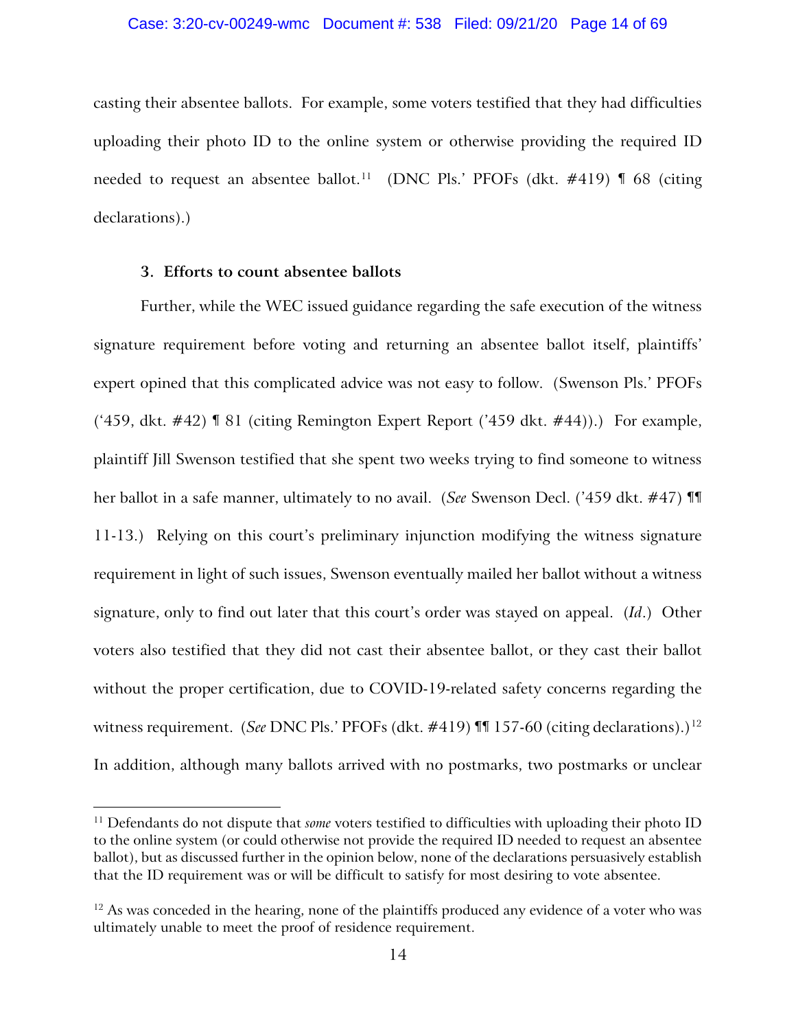casting their absentee ballots. For example, some voters testified that they had difficulties uploading their photo ID to the online system or otherwise providing the required ID needed to request an absentee ballot.[11] (DNC Pls.' PFOFs (dkt. #419) ¶ 68 (citing declarations).)

### 3. Efforts to count absentee ballots

Further, while the WEC issued guidance regarding the safe execution of the witness signature requirement before voting and returning an absentee ballot itself, plaintiffs' expert opined that this complicated advice was not easy to follow. (Swenson Pls.' PFOFs ('459, dkt. #42) ¶ 81 (citing Remington Expert Report ('459 dkt. #44)).) For example, plaintiff Jill Swenson testified that she spent two weeks trying to find someone to witness her ballot in a safe manner, ultimately to no avail. (*See* Swenson Decl. ('459 dkt. #47) ¶¶ 11-13.) Relying on this court's preliminary injunction modifying the witness signature requirement in light of such issues, Swenson eventually mailed her ballot without a witness signature, only to find out later that this court's order was stayed on appeal. (*Id.*) Other voters also testified that they did not cast their absentee ballot, or they cast their ballot without the proper certification, due to COVID-19-related safety concerns regarding the witness requirement. (*See* DNC Pls.' PFOFs (dkt. #419) ¶¶ 157-60 (citing declarations).)[12] In addition, although many ballots arrived with no postmarks, two postmarks or unclear

---

[11] Defendants do not dispute that *some* voters testified to difficulties with uploading their photo ID to the online system (or could otherwise not provide the required ID needed to request an absentee ballot), but as discussed further in the opinion below, none of the declarations persuasively establish that the ID requirement was or will be difficult to satisfy for most desiring to vote absentee.

[12] As was conceded in the hearing, none of the plaintiffs produced any evidence of a voter who was ultimately unable to meet the proof of residence requirement.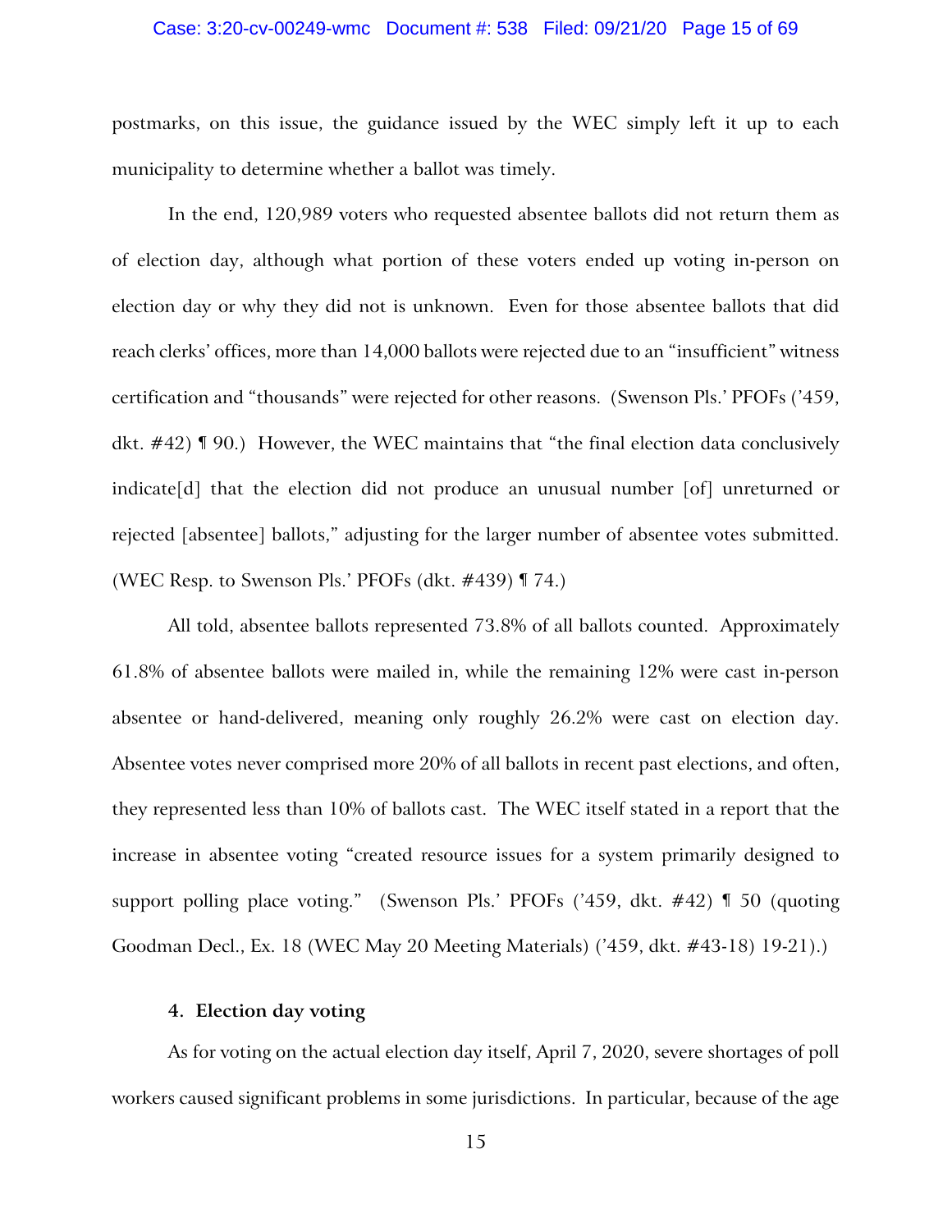postmarks, on this issue, the guidance issued by the WEC simply left it up to each municipality to determine whether a ballot was timely.

In the end, 120,989 voters who requested absentee ballots did not return them as of election day, although what portion of these voters ended up voting in-person on election day or why they did not is unknown. Even for those absentee ballots that did reach clerks' offices, more than 14,000 ballots were rejected due to an "insufficient" witness certification and "thousands" were rejected for other reasons. (Swenson Pls.' PFOFs ('459, dkt. #42) ¶ 90.) However, the WEC maintains that "the final election data conclusively indicate[d] that the election did not produce an unusual number [of] unreturned or rejected [absentee] ballots," adjusting for the larger number of absentee votes submitted. (WEC Resp. to Swenson Pls.' PFOFs (dkt. #439) ¶ 74.)

All told, absentee ballots represented 73.8% of all ballots counted. Approximately 61.8% of absentee ballots were mailed in, while the remaining 12% were cast in-person absentee or hand-delivered, meaning only roughly 26.2% were cast on election day. Absentee votes never comprised more 20% of all ballots in recent past elections, and often, they represented less than 10% of ballots cast. The WEC itself stated in a report that the increase in absentee voting "created resource issues for a system primarily designed to support polling place voting." (Swenson Pls.' PFOFs ('459, dkt. #42) ¶ 50 (quoting Goodman Decl., Ex. 18 (WEC May 20 Meeting Materials) ('459, dkt. #43-18) 19-21).)

#### 4. Election day voting

As for voting on the actual election day itself, April 7, 2020, severe shortages of poll workers caused significant problems in some jurisdictions. In particular, because of the age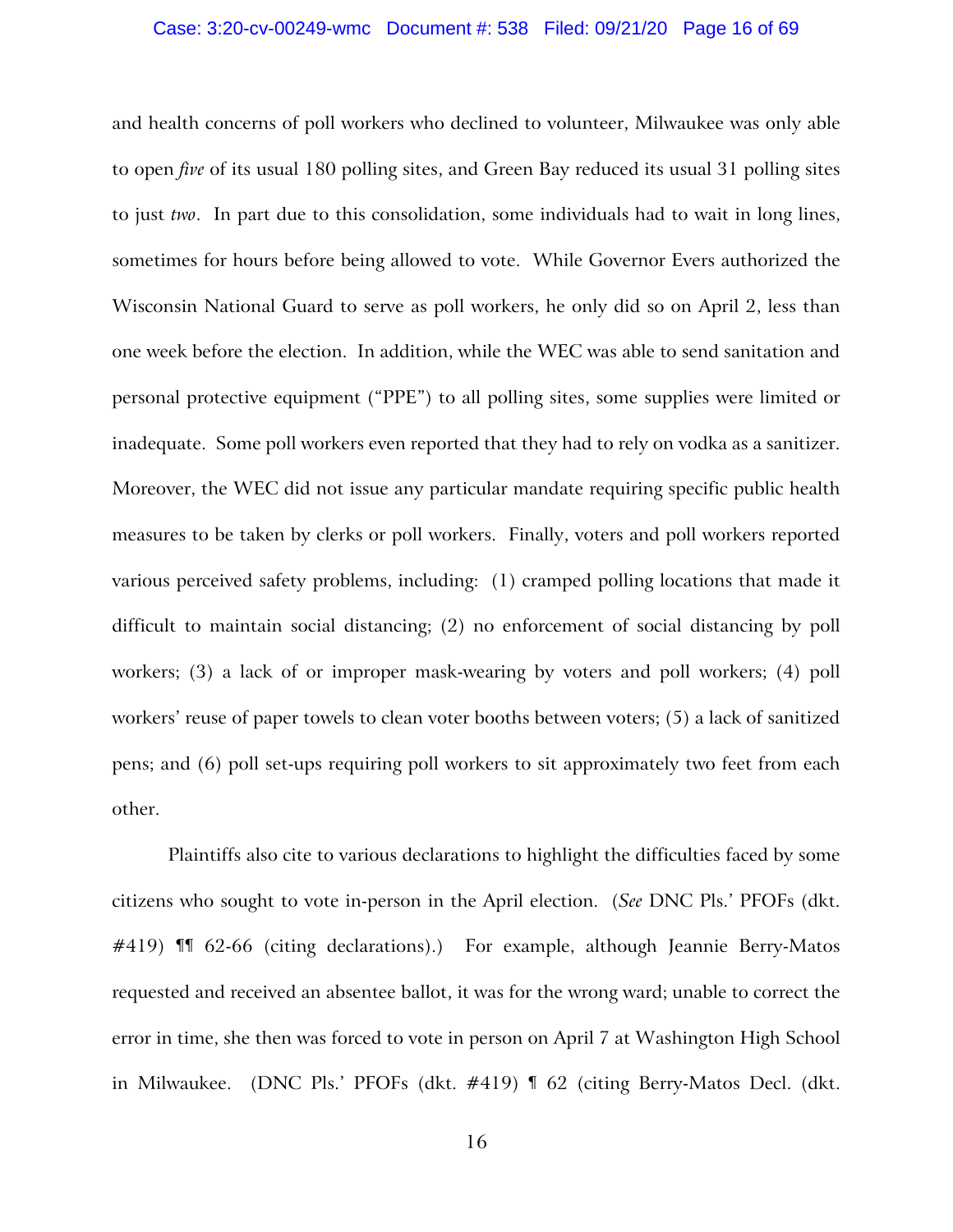and health concerns of poll workers who declined to volunteer, Milwaukee was only able to open *five* of its usual 180 polling sites, and Green Bay reduced its usual 31 polling sites to just *two*. In part due to this consolidation, some individuals had to wait in long lines, sometimes for hours before being allowed to vote. While Governor Evers authorized the Wisconsin National Guard to serve as poll workers, he only did so on April 2, less than one week before the election. In addition, while the WEC was able to send sanitation and personal protective equipment ("PPE") to all polling sites, some supplies were limited or inadequate. Some poll workers even reported that they had to rely on vodka as a sanitizer. Moreover, the WEC did not issue any particular mandate requiring specific public health measures to be taken by clerks or poll workers. Finally, voters and poll workers reported various perceived safety problems, including: (1) cramped polling locations that made it difficult to maintain social distancing; (2) no enforcement of social distancing by poll workers; (3) a lack of or improper mask-wearing by voters and poll workers; (4) poll workers' reuse of paper towels to clean voter booths between voters; (5) a lack of sanitized pens; and (6) poll set-ups requiring poll workers to sit approximately two feet from each other.

Plaintiffs also cite to various declarations to highlight the difficulties faced by some citizens who sought to vote in-person in the April election. (*See* DNC Pls.' PFOFs (dkt. #419) ¶¶ 62-66 (citing declarations).) For example, although Jeannie Berry-Matos requested and received an absentee ballot, it was for the wrong ward; unable to correct the error in time, she then was forced to vote in person on April 7 at Washington High School in Milwaukee. (DNC Pls.' PFOFs (dkt. #419) ¶ 62 (citing Berry-Matos Decl. (dkt.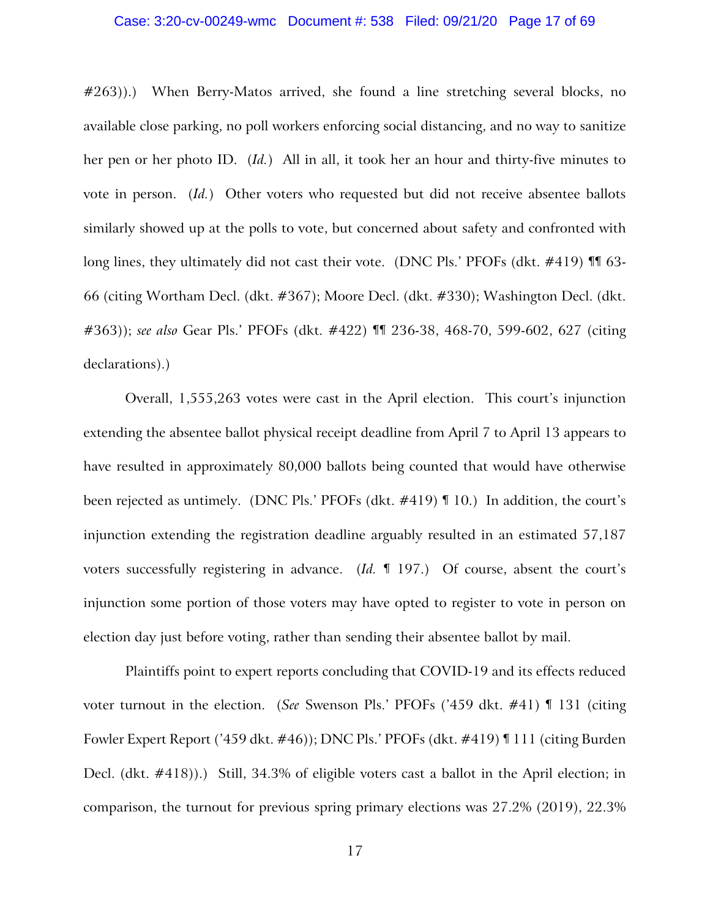#263)).) When Berry-Matos arrived, she found a line stretching several blocks, no available close parking, no poll workers enforcing social distancing, and no way to sanitize her pen or her photo ID. (*Id.*) All in all, it took her an hour and thirty-five minutes to vote in person. (*Id.*) Other voters who requested but did not receive absentee ballots similarly showed up at the polls to vote, but concerned about safety and confronted with long lines, they ultimately did not cast their vote. (DNC Pls.' PFOFs (dkt. #419) ¶¶ 63-66 (citing Wortham Decl. (dkt. #367); Moore Decl. (dkt. #330); Washington Decl. (dkt. #363)); *see also* Gear Pls.' PFOFs (dkt. #422) ¶¶ 236-38, 468-70, 599-602, 627 (citing declarations).)

Overall, 1,555,263 votes were cast in the April election. This court's injunction extending the absentee ballot physical receipt deadline from April 7 to April 13 appears to have resulted in approximately 80,000 ballots being counted that would have otherwise been rejected as untimely. (DNC Pls.' PFOFs (dkt. #419) ¶ 10.) In addition, the court's injunction extending the registration deadline arguably resulted in an estimated 57,187 voters successfully registering in advance. (*Id.* ¶ 197.) Of course, absent the court's injunction some portion of those voters may have opted to register to vote in person on election day just before voting, rather than sending their absentee ballot by mail.

Plaintiffs point to expert reports concluding that COVID-19 and its effects reduced voter turnout in the election. (*See* Swenson Pls.' PFOFs ('459 dkt. #41) ¶ 131 (citing Fowler Expert Report ('459 dkt. #46)); DNC Pls.' PFOFs (dkt. #419) ¶ 111 (citing Burden Decl. (dkt. #418)).) Still, 34.3% of eligible voters cast a ballot in the April election; in comparison, the turnout for previous spring primary elections was 27.2% (2019), 22.3%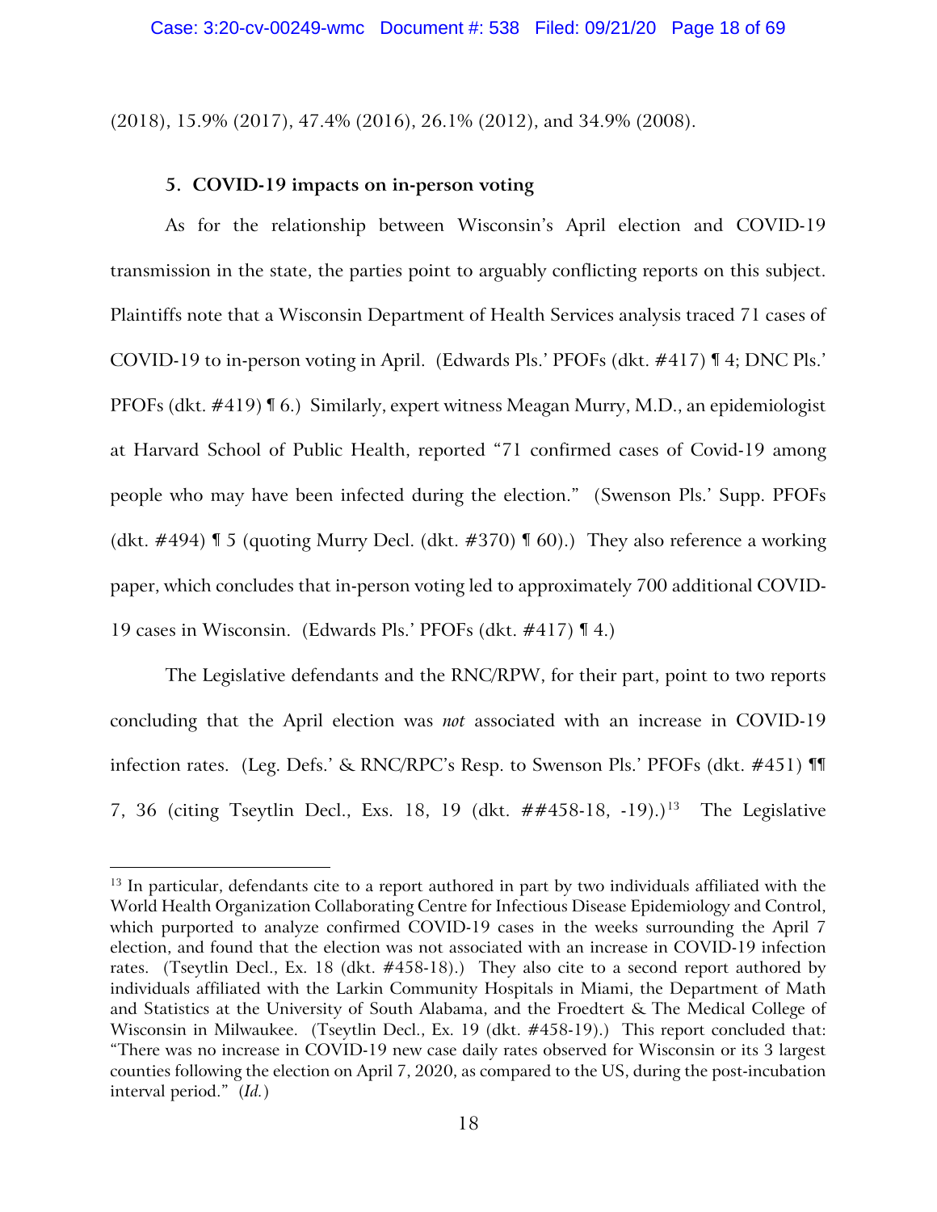(2018), 15.9% (2017), 47.4% (2016), 26.1% (2012), and 34.9% (2008).

### 5. COVID-19 impacts on in-person voting

As for the relationship between Wisconsin's April election and COVID-19 transmission in the state, the parties point to arguably conflicting reports on this subject. Plaintiffs note that a Wisconsin Department of Health Services analysis traced 71 cases of COVID-19 to in-person voting in April. (Edwards Pls.' PFOFs (dkt. #417) ¶ 4; DNC Pls.' PFOFs (dkt. #419) ¶ 6.) Similarly, expert witness Meagan Murry, M.D., an epidemiologist at Harvard School of Public Health, reported "71 confirmed cases of Covid-19 among people who may have been infected during the election." (Swenson Pls.' Supp. PFOFs (dkt. #494) ¶ 5 (quoting Murry Decl. (dkt. #370) ¶ 60).) They also reference a working paper, which concludes that in-person voting led to approximately 700 additional COVID-19 cases in Wisconsin. (Edwards Pls.' PFOFs (dkt. #417) ¶ 4.)

The Legislative defendants and the RNC/RPW, for their part, point to two reports concluding that the April election was *not* associated with an increase in COVID-19 infection rates. (Leg. Defs.' & RNC/RPC's Resp. to Swenson Pls.' PFOFs (dkt. #451) ¶¶ 7, 36 (citing Tseytlin Decl., Exs. 18, 19 (dkt. ##458-18, -19).)[13] The Legislative

[13] In particular, defendants cite to a report authored in part by two individuals affiliated with the World Health Organization Collaborating Centre for Infectious Disease Epidemiology and Control, which purported to analyze confirmed COVID-19 cases in the weeks surrounding the April 7 election, and found that the election was not associated with an increase in COVID-19 infection rates. (Tseytlin Decl., Ex. 18 (dkt. #458-18).) They also cite to a second report authored by individuals affiliated with the Larkin Community Hospitals in Miami, the Department of Math and Statistics at the University of South Alabama, and the Froedtert & The Medical College of Wisconsin in Milwaukee. (Tseytlin Decl., Ex. 19 (dkt. #458-19).) This report concluded that: "There was no increase in COVID-19 new case daily rates observed for Wisconsin or its 3 largest counties following the election on April 7, 2020, as compared to the US, during the post-incubation interval period." (*Id.*)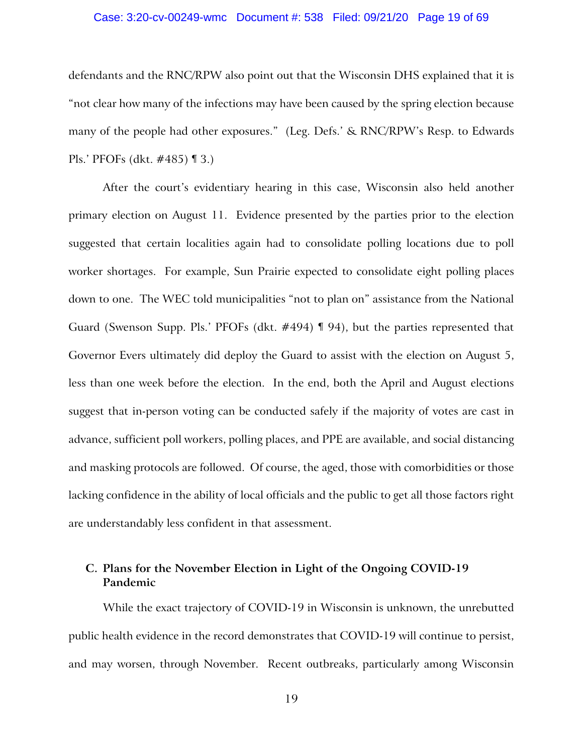defendants and the RNC/RPW also point out that the Wisconsin DHS explained that it is "not clear how many of the infections may have been caused by the spring election because many of the people had other exposures." (Leg. Defs.' & RNC/RPW's Resp. to Edwards Pls.' PFOFs (dkt. #485) ¶ 3.)

After the court's evidentiary hearing in this case, Wisconsin also held another primary election on August 11. Evidence presented by the parties prior to the election suggested that certain localities again had to consolidate polling locations due to poll worker shortages. For example, Sun Prairie expected to consolidate eight polling places down to one. The WEC told municipalities "not to plan on" assistance from the National Guard (Swenson Supp. Pls.' PFOFs (dkt. #494) ¶ 94), but the parties represented that Governor Evers ultimately did deploy the Guard to assist with the election on August 5, less than one week before the election. In the end, both the April and August elections suggest that in-person voting can be conducted safely if the majority of votes are cast in advance, sufficient poll workers, polling places, and PPE are available, and social distancing and masking protocols are followed. Of course, the aged, those with comorbidities or those lacking confidence in the ability of local officials and the public to get all those factors right are understandably less confident in that assessment.

### C. Plans for the November Election in Light of the Ongoing COVID-19 Pandemic

While the exact trajectory of COVID-19 in Wisconsin is unknown, the unrebutted public health evidence in the record demonstrates that COVID-19 will continue to persist, and may worsen, through November. Recent outbreaks, particularly among Wisconsin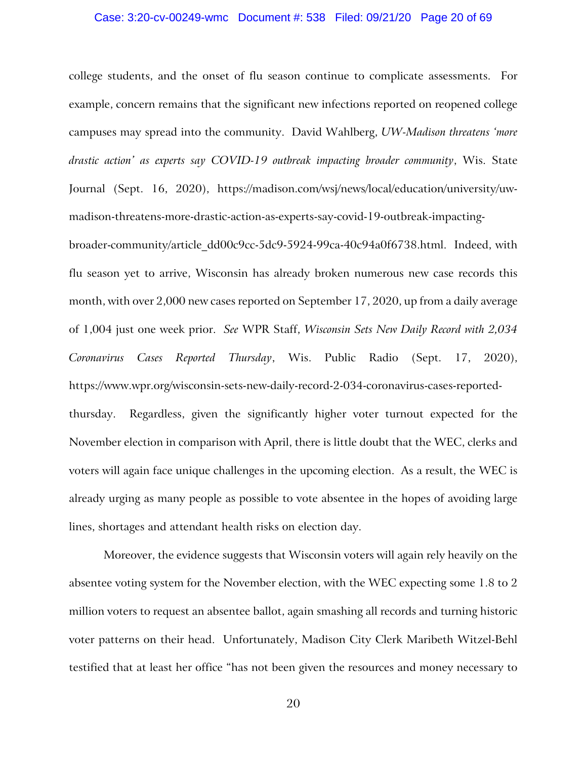college students, and the onset of flu season continue to complicate assessments. For example, concern remains that the significant new infections reported on reopened college campuses may spread into the community. David Wahlberg, *UW-Madison threatens 'more drastic action' as experts say COVID-19 outbreak impacting broader community*, Wis. State Journal (Sept. 16, 2020), https://madison.com/wsj/news/local/education/university/uw-madison-threatens-more-drastic-action-as-experts-say-covid-19-outbreak-impacting-broader-community/article_dd00c9cc-5dc9-5924-99ca-40c94a0f6738.html. Indeed, with flu season yet to arrive, Wisconsin has already broken numerous new case records this month, with over 2,000 new cases reported on September 17, 2020, up from a daily average of 1,004 just one week prior. *See* WPR Staff, *Wisconsin Sets New Daily Record with 2,034 Coronavirus Cases Reported Thursday*, Wis. Public Radio (Sept. 17, 2020), https://www.wpr.org/wisconsin-sets-new-daily-record-2-034-coronavirus-cases-reported-thursday. Regardless, given the significantly higher voter turnout expected for the November election in comparison with April, there is little doubt that the WEC, clerks and voters will again face unique challenges in the upcoming election. As a result, the WEC is already urging as many people as possible to vote absentee in the hopes of avoiding large lines, shortages and attendant health risks on election day.

Moreover, the evidence suggests that Wisconsin voters will again rely heavily on the absentee voting system for the November election, with the WEC expecting some 1.8 to 2 million voters to request an absentee ballot, again smashing all records and turning historic voter patterns on their head. Unfortunately, Madison City Clerk Maribeth Witzel-Behl testified that at least her office "has not been given the resources and money necessary to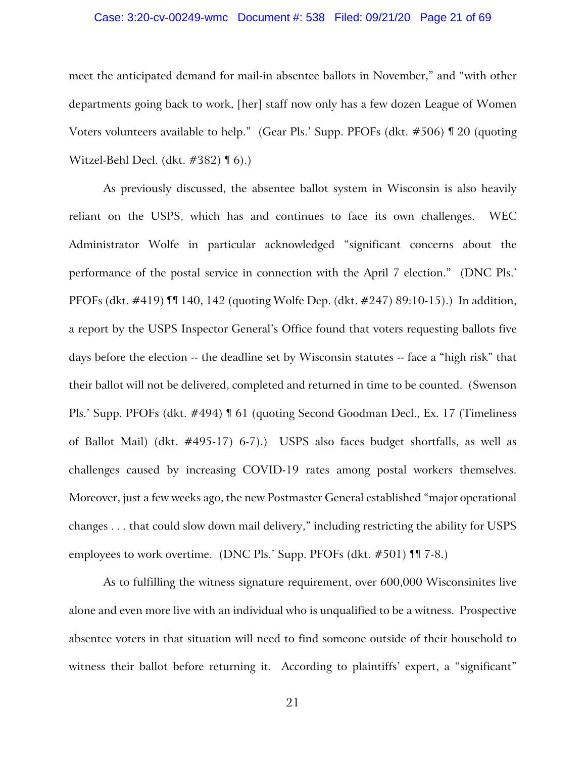meet the anticipated demand for mail-in absentee ballots in November," and "with other departments going back to work, [her] staff now only has a few dozen League of Women Voters volunteers available to help." (Gear Pls.' Supp. PFOFs (dkt. #506) ¶ 20 (quoting Witzel-Behl Decl. (dkt. #382) ¶ 6).)

As previously discussed, the absentee ballot system in Wisconsin is also heavily reliant on the USPS, which has and continues to face its own challenges. WEC Administrator Wolfe in particular acknowledged "significant concerns about the performance of the postal service in connection with the April 7 election." (DNC Pls.' PFOFs (dkt. #419) ¶¶ 140, 142 (quoting Wolfe Dep. (dkt. #247) 89:10-15).) In addition, a report by the USPS Inspector General's Office found that voters requesting ballots five days before the election -- the deadline set by Wisconsin statutes -- face a "high risk" that their ballot will not be delivered, completed and returned in time to be counted. (Swenson Pls.' Supp. PFOFs (dkt. #494) ¶ 61 (quoting Second Goodman Decl., Ex. 17 (Timeliness of Ballot Mail) (dkt. #495-17) 6-7).) USPS also faces budget shortfalls, as well as challenges caused by increasing COVID-19 rates among postal workers themselves. Moreover, just a few weeks ago, the new Postmaster General established "major operational changes . . . that could slow down mail delivery," including restricting the ability for USPS employees to work overtime. (DNC Pls.' Supp. PFOFs (dkt. #501) ¶¶ 7-8.)

As to fulfilling the witness signature requirement, over 600,000 Wisconsinites live alone and even more live with an individual who is unqualified to be a witness. Prospective absentee voters in that situation will need to find someone outside of their household to witness their ballot before returning it. According to plaintiffs' expert, a "significant"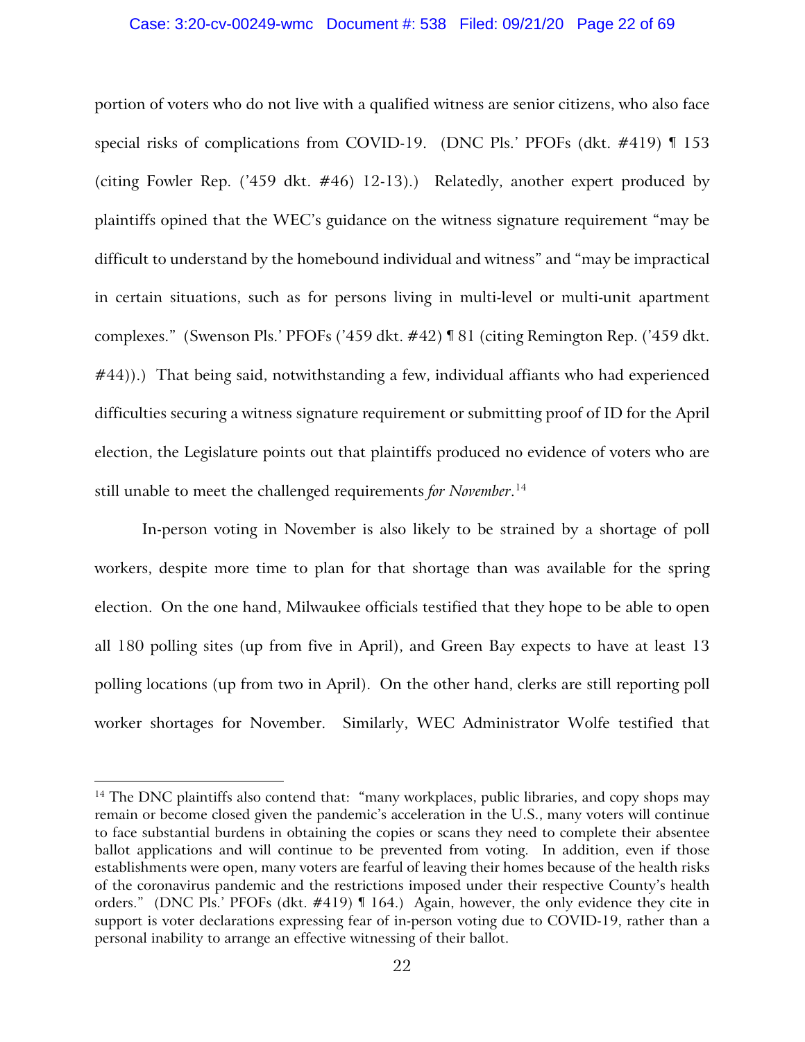portion of voters who do not live with a qualified witness are senior citizens, who also face special risks of complications from COVID-19. (DNC Pls.' PFOFs (dkt. #419) ¶ 153 (citing Fowler Rep. ('459 dkt. #46) 12-13).) Relatedly, another expert produced by plaintiffs opined that the WEC's guidance on the witness signature requirement "may be difficult to understand by the homebound individual and witness" and "may be impractical in certain situations, such as for persons living in multi-level or multi-unit apartment complexes." (Swenson Pls.' PFOFs ('459 dkt. #42) ¶ 81 (citing Remington Rep. ('459 dkt. #44)).) That being said, notwithstanding a few, individual affiants who had experienced difficulties securing a witness signature requirement or submitting proof of ID for the April election, the Legislature points out that plaintiffs produced no evidence of voters who are still unable to meet the challenged requirements *for November*.[14]

In-person voting in November is also likely to be strained by a shortage of poll workers, despite more time to plan for that shortage than was available for the spring election. On the one hand, Milwaukee officials testified that they hope to be able to open all 180 polling sites (up from five in April), and Green Bay expects to have at least 13 polling locations (up from two in April). On the other hand, clerks are still reporting poll worker shortages for November. Similarly, WEC Administrator Wolfe testified that

---

[14] The DNC plaintiffs also contend that: "many workplaces, public libraries, and copy shops may remain or become closed given the pandemic's acceleration in the U.S., many voters will continue to face substantial burdens in obtaining the copies or scans they need to complete their absentee ballot applications and will continue to be prevented from voting. In addition, even if those establishments were open, many voters are fearful of leaving their homes because of the health risks of the coronavirus pandemic and the restrictions imposed under their respective County's health orders." (DNC Pls.' PFOFs (dkt. #419) ¶ 164.) Again, however, the only evidence they cite in support is voter declarations expressing fear of in-person voting due to COVID-19, rather than a personal inability to arrange an effective witnessing of their ballot.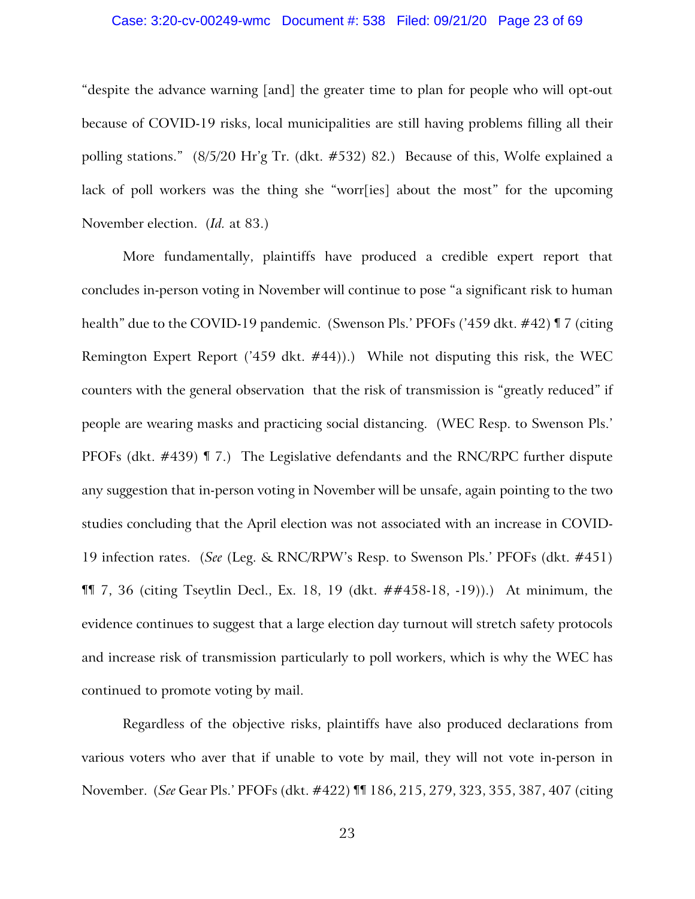"despite the advance warning [and] the greater time to plan for people who will opt-out because of COVID-19 risks, local municipalities are still having problems filling all their polling stations." (8/5/20 Hr'g Tr. (dkt. #532) 82.) Because of this, Wolfe explained a lack of poll workers was the thing she "worr[ies] about the most" for the upcoming November election. (*Id.* at 83.)

More fundamentally, plaintiffs have produced a credible expert report that concludes in-person voting in November will continue to pose "a significant risk to human health" due to the COVID-19 pandemic. (Swenson Pls.' PFOFs ('459 dkt. #42) ¶ 7 (citing Remington Expert Report ('459 dkt. #44)).) While not disputing this risk, the WEC counters with the general observation that the risk of transmission is "greatly reduced" if people are wearing masks and practicing social distancing. (WEC Resp. to Swenson Pls.' PFOFs (dkt. #439) ¶ 7.) The Legislative defendants and the RNC/RPC further dispute any suggestion that in-person voting in November will be unsafe, again pointing to the two studies concluding that the April election was not associated with an increase in COVID-19 infection rates. (*See* (Leg. & RNC/RPW's Resp. to Swenson Pls.' PFOFs (dkt. #451) ¶¶ 7, 36 (citing Tseytlin Decl., Ex. 18, 19 (dkt. ##458-18, -19)).) At minimum, the evidence continues to suggest that a large election day turnout will stretch safety protocols and increase risk of transmission particularly to poll workers, which is why the WEC has continued to promote voting by mail.

Regardless of the objective risks, plaintiffs have also produced declarations from various voters who aver that if unable to vote by mail, they will not vote in-person in November. (*See* Gear Pls.' PFOFs (dkt. #422) ¶¶ 186, 215, 279, 323, 355, 387, 407 (citing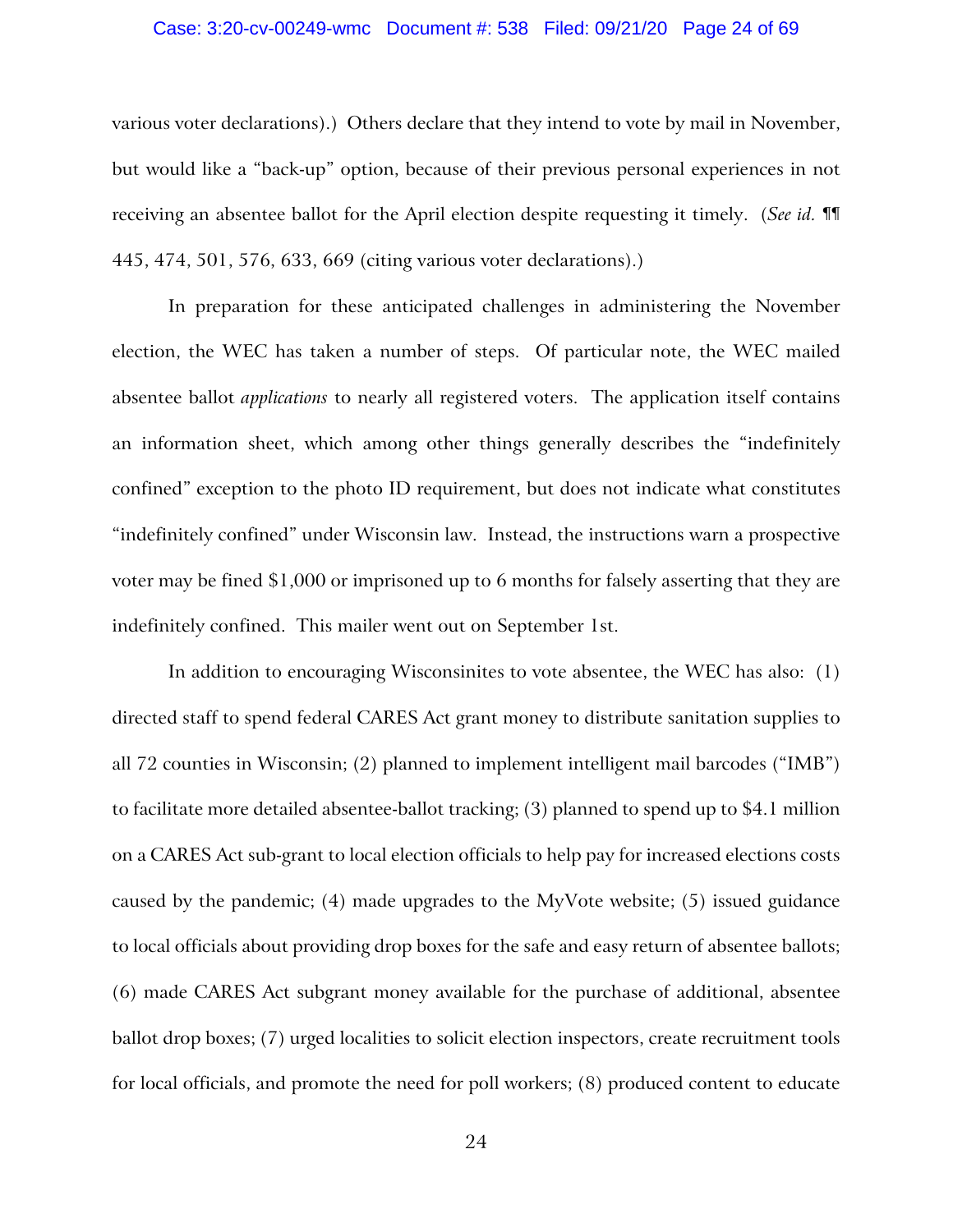various voter declarations).) Others declare that they intend to vote by mail in November, but would like a "back-up" option, because of their previous personal experiences in not receiving an absentee ballot for the April election despite requesting it timely. (*See id.* ¶¶ 445, 474, 501, 576, 633, 669 (citing various voter declarations).)

In preparation for these anticipated challenges in administering the November election, the WEC has taken a number of steps. Of particular note, the WEC mailed absentee ballot *applications* to nearly all registered voters. The application itself contains an information sheet, which among other things generally describes the "indefinitely confined" exception to the photo ID requirement, but does not indicate what constitutes "indefinitely confined" under Wisconsin law. Instead, the instructions warn a prospective voter may be fined $1,000 or imprisoned up to 6 months for falsely asserting that they are indefinitely confined. This mailer went out on September 1st.

In addition to encouraging Wisconsinites to vote absentee, the WEC has also: (1) directed staff to spend federal CARES Act grant money to distribute sanitation supplies to all 72 counties in Wisconsin; (2) planned to implement intelligent mail barcodes ("IMB") to facilitate more detailed absentee-ballot tracking; (3) planned to spend up to $4.1 million on a CARES Act sub-grant to local election officials to help pay for increased elections costs caused by the pandemic; (4) made upgrades to the MyVote website; (5) issued guidance to local officials about providing drop boxes for the safe and easy return of absentee ballots; (6) made CARES Act subgrant money available for the purchase of additional, absentee ballot drop boxes; (7) urged localities to solicit election inspectors, create recruitment tools for local officials, and promote the need for poll workers; (8) produced content to educate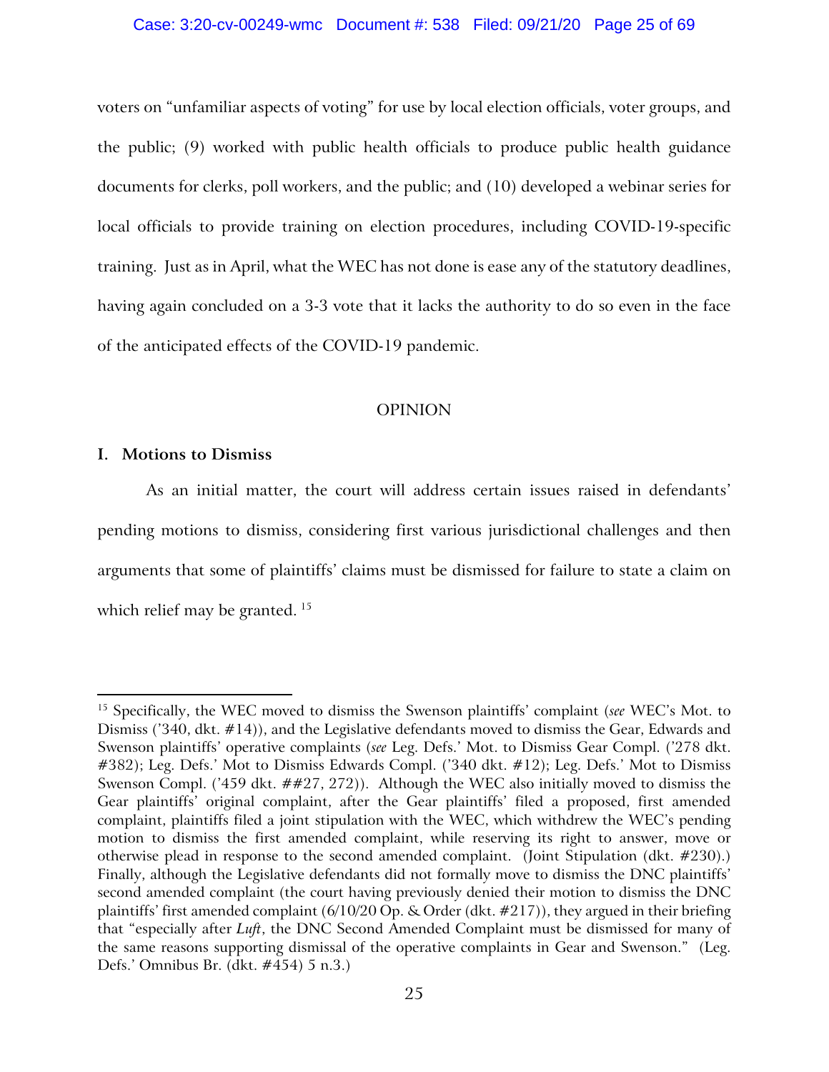voters on "unfamiliar aspects of voting" for use by local election officials, voter groups, and the public; (9) worked with public health officials to produce public health guidance documents for clerks, poll workers, and the public; and (10) developed a webinar series for local officials to provide training on election procedures, including COVID-19-specific training. Just as in April, what the WEC has not done is ease any of the statutory deadlines, having again concluded on a 3-3 vote that it lacks the authority to do so even in the face of the anticipated effects of the COVID-19 pandemic.

## OPINION

### I. Motions to Dismiss

As an initial matter, the court will address certain issues raised in defendants' pending motions to dismiss, considering first various jurisdictional challenges and then arguments that some of plaintiffs' claims must be dismissed for failure to state a claim on which relief may be granted. [15]

---

[15] Specifically, the WEC moved to dismiss the Swenson plaintiffs' complaint (*see* WEC's Mot. to Dismiss ('340, dkt. #14)), and the Legislative defendants moved to dismiss the Gear, Edwards and Swenson plaintiffs' operative complaints (*see* Leg. Defs.' Mot. to Dismiss Gear Compl. ('278 dkt. #382); Leg. Defs.' Mot to Dismiss Edwards Compl. ('340 dkt. #12); Leg. Defs.' Mot to Dismiss Swenson Compl. ('459 dkt. ##27, 272)). Although the WEC also initially moved to dismiss the Gear plaintiffs' original complaint, after the Gear plaintiffs' filed a proposed, first amended complaint, plaintiffs filed a joint stipulation with the WEC, which withdrew the WEC's pending motion to dismiss the first amended complaint, while reserving its right to answer, move or otherwise plead in response to the second amended complaint. (Joint Stipulation (dkt. #230).) Finally, although the Legislative defendants did not formally move to dismiss the DNC plaintiffs' second amended complaint (the court having previously denied their motion to dismiss the DNC plaintiffs' first amended complaint (6/10/20 Op. & Order (dkt. #217)), they argued in their briefing that "especially after *Luft*, the DNC Second Amended Complaint must be dismissed for many of the same reasons supporting dismissal of the operative complaints in Gear and Swenson." (Leg. Defs.' Omnibus Br. (dkt. #454) 5 n.3.)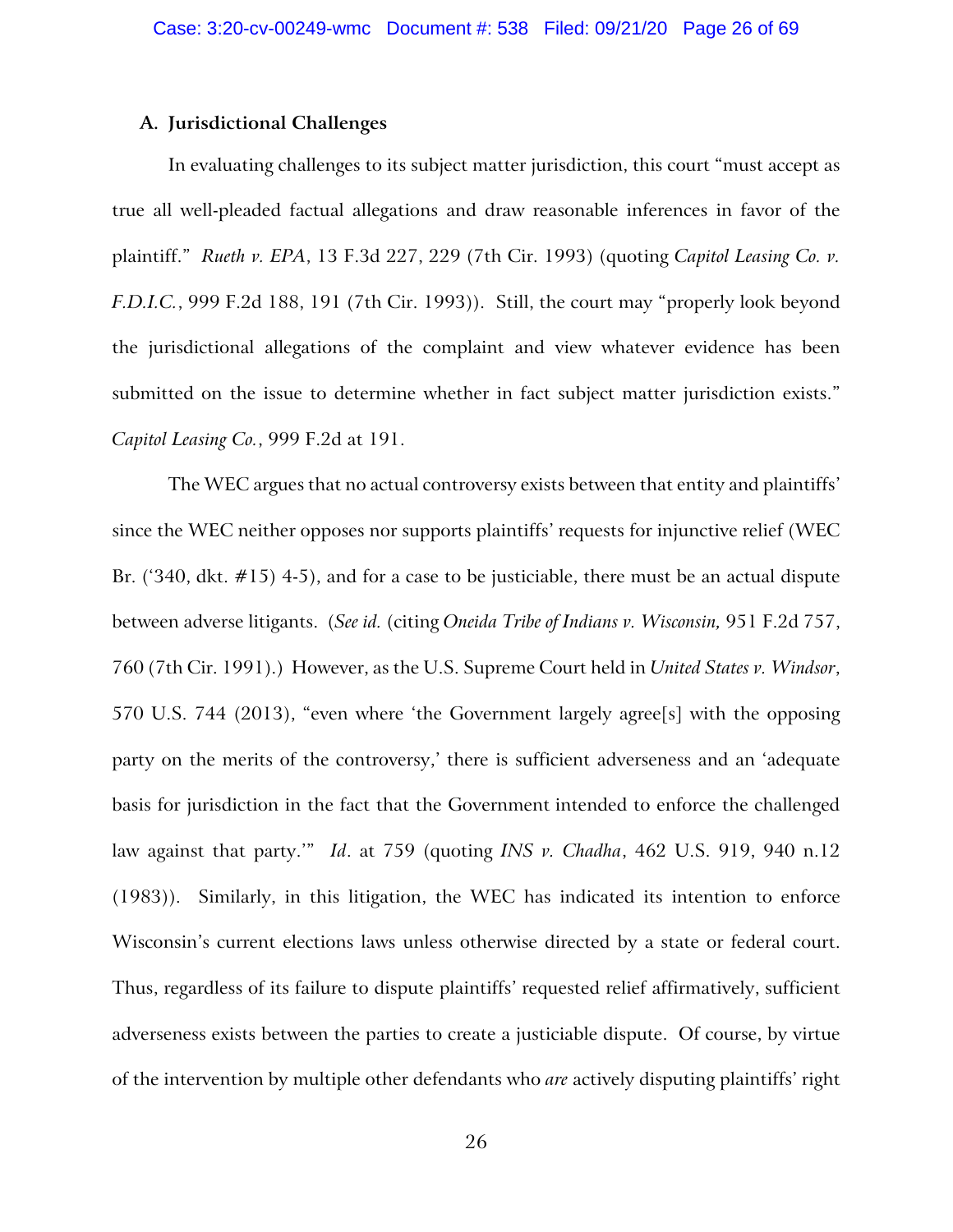### A. Jurisdictional Challenges

In evaluating challenges to its subject matter jurisdiction, this court "must accept as true all well-pleaded factual allegations and draw reasonable inferences in favor of the plaintiff." *Rueth v. EPA*, 13 F.3d 227, 229 (7th Cir. 1993) (quoting *Capitol Leasing Co. v. F.D.I.C.*, 999 F.2d 188, 191 (7th Cir. 1993)). Still, the court may "properly look beyond the jurisdictional allegations of the complaint and view whatever evidence has been submitted on the issue to determine whether in fact subject matter jurisdiction exists." *Capitol Leasing Co.*, 999 F.2d at 191.

The WEC argues that no actual controversy exists between that entity and plaintiffs' since the WEC neither opposes nor supports plaintiffs' requests for injunctive relief (WEC Br. ('340, dkt. #15) 4-5), and for a case to be justiciable, there must be an actual dispute between adverse litigants. (*See id.* (citing *Oneida Tribe of Indians v. Wisconsin,* 951 F.2d 757, 760 (7th Cir. 1991).) However, as the U.S. Supreme Court held in *United States v. Windsor*, 570 U.S. 744 (2013), "even where 'the Government largely agree[s] with the opposing party on the merits of the controversy,' there is sufficient adverseness and an 'adequate basis for jurisdiction in the fact that the Government intended to enforce the challenged law against that party.'" *Id*. at 759 (quoting *INS v. Chadha*, 462 U.S. 919, 940 n.12 (1983)). Similarly, in this litigation, the WEC has indicated its intention to enforce Wisconsin's current elections laws unless otherwise directed by a state or federal court. Thus, regardless of its failure to dispute plaintiffs' requested relief affirmatively, sufficient adverseness exists between the parties to create a justiciable dispute. Of course, by virtue of the intervention by multiple other defendants who *are* actively disputing plaintiffs' right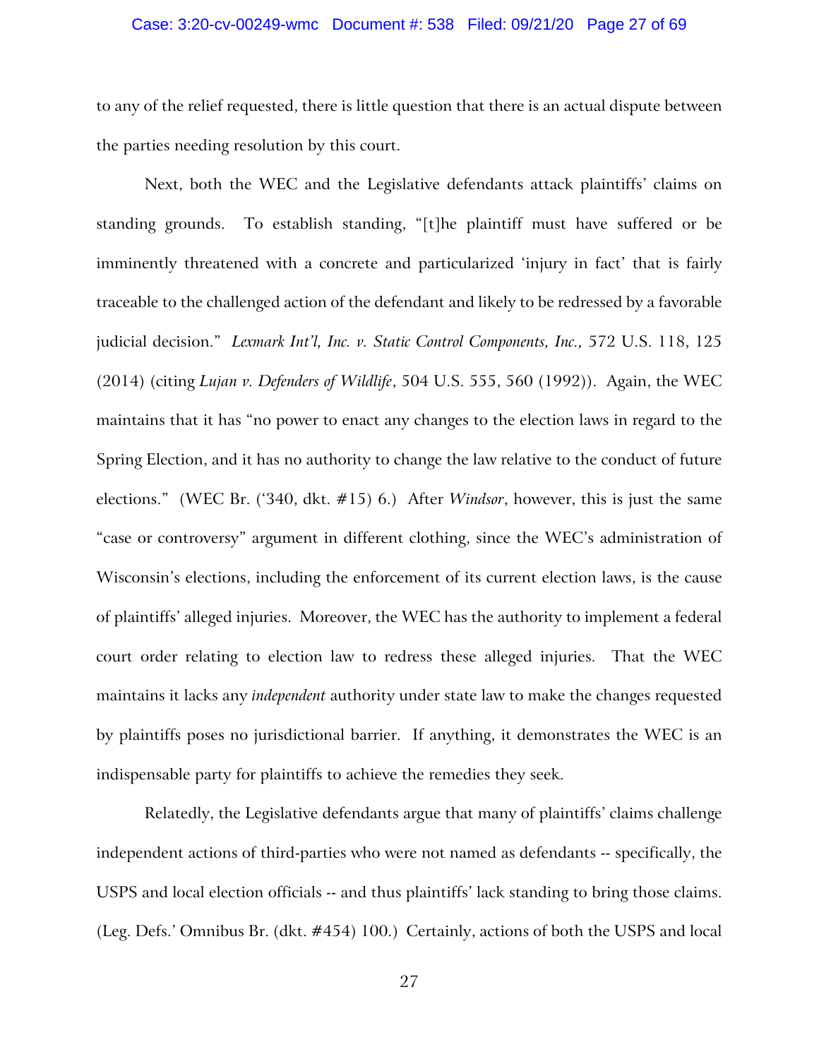to any of the relief requested, there is little question that there is an actual dispute between the parties needing resolution by this court.

Next, both the WEC and the Legislative defendants attack plaintiffs' claims on standing grounds. To establish standing, "[t]he plaintiff must have suffered or be imminently threatened with a concrete and particularized 'injury in fact' that is fairly traceable to the challenged action of the defendant and likely to be redressed by a favorable judicial decision." *Lexmark Int'l, Inc. v. Static Control Components, Inc.,* 572 U.S. 118, 125 (2014) (citing *Lujan v. Defenders of Wildlife*, 504 U.S. 555, 560 (1992)). Again, the WEC maintains that it has "no power to enact any changes to the election laws in regard to the Spring Election, and it has no authority to change the law relative to the conduct of future elections." (WEC Br. ('340, dkt. #15) 6.) After *Windsor*, however, this is just the same "case or controversy" argument in different clothing, since the WEC's administration of Wisconsin's elections, including the enforcement of its current election laws, is the cause of plaintiffs' alleged injuries. Moreover, the WEC has the authority to implement a federal court order relating to election law to redress these alleged injuries. That the WEC maintains it lacks any *independent* authority under state law to make the changes requested by plaintiffs poses no jurisdictional barrier. If anything, it demonstrates the WEC is an indispensable party for plaintiffs to achieve the remedies they seek.

Relatedly, the Legislative defendants argue that many of plaintiffs' claims challenge independent actions of third-parties who were not named as defendants -- specifically, the USPS and local election officials -- and thus plaintiffs' lack standing to bring those claims. (Leg. Defs.' Omnibus Br. (dkt. #454) 100.) Certainly, actions of both the USPS and local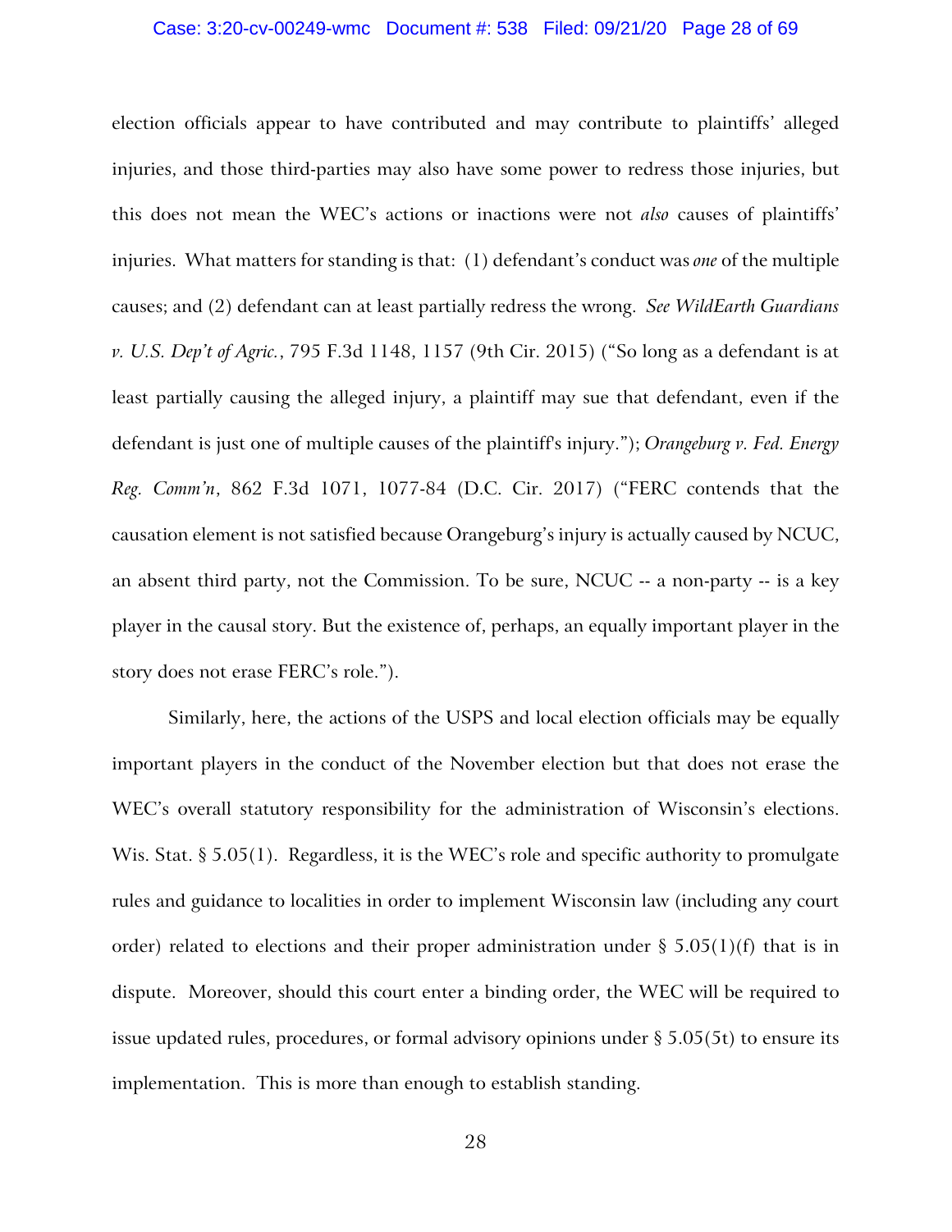election officials appear to have contributed and may contribute to plaintiffs' alleged injuries, and those third-parties may also have some power to redress those injuries, but this does not mean the WEC's actions or inactions were not *also* causes of plaintiffs' injuries. What matters for standing is that: (1) defendant's conduct was *one* of the multiple causes; and (2) defendant can at least partially redress the wrong. *See WildEarth Guardians v. U.S. Dep't of Agric.*, 795 F.3d 1148, 1157 (9th Cir. 2015) ("So long as a defendant is at least partially causing the alleged injury, a plaintiff may sue that defendant, even if the defendant is just one of multiple causes of the plaintiff's injury."); *Orangeburg v. Fed. Energy Reg. Comm'n*, 862 F.3d 1071, 1077-84 (D.C. Cir. 2017) ("FERC contends that the causation element is not satisfied because Orangeburg's injury is actually caused by NCUC, an absent third party, not the Commission. To be sure, NCUC -- a non-party -- is a key player in the causal story. But the existence of, perhaps, an equally important player in the story does not erase FERC's role.").

Similarly, here, the actions of the USPS and local election officials may be equally important players in the conduct of the November election but that does not erase the WEC's overall statutory responsibility for the administration of Wisconsin's elections. Wis. Stat. § 5.05(1). Regardless, it is the WEC's role and specific authority to promulgate rules and guidance to localities in order to implement Wisconsin law (including any court order) related to elections and their proper administration under § 5.05(1)(f) that is in dispute. Moreover, should this court enter a binding order, the WEC will be required to issue updated rules, procedures, or formal advisory opinions under § 5.05(5t) to ensure its implementation. This is more than enough to establish standing.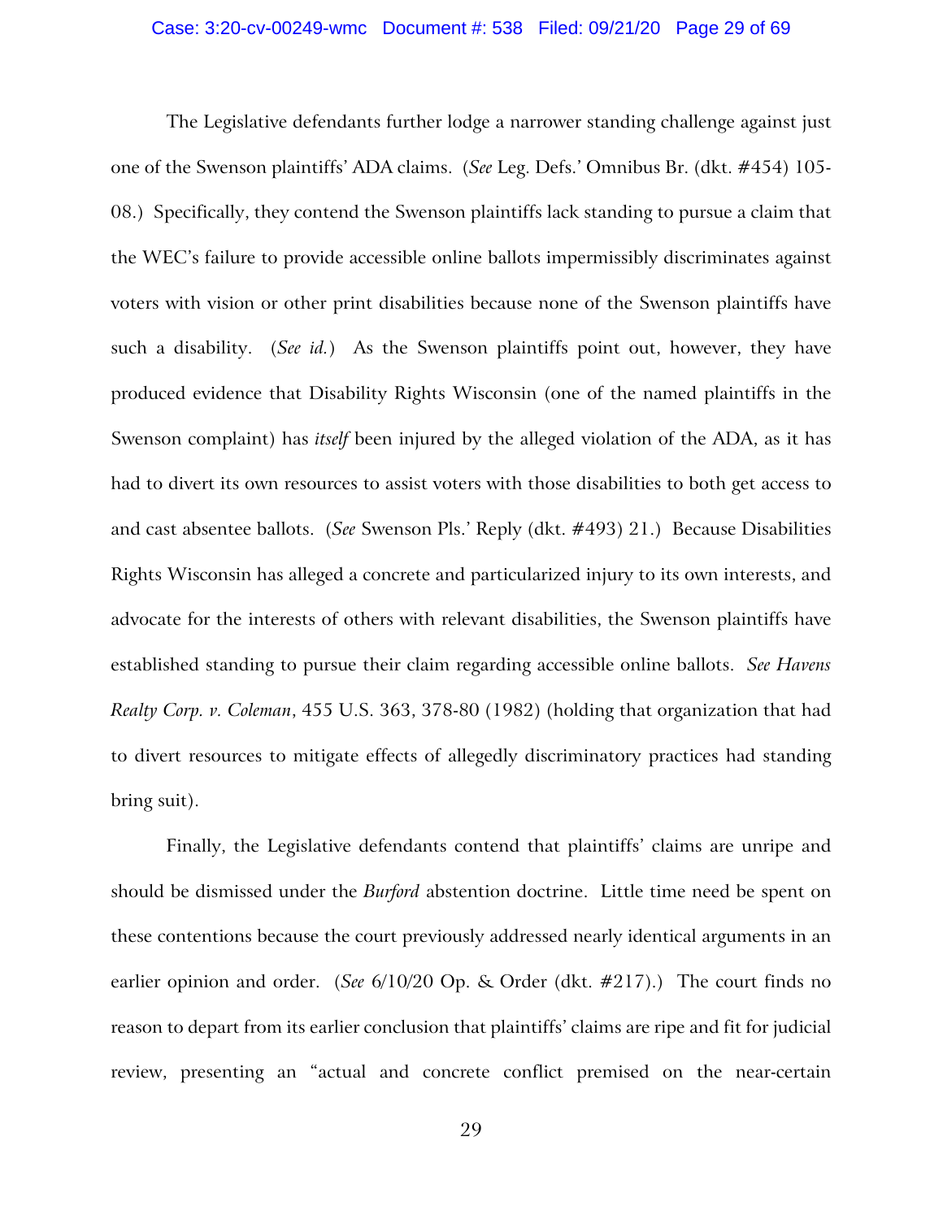The Legislative defendants further lodge a narrower standing challenge against just one of the Swenson plaintiffs' ADA claims. (*See* Leg. Defs.' Omnibus Br. (dkt. #454) 105-08.) Specifically, they contend the Swenson plaintiffs lack standing to pursue a claim that the WEC's failure to provide accessible online ballots impermissibly discriminates against voters with vision or other print disabilities because none of the Swenson plaintiffs have such a disability. (*See id.*) As the Swenson plaintiffs point out, however, they have produced evidence that Disability Rights Wisconsin (one of the named plaintiffs in the Swenson complaint) has *itself* been injured by the alleged violation of the ADA, as it has had to divert its own resources to assist voters with those disabilities to both get access to and cast absentee ballots. (*See* Swenson Pls.' Reply (dkt. #493) 21.) Because Disabilities Rights Wisconsin has alleged a concrete and particularized injury to its own interests, and advocate for the interests of others with relevant disabilities, the Swenson plaintiffs have established standing to pursue their claim regarding accessible online ballots. *See Havens Realty Corp. v. Coleman*, 455 U.S. 363, 378-80 (1982) (holding that organization that had to divert resources to mitigate effects of allegedly discriminatory practices had standing bring suit).

Finally, the Legislative defendants contend that plaintiffs' claims are unripe and should be dismissed under the *Burford* abstention doctrine. Little time need be spent on these contentions because the court previously addressed nearly identical arguments in an earlier opinion and order. (*See* 6/10/20 Op. & Order (dkt. #217).) The court finds no reason to depart from its earlier conclusion that plaintiffs' claims are ripe and fit for judicial review, presenting an "actual and concrete conflict premised on the near-certain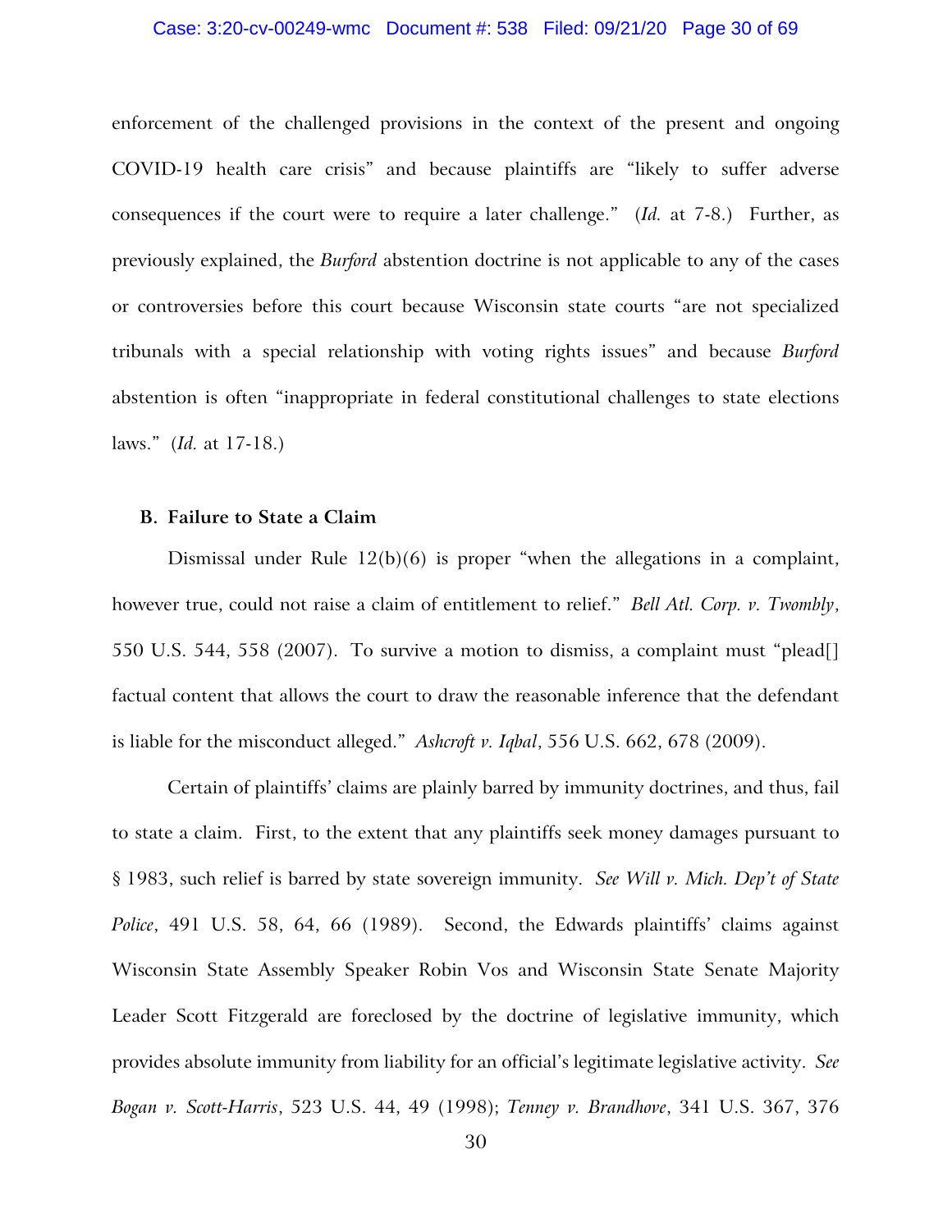enforcement of the challenged provisions in the context of the present and ongoing COVID-19 health care crisis" and because plaintiffs are "likely to suffer adverse consequences if the court were to require a later challenge." (*Id.* at 7-8.) Further, as previously explained, the *Burford* abstention doctrine is not applicable to any of the cases or controversies before this court because Wisconsin state courts "are not specialized tribunals with a special relationship with voting rights issues" and because *Burford* abstention is often "inappropriate in federal constitutional challenges to state elections laws." (*Id.* at 17-18.)

### B. Failure to State a Claim

Dismissal under Rule 12(b)(6) is proper "when the allegations in a complaint, however true, could not raise a claim of entitlement to relief." *Bell Atl. Corp. v. Twombly*, 550 U.S. 544, 558 (2007). To survive a motion to dismiss, a complaint must "plead[] factual content that allows the court to draw the reasonable inference that the defendant is liable for the misconduct alleged." *Ashcroft v. Iqbal*, 556 U.S. 662, 678 (2009).

Certain of plaintiffs' claims are plainly barred by immunity doctrines, and thus, fail to state a claim. First, to the extent that any plaintiffs seek money damages pursuant to § 1983, such relief is barred by state sovereign immunity. *See Will v. Mich. Dep't of State Police*, 491 U.S. 58, 64, 66 (1989). Second, the Edwards plaintiffs' claims against Wisconsin State Assembly Speaker Robin Vos and Wisconsin State Senate Majority Leader Scott Fitzgerald are foreclosed by the doctrine of legislative immunity, which provides absolute immunity from liability for an official's legitimate legislative activity. *See Bogan v. Scott-Harris*, 523 U.S. 44, 49 (1998); *Tenney v. Brandhove*, 341 U.S. 367, 376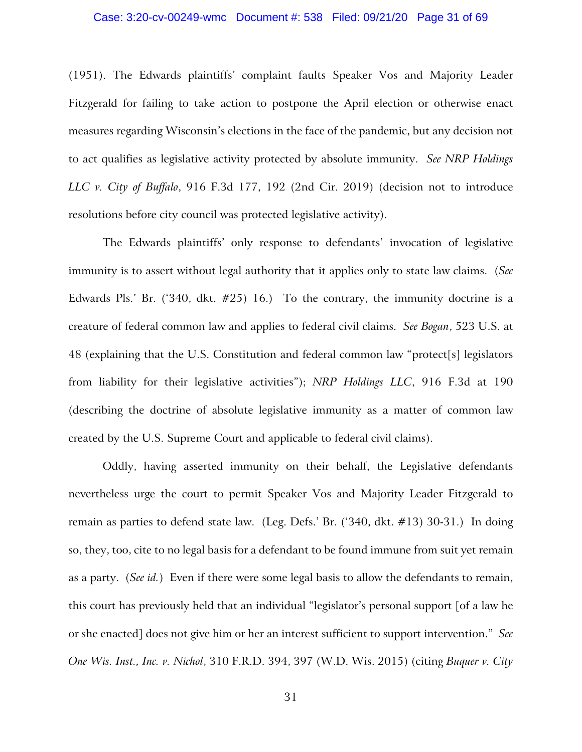(1951). The Edwards plaintiffs' complaint faults Speaker Vos and Majority Leader Fitzgerald for failing to take action to postpone the April election or otherwise enact measures regarding Wisconsin's elections in the face of the pandemic, but any decision not to act qualifies as legislative activity protected by absolute immunity. *See NRP Holdings LLC v. City of Buffalo*, 916 F.3d 177, 192 (2nd Cir. 2019) (decision not to introduce resolutions before city council was protected legislative activity).

The Edwards plaintiffs' only response to defendants' invocation of legislative immunity is to assert without legal authority that it applies only to state law claims. (*See* Edwards Pls.' Br. ('340, dkt. #25) 16.) To the contrary, the immunity doctrine is a creature of federal common law and applies to federal civil claims. *See Bogan*, 523 U.S. at 48 (explaining that the U.S. Constitution and federal common law "protect[s] legislators from liability for their legislative activities"); *NRP Holdings LLC*, 916 F.3d at 190 (describing the doctrine of absolute legislative immunity as a matter of common law created by the U.S. Supreme Court and applicable to federal civil claims).

Oddly, having asserted immunity on their behalf, the Legislative defendants nevertheless urge the court to permit Speaker Vos and Majority Leader Fitzgerald to remain as parties to defend state law. (Leg. Defs.' Br. ('340, dkt. #13) 30-31.) In doing so, they, too, cite to no legal basis for a defendant to be found immune from suit yet remain as a party. (*See id.*) Even if there were some legal basis to allow the defendants to remain, this court has previously held that an individual "legislator's personal support [of a law he or she enacted] does not give him or her an interest sufficient to support intervention." *See One Wis. Inst., Inc. v. Nichol*, 310 F.R.D. 394, 397 (W.D. Wis. 2015) (citing *Buquer v. City*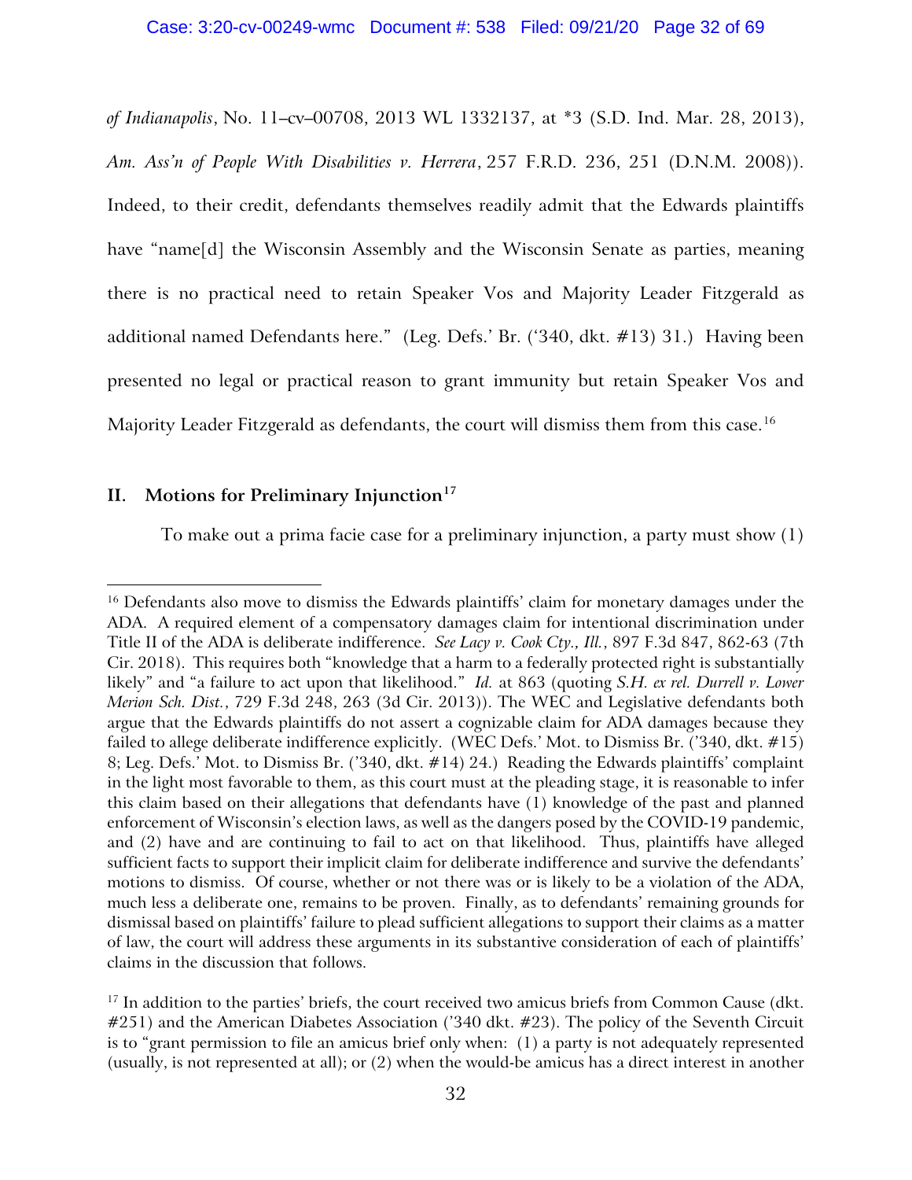*of Indianapolis*, No. 11–cv–00708, 2013 WL 1332137, at *3 (S.D. Ind. Mar. 28, 2013), *Am. Ass'n of People With Disabilities v. Herrera*, 257 F.R.D. 236, 251 (D.N.M. 2008)). Indeed, to their credit, defendants themselves readily admit that the Edwards plaintiffs have "name[d] the Wisconsin Assembly and the Wisconsin Senate as parties, meaning there is no practical need to retain Speaker Vos and Majority Leader Fitzgerald as additional named Defendants here." (Leg. Defs.' Br. ('340, dkt. #13) 31.) Having been presented no legal or practical reason to grant immunity but retain Speaker Vos and Majority Leader Fitzgerald as defendants, the court will dismiss them from this case.[16]

## II. Motions for Preliminary Injunction[17]

To make out a prima facie case for a preliminary injunction, a party must show (1)

---

[16] Defendants also move to dismiss the Edwards plaintiffs' claim for monetary damages under the ADA. A required element of a compensatory damages claim for intentional discrimination under Title II of the ADA is deliberate indifference. *See Lacy v. Cook Cty., Ill.*, 897 F.3d 847, 862-63 (7th Cir. 2018). This requires both "knowledge that a harm to a federally protected right is substantially likely" and "a failure to act upon that likelihood." *Id.* at 863 (quoting *S.H. ex rel. Durrell v. Lower Merion Sch. Dist.*, 729 F.3d 248, 263 (3d Cir. 2013)). The WEC and Legislative defendants both argue that the Edwards plaintiffs do not assert a cognizable claim for ADA damages because they failed to allege deliberate indifference explicitly. (WEC Defs.' Mot. to Dismiss Br. ('340, dkt. #15) 8; Leg. Defs.' Mot. to Dismiss Br. ('340, dkt. #14) 24.) Reading the Edwards plaintiffs' complaint in the light most favorable to them, as this court must at the pleading stage, it is reasonable to infer this claim based on their allegations that defendants have (1) knowledge of the past and planned enforcement of Wisconsin's election laws, as well as the dangers posed by the COVID-19 pandemic, and (2) have and are continuing to fail to act on that likelihood. Thus, plaintiffs have alleged sufficient facts to support their implicit claim for deliberate indifference and survive the defendants' motions to dismiss. Of course, whether or not there was or is likely to be a violation of the ADA, much less a deliberate one, remains to be proven. Finally, as to defendants' remaining grounds for dismissal based on plaintiffs' failure to plead sufficient allegations to support their claims as a matter of law, the court will address these arguments in its substantive consideration of each of plaintiffs' claims in the discussion that follows.

[17] In addition to the parties' briefs, the court received two amicus briefs from Common Cause (dkt. #251) and the American Diabetes Association ('340 dkt. #23). The policy of the Seventh Circuit is to "grant permission to file an amicus brief only when: (1) a party is not adequately represented (usually, is not represented at all); or (2) when the would-be amicus has a direct interest in another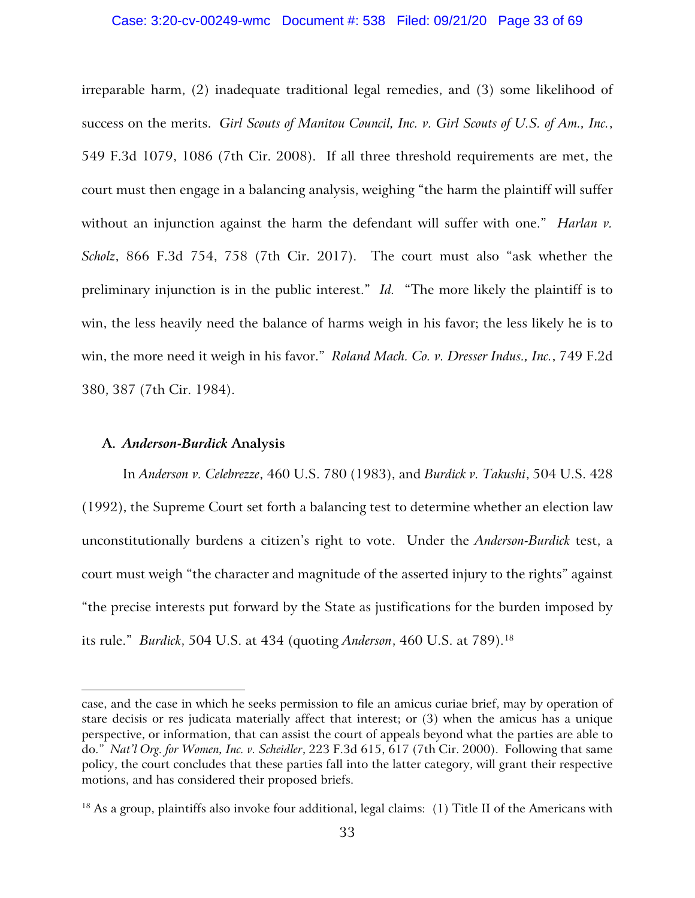irreparable harm, (2) inadequate traditional legal remedies, and (3) some likelihood of success on the merits. *Girl Scouts of Manitou Council, Inc. v. Girl Scouts of U.S. of Am., Inc.*, 549 F.3d 1079, 1086 (7th Cir. 2008). If all three threshold requirements are met, the court must then engage in a balancing analysis, weighing "the harm the plaintiff will suffer without an injunction against the harm the defendant will suffer with one." *Harlan v. Scholz*, 866 F.3d 754, 758 (7th Cir. 2017). The court must also "ask whether the preliminary injunction is in the public interest." *Id.* "The more likely the plaintiff is to win, the less heavily need the balance of harms weigh in his favor; the less likely he is to win, the more need it weigh in his favor." *Roland Mach. Co. v. Dresser Indus., Inc.*, 749 F.2d 380, 387 (7th Cir. 1984).

### A. *Anderson-Burdick* Analysis

In *Anderson v. Celebrezze*, 460 U.S. 780 (1983), and *Burdick v. Takushi*, 504 U.S. 428 (1992), the Supreme Court set forth a balancing test to determine whether an election law unconstitutionally burdens a citizen's right to vote. Under the *Anderson-Burdick* test, a court must weigh "the character and magnitude of the asserted injury to the rights" against "the precise interests put forward by the State as justifications for the burden imposed by its rule." *Burdick*, 504 U.S. at 434 (quoting *Anderson*, 460 U.S. at 789).[18]

---

case, and the case in which he seeks permission to file an amicus curiae brief, may by operation of stare decisis or res judicata materially affect that interest; or (3) when the amicus has a unique perspective, or information, that can assist the court of appeals beyond what the parties are able to do." *Nat'l Org. for Women, Inc. v. Scheidler*, 223 F.3d 615, 617 (7th Cir. 2000). Following that same policy, the court concludes that these parties fall into the latter category, will grant their respective motions, and has considered their proposed briefs.

[18] As a group, plaintiffs also invoke four additional, legal claims: (1) Title II of the Americans with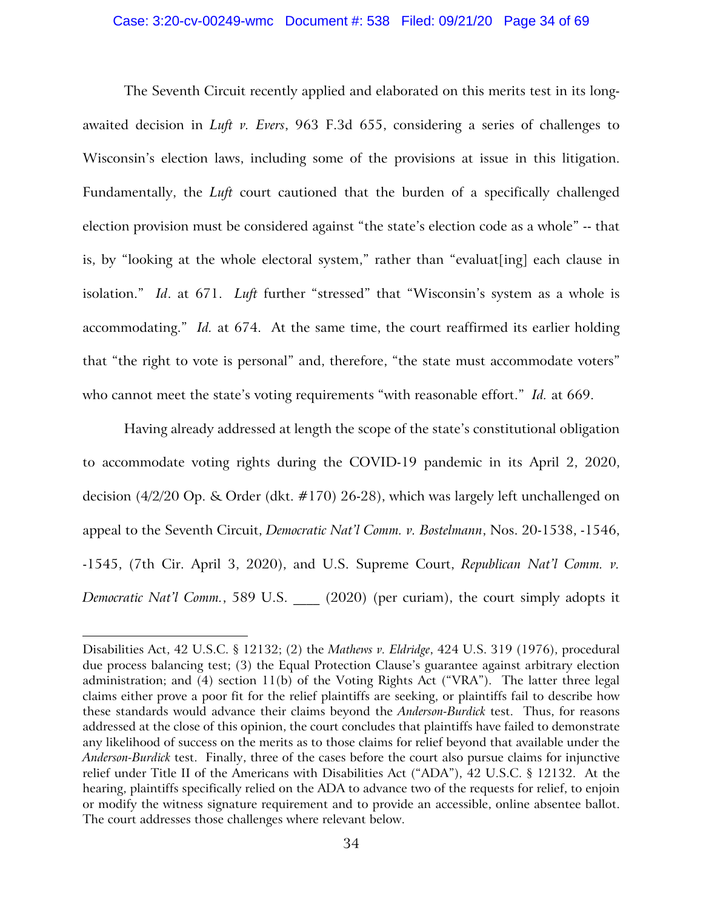The Seventh Circuit recently applied and elaborated on this merits test in its long-awaited decision in *Luft v. Evers*, 963 F.3d 655, considering a series of challenges to Wisconsin's election laws, including some of the provisions at issue in this litigation. Fundamentally, the *Luft* court cautioned that the burden of a specifically challenged election provision must be considered against "the state's election code as a whole" -- that is, by "looking at the whole electoral system," rather than "evaluat[ing] each clause in isolation." *Id*. at 671. *Luft* further "stressed" that "Wisconsin's system as a whole is accommodating." *Id.* at 674. At the same time, the court reaffirmed its earlier holding that "the right to vote is personal" and, therefore, "the state must accommodate voters" who cannot meet the state's voting requirements "with reasonable effort." *Id.* at 669.

Having already addressed at length the scope of the state's constitutional obligation to accommodate voting rights during the COVID-19 pandemic in its April 2, 2020, decision (4/2/20 Op. & Order (dkt. #170) 26-28), which was largely left unchallenged on appeal to the Seventh Circuit, *Democratic Nat'l Comm. v. Bostelmann*, Nos. 20-1538, -1546, -1545, (7th Cir. April 3, 2020), and U.S. Supreme Court, *Republican Nat'l Comm. v. Democratic Nat'l Comm.*, 589 U.S. ___ (2020) (per curiam), the court simply adopts it

---

Disabilities Act, 42 U.S.C. § 12132; (2) the *Mathews v. Eldridge*, 424 U.S. 319 (1976), procedural due process balancing test; (3) the Equal Protection Clause's guarantee against arbitrary election administration; and (4) section 11(b) of the Voting Rights Act ("VRA"). The latter three legal claims either prove a poor fit for the relief plaintiffs are seeking, or plaintiffs fail to describe how these standards would advance their claims beyond the *Anderson-Burdick* test. Thus, for reasons addressed at the close of this opinion, the court concludes that plaintiffs have failed to demonstrate any likelihood of success on the merits as to those claims for relief beyond that available under the *Anderson-Burdick* test. Finally, three of the cases before the court also pursue claims for injunctive relief under Title II of the Americans with Disabilities Act ("ADA"), 42 U.S.C. § 12132. At the hearing, plaintiffs specifically relied on the ADA to advance two of the requests for relief, to enjoin or modify the witness signature requirement and to provide an accessible, online absentee ballot. The court addresses those challenges where relevant below.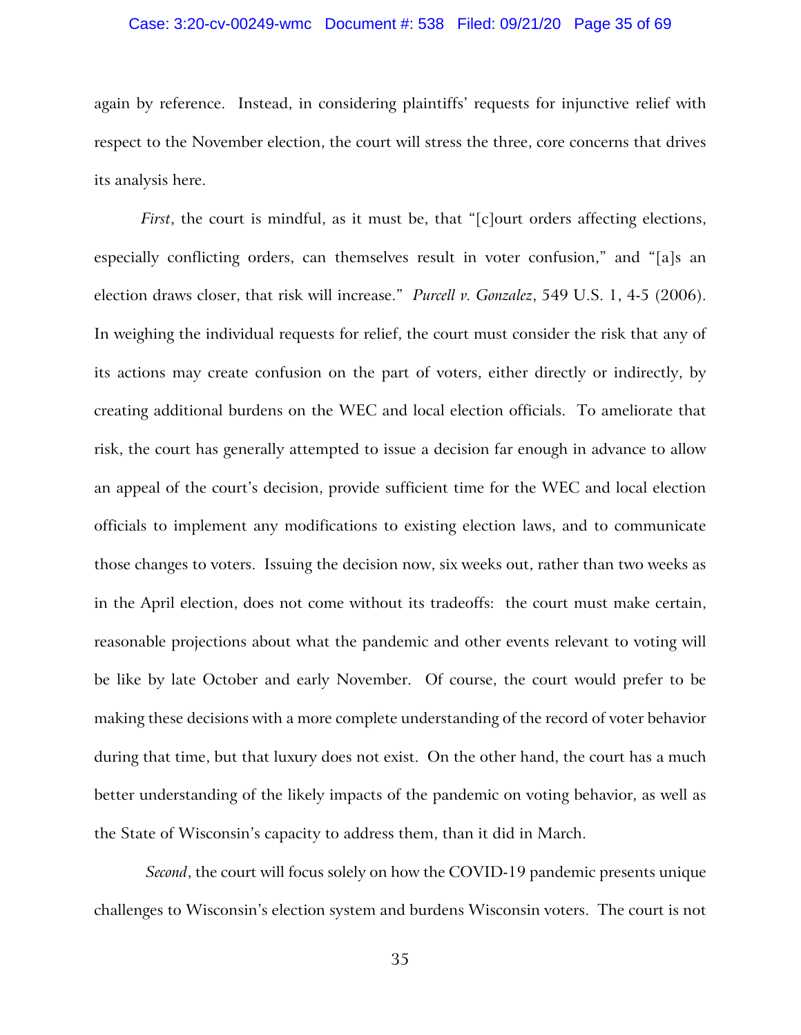again by reference. Instead, in considering plaintiffs' requests for injunctive relief with respect to the November election, the court will stress the three, core concerns that drives its analysis here.

*First*, the court is mindful, as it must be, that "[c]ourt orders affecting elections, especially conflicting orders, can themselves result in voter confusion," and "[a]s an election draws closer, that risk will increase." *Purcell v. Gonzalez*, 549 U.S. 1, 4-5 (2006). In weighing the individual requests for relief, the court must consider the risk that any of its actions may create confusion on the part of voters, either directly or indirectly, by creating additional burdens on the WEC and local election officials. To ameliorate that risk, the court has generally attempted to issue a decision far enough in advance to allow an appeal of the court's decision, provide sufficient time for the WEC and local election officials to implement any modifications to existing election laws, and to communicate those changes to voters. Issuing the decision now, six weeks out, rather than two weeks as in the April election, does not come without its tradeoffs: the court must make certain, reasonable projections about what the pandemic and other events relevant to voting will be like by late October and early November. Of course, the court would prefer to be making these decisions with a more complete understanding of the record of voter behavior during that time, but that luxury does not exist. On the other hand, the court has a much better understanding of the likely impacts of the pandemic on voting behavior, as well as the State of Wisconsin's capacity to address them, than it did in March.

*Second*, the court will focus solely on how the COVID-19 pandemic presents unique challenges to Wisconsin's election system and burdens Wisconsin voters. The court is not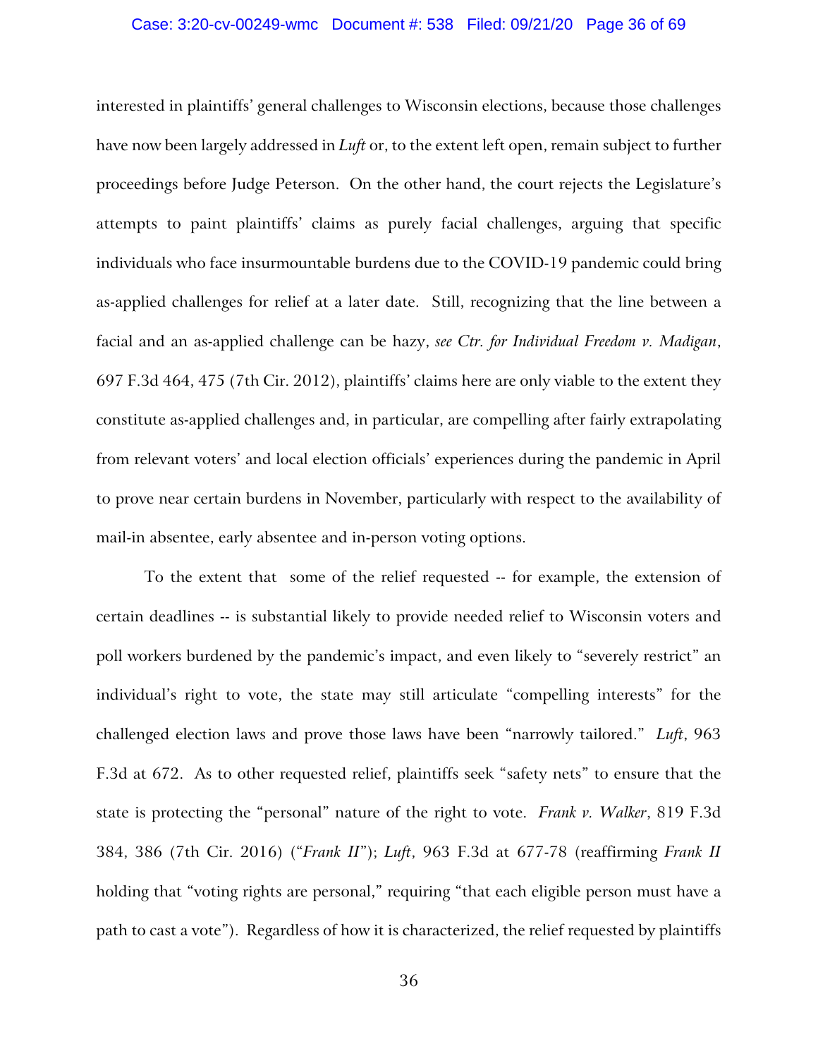interested in plaintiffs' general challenges to Wisconsin elections, because those challenges have now been largely addressed in *Luft* or, to the extent left open, remain subject to further proceedings before Judge Peterson. On the other hand, the court rejects the Legislature's attempts to paint plaintiffs' claims as purely facial challenges, arguing that specific individuals who face insurmountable burdens due to the COVID-19 pandemic could bring as-applied challenges for relief at a later date. Still, recognizing that the line between a facial and an as-applied challenge can be hazy, *see Ctr. for Individual Freedom v. Madigan*, 697 F.3d 464, 475 (7th Cir. 2012), plaintiffs' claims here are only viable to the extent they constitute as-applied challenges and, in particular, are compelling after fairly extrapolating from relevant voters' and local election officials' experiences during the pandemic in April to prove near certain burdens in November, particularly with respect to the availability of mail-in absentee, early absentee and in-person voting options.

To the extent that some of the relief requested -- for example, the extension of certain deadlines -- is substantial likely to provide needed relief to Wisconsin voters and poll workers burdened by the pandemic's impact, and even likely to "severely restrict" an individual's right to vote, the state may still articulate "compelling interests" for the challenged election laws and prove those laws have been "narrowly tailored." *Luft*, 963 F.3d at 672. As to other requested relief, plaintiffs seek "safety nets" to ensure that the state is protecting the "personal" nature of the right to vote. *Frank v. Walker*, 819 F.3d 384, 386 (7th Cir. 2016) ("*Frank II*"); *Luft*, 963 F.3d at 677-78 (reaffirming *Frank II* holding that "voting rights are personal," requiring "that each eligible person must have a path to cast a vote"). Regardless of how it is characterized, the relief requested by plaintiffs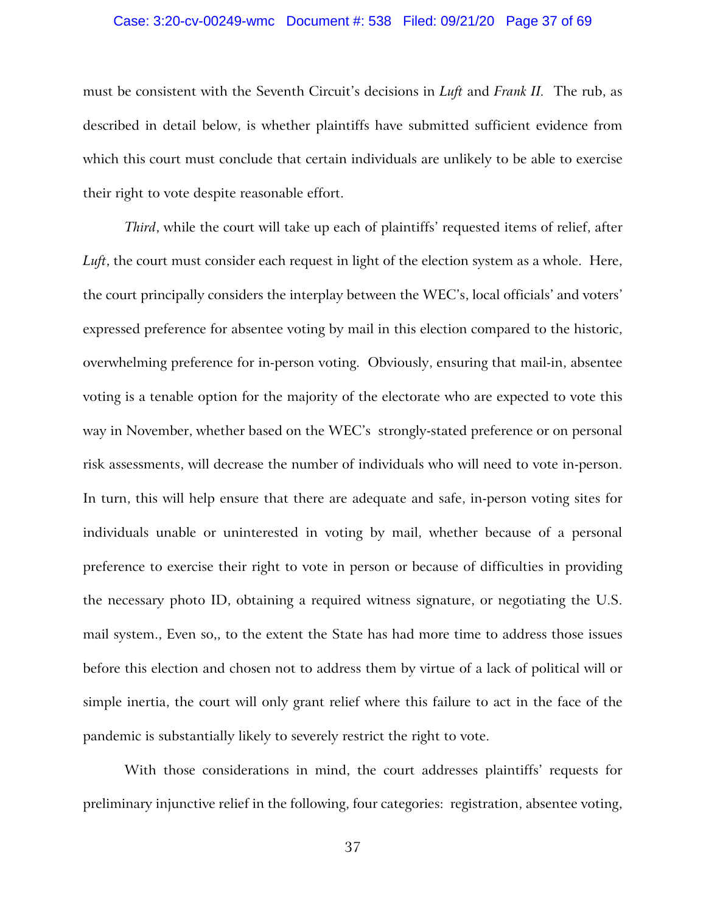must be consistent with the Seventh Circuit's decisions in *Luft* and *Frank II*. The rub, as described in detail below, is whether plaintiffs have submitted sufficient evidence from which this court must conclude that certain individuals are unlikely to be able to exercise their right to vote despite reasonable effort.

*Third*, while the court will take up each of plaintiffs' requested items of relief, after *Luft*, the court must consider each request in light of the election system as a whole. Here, the court principally considers the interplay between the WEC's, local officials' and voters' expressed preference for absentee voting by mail in this election compared to the historic, overwhelming preference for in-person voting. Obviously, ensuring that mail-in, absentee voting is a tenable option for the majority of the electorate who are expected to vote this way in November, whether based on the WEC's strongly-stated preference or on personal risk assessments, will decrease the number of individuals who will need to vote in-person. In turn, this will help ensure that there are adequate and safe, in-person voting sites for individuals unable or uninterested in voting by mail, whether because of a personal preference to exercise their right to vote in person or because of difficulties in providing the necessary photo ID, obtaining a required witness signature, or negotiating the U.S. mail system., Even so,, to the extent the State has had more time to address those issues before this election and chosen not to address them by virtue of a lack of political will or simple inertia, the court will only grant relief where this failure to act in the face of the pandemic is substantially likely to severely restrict the right to vote.

With those considerations in mind, the court addresses plaintiffs' requests for preliminary injunctive relief in the following, four categories: registration, absentee voting,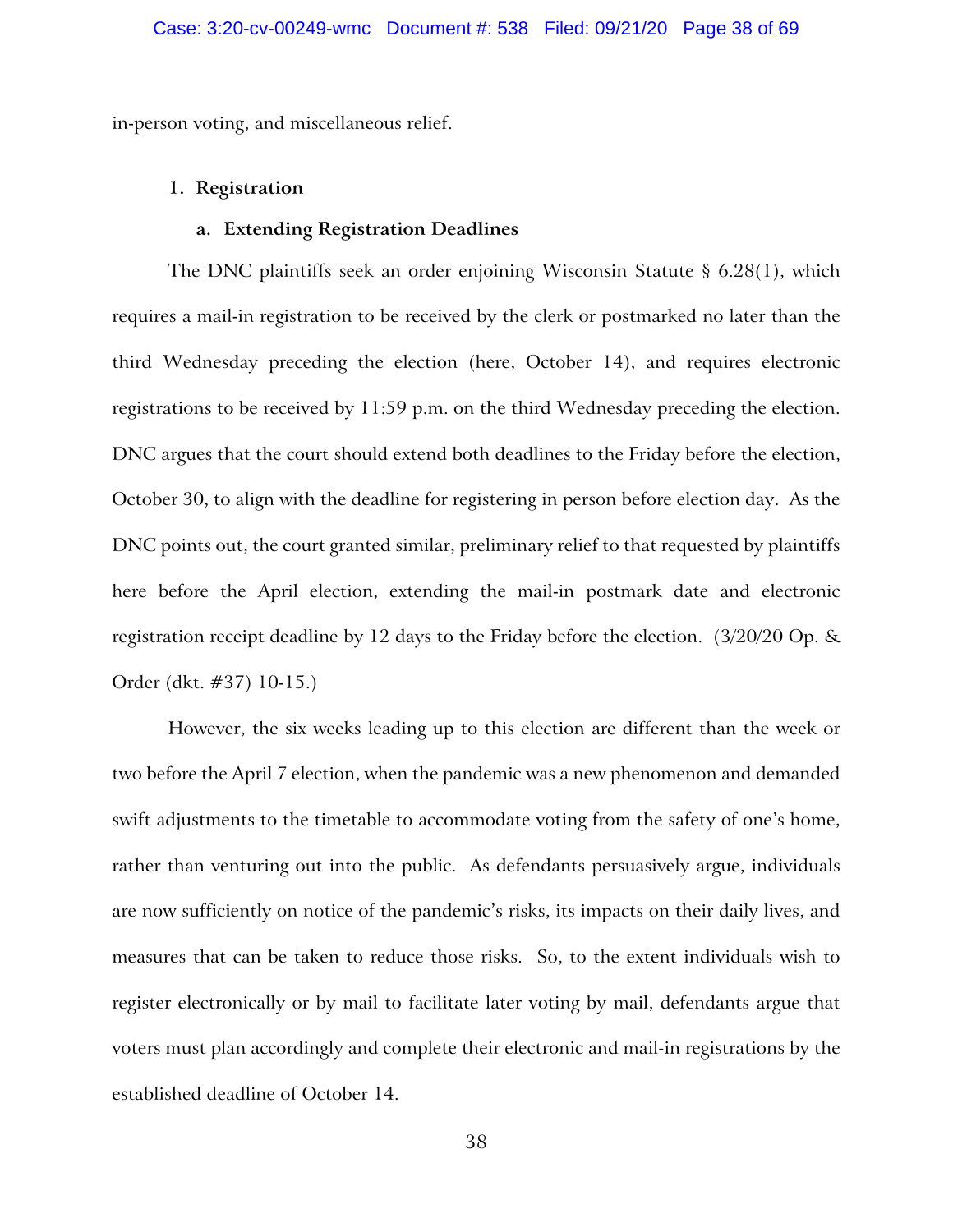in-person voting, and miscellaneous relief.

### 1. Registration

#### a. Extending Registration Deadlines

The DNC plaintiffs seek an order enjoining Wisconsin Statute § 6.28(1), which requires a mail-in registration to be received by the clerk or postmarked no later than the third Wednesday preceding the election (here, October 14), and requires electronic registrations to be received by 11:59 p.m. on the third Wednesday preceding the election. DNC argues that the court should extend both deadlines to the Friday before the election, October 30, to align with the deadline for registering in person before election day. As the DNC points out, the court granted similar, preliminary relief to that requested by plaintiffs here before the April election, extending the mail-in postmark date and electronic registration receipt deadline by 12 days to the Friday before the election. (3/20/20 Op. & Order (dkt. #37) 10-15.)

However, the six weeks leading up to this election are different than the week or two before the April 7 election, when the pandemic was a new phenomenon and demanded swift adjustments to the timetable to accommodate voting from the safety of one's home, rather than venturing out into the public. As defendants persuasively argue, individuals are now sufficiently on notice of the pandemic's risks, its impacts on their daily lives, and measures that can be taken to reduce those risks. So, to the extent individuals wish to register electronically or by mail to facilitate later voting by mail, defendants argue that voters must plan accordingly and complete their electronic and mail-in registrations by the established deadline of October 14.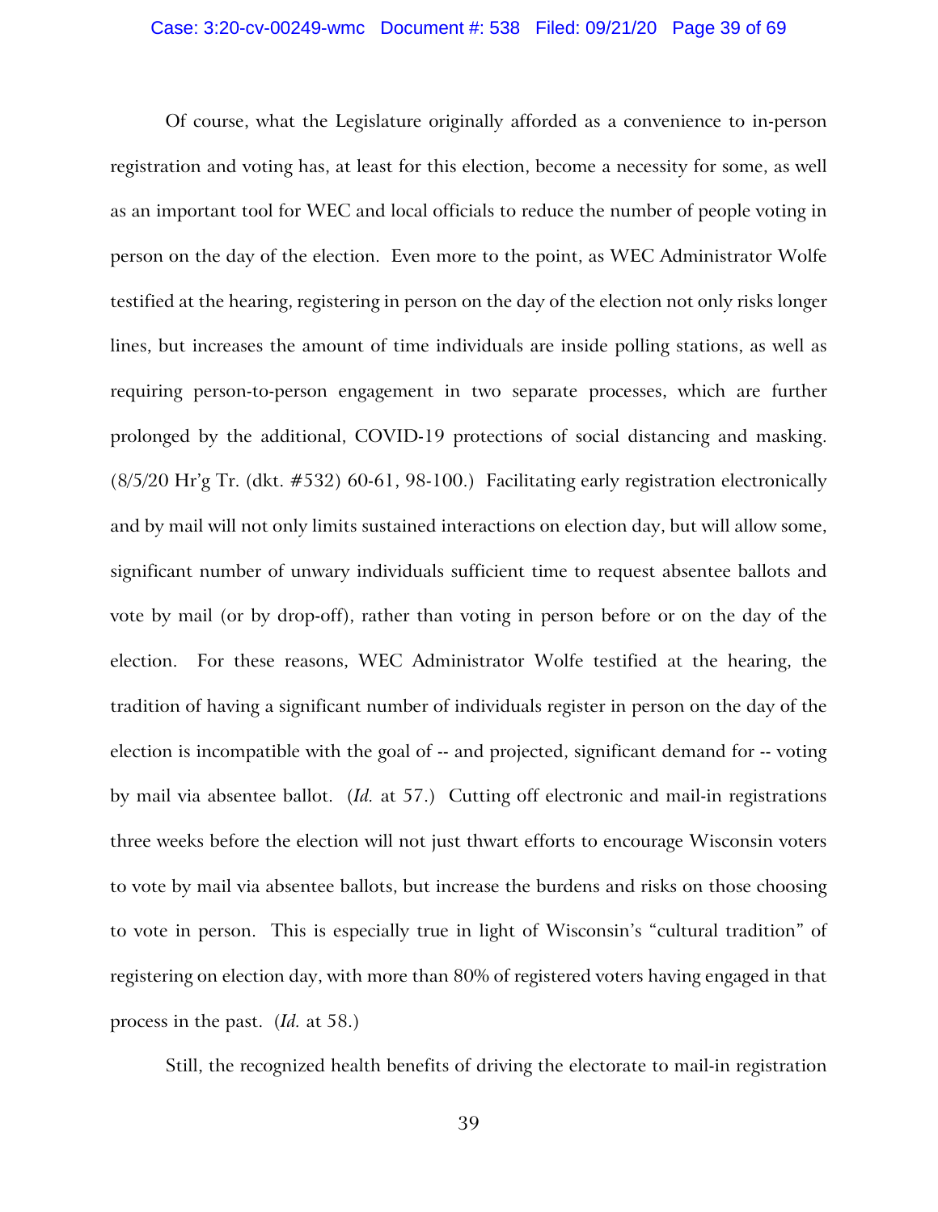Of course, what the Legislature originally afforded as a convenience to in-person registration and voting has, at least for this election, become a necessity for some, as well as an important tool for WEC and local officials to reduce the number of people voting in person on the day of the election. Even more to the point, as WEC Administrator Wolfe testified at the hearing, registering in person on the day of the election not only risks longer lines, but increases the amount of time individuals are inside polling stations, as well as requiring person-to-person engagement in two separate processes, which are further prolonged by the additional, COVID-19 protections of social distancing and masking. (8/5/20 Hr'g Tr. (dkt. #532) 60-61, 98-100.) Facilitating early registration electronically and by mail will not only limits sustained interactions on election day, but will allow some, significant number of unwary individuals sufficient time to request absentee ballots and vote by mail (or by drop-off), rather than voting in person before or on the day of the election. For these reasons, WEC Administrator Wolfe testified at the hearing, the tradition of having a significant number of individuals register in person on the day of the election is incompatible with the goal of -- and projected, significant demand for -- voting by mail via absentee ballot. (*Id.* at 57.) Cutting off electronic and mail-in registrations three weeks before the election will not just thwart efforts to encourage Wisconsin voters to vote by mail via absentee ballots, but increase the burdens and risks on those choosing to vote in person. This is especially true in light of Wisconsin's "cultural tradition" of registering on election day, with more than 80% of registered voters having engaged in that process in the past. (*Id.* at 58.)

Still, the recognized health benefits of driving the electorate to mail-in registration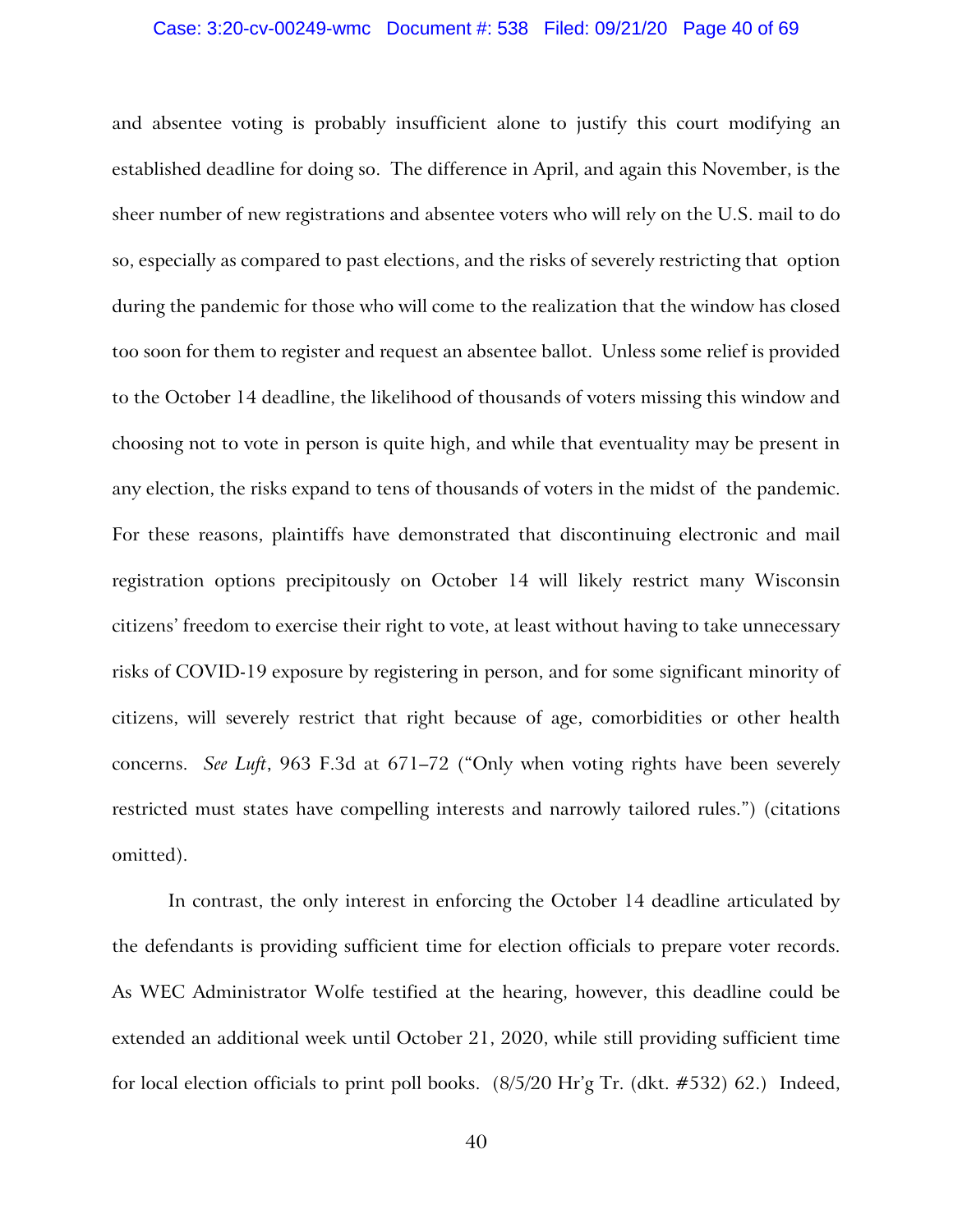and absentee voting is probably insufficient alone to justify this court modifying an established deadline for doing so. The difference in April, and again this November, is the sheer number of new registrations and absentee voters who will rely on the U.S. mail to do so, especially as compared to past elections, and the risks of severely restricting that option during the pandemic for those who will come to the realization that the window has closed too soon for them to register and request an absentee ballot. Unless some relief is provided to the October 14 deadline, the likelihood of thousands of voters missing this window and choosing not to vote in person is quite high, and while that eventuality may be present in any election, the risks expand to tens of thousands of voters in the midst of the pandemic. For these reasons, plaintiffs have demonstrated that discontinuing electronic and mail registration options precipitously on October 14 will likely restrict many Wisconsin citizens' freedom to exercise their right to vote, at least without having to take unnecessary risks of COVID-19 exposure by registering in person, and for some significant minority of citizens, will severely restrict that right because of age, comorbidities or other health concerns. *See Luft*, 963 F.3d at 671–72 ("Only when voting rights have been severely restricted must states have compelling interests and narrowly tailored rules.") (citations omitted).

In contrast, the only interest in enforcing the October 14 deadline articulated by the defendants is providing sufficient time for election officials to prepare voter records. As WEC Administrator Wolfe testified at the hearing, however, this deadline could be extended an additional week until October 21, 2020, while still providing sufficient time for local election officials to print poll books. (8/5/20 Hr'g Tr. (dkt. #532) 62.) Indeed,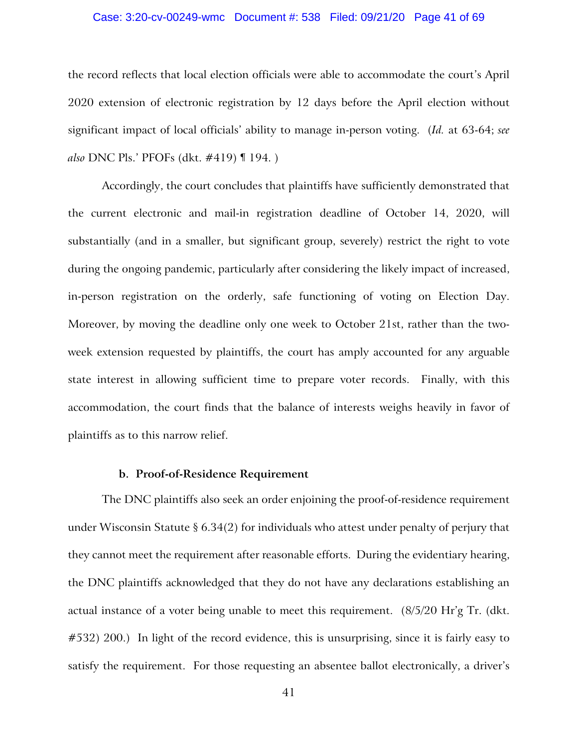the record reflects that local election officials were able to accommodate the court's April 2020 extension of electronic registration by 12 days before the April election without significant impact of local officials' ability to manage in-person voting. (*Id.* at 63-64; *see also* DNC Pls.' PFOFs (dkt. #419) ¶ 194. )

Accordingly, the court concludes that plaintiffs have sufficiently demonstrated that the current electronic and mail-in registration deadline of October 14, 2020, will substantially (and in a smaller, but significant group, severely) restrict the right to vote during the ongoing pandemic, particularly after considering the likely impact of increased, in-person registration on the orderly, safe functioning of voting on Election Day. Moreover, by moving the deadline only one week to October 21st, rather than the two-week extension requested by plaintiffs, the court has amply accounted for any arguable state interest in allowing sufficient time to prepare voter records. Finally, with this accommodation, the court finds that the balance of interests weighs heavily in favor of plaintiffs as to this narrow relief.

#### b. Proof-of-Residence Requirement

The DNC plaintiffs also seek an order enjoining the proof-of-residence requirement under Wisconsin Statute § 6.34(2) for individuals who attest under penalty of perjury that they cannot meet the requirement after reasonable efforts. During the evidentiary hearing, the DNC plaintiffs acknowledged that they do not have any declarations establishing an actual instance of a voter being unable to meet this requirement. (8/5/20 Hr'g Tr. (dkt. #532) 200.) In light of the record evidence, this is unsurprising, since it is fairly easy to satisfy the requirement. For those requesting an absentee ballot electronically, a driver's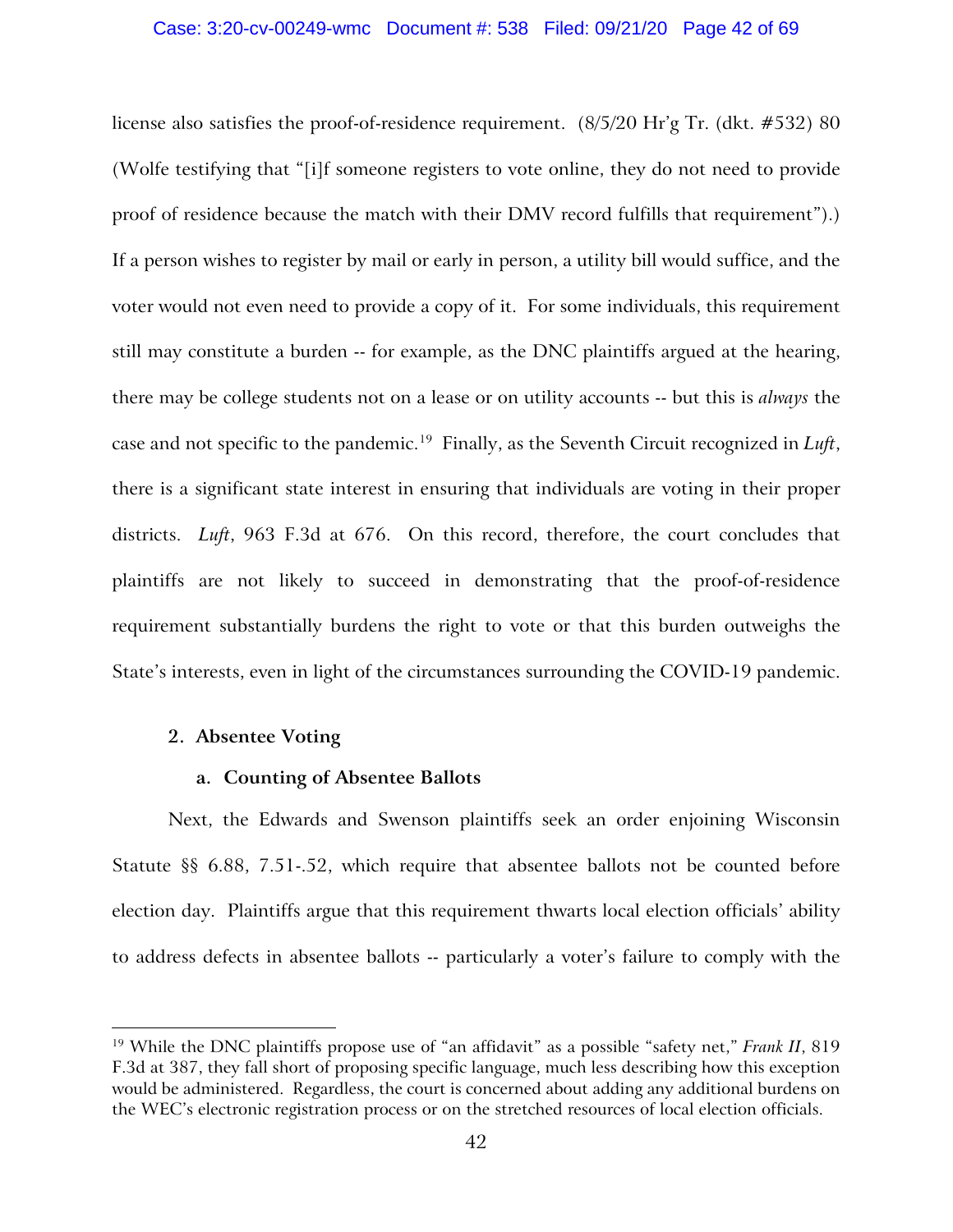license also satisfies the proof-of-residence requirement. (8/5/20 Hr'g Tr. (dkt. #532) 80 (Wolfe testifying that "[i]f someone registers to vote online, they do not need to provide proof of residence because the match with their DMV record fulfills that requirement").) If a person wishes to register by mail or early in person, a utility bill would suffice, and the voter would not even need to provide a copy of it. For some individuals, this requirement still may constitute a burden -- for example, as the DNC plaintiffs argued at the hearing, there may be college students not on a lease or on utility accounts -- but this is *always* the case and not specific to the pandemic.[19] Finally, as the Seventh Circuit recognized in *Luft*, there is a significant state interest in ensuring that individuals are voting in their proper districts. *Luft*, 963 F.3d at 676. On this record, therefore, the court concludes that plaintiffs are not likely to succeed in demonstrating that the proof-of-residence requirement substantially burdens the right to vote or that this burden outweighs the State's interests, even in light of the circumstances surrounding the COVID-19 pandemic.

**2. Absentee Voting**

**a. Counting of Absentee Ballots**

Next, the Edwards and Swenson plaintiffs seek an order enjoining Wisconsin Statute §§ 6.88, 7.51-.52, which require that absentee ballots not be counted before election day. Plaintiffs argue that this requirement thwarts local election officials' ability to address defects in absentee ballots -- particularly a voter's failure to comply with the

---

[19] While the DNC plaintiffs propose use of "an affidavit" as a possible "safety net," *Frank II*, 819 F.3d at 387, they fall short of proposing specific language, much less describing how this exception would be administered. Regardless, the court is concerned about adding any additional burdens on the WEC's electronic registration process or on the stretched resources of local election officials.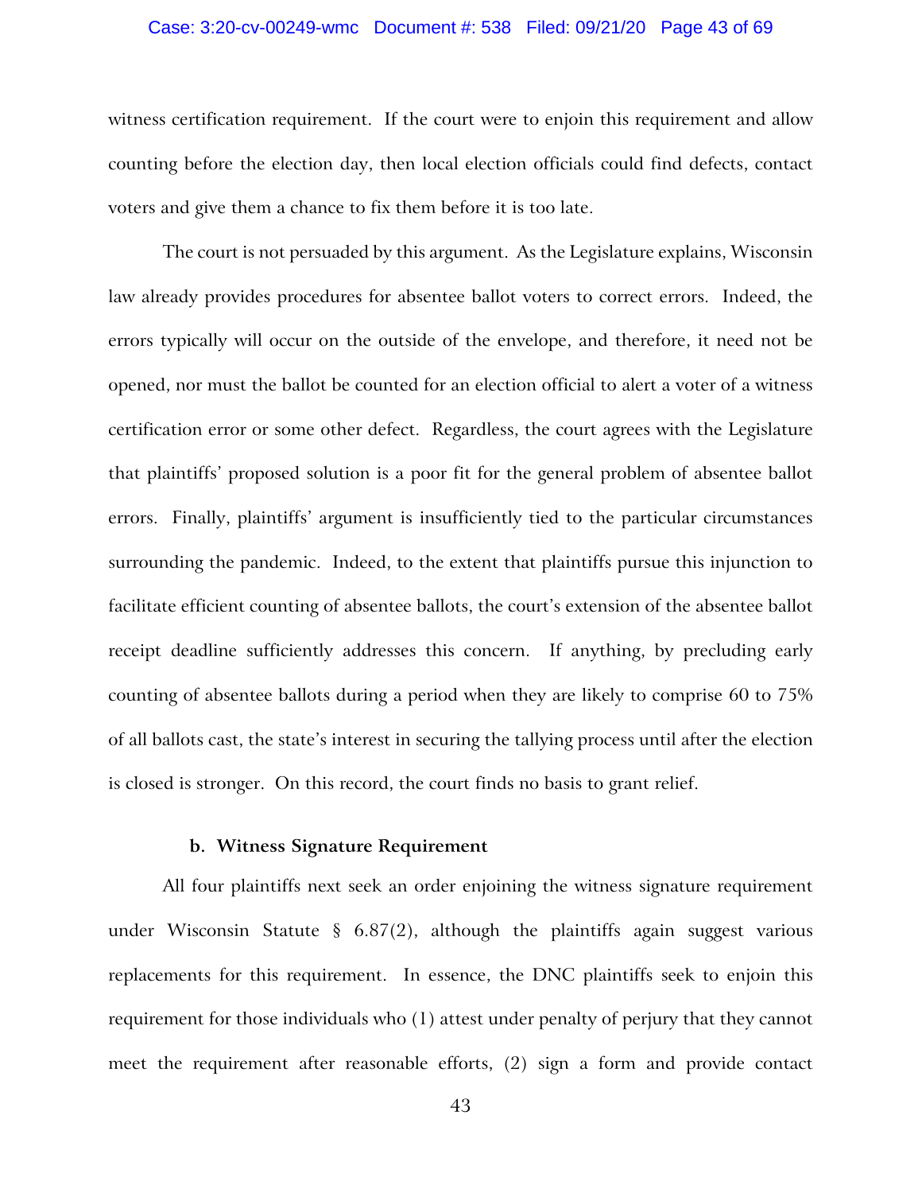witness certification requirement. If the court were to enjoin this requirement and allow counting before the election day, then local election officials could find defects, contact voters and give them a chance to fix them before it is too late.

The court is not persuaded by this argument. As the Legislature explains, Wisconsin law already provides procedures for absentee ballot voters to correct errors. Indeed, the errors typically will occur on the outside of the envelope, and therefore, it need not be opened, nor must the ballot be counted for an election official to alert a voter of a witness certification error or some other defect. Regardless, the court agrees with the Legislature that plaintiffs' proposed solution is a poor fit for the general problem of absentee ballot errors. Finally, plaintiffs' argument is insufficiently tied to the particular circumstances surrounding the pandemic. Indeed, to the extent that plaintiffs pursue this injunction to facilitate efficient counting of absentee ballots, the court's extension of the absentee ballot receipt deadline sufficiently addresses this concern. If anything, by precluding early counting of absentee ballots during a period when they are likely to comprise 60 to 75% of all ballots cast, the state's interest in securing the tallying process until after the election is closed is stronger. On this record, the court finds no basis to grant relief.

**b. Witness Signature Requirement**

All four plaintiffs next seek an order enjoining the witness signature requirement under Wisconsin Statute § 6.87(2), although the plaintiffs again suggest various replacements for this requirement. In essence, the DNC plaintiffs seek to enjoin this requirement for those individuals who (1) attest under penalty of perjury that they cannot meet the requirement after reasonable efforts, (2) sign a form and provide contact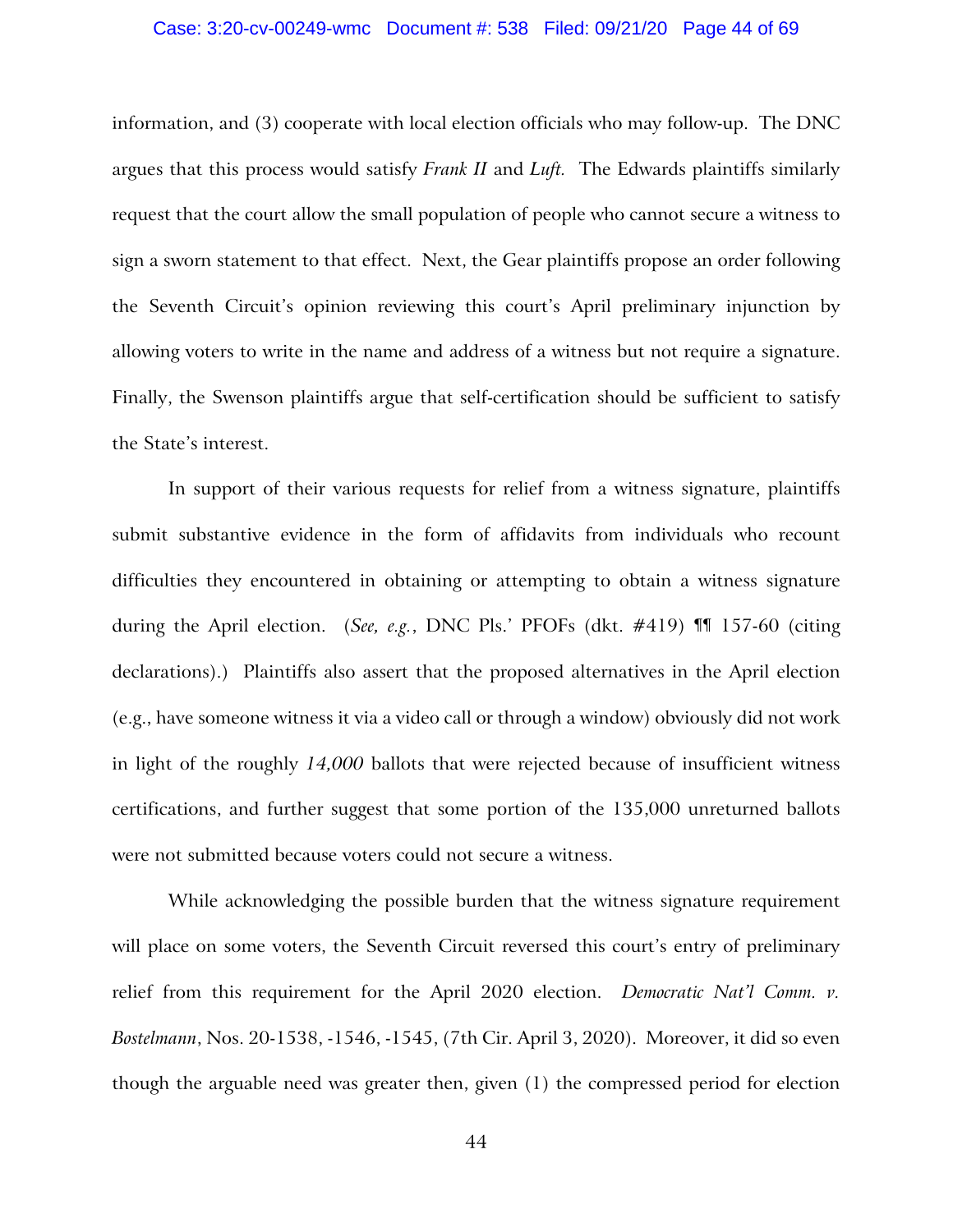information, and (3) cooperate with local election officials who may follow-up. The DNC argues that this process would satisfy *Frank II* and *Luft.* The Edwards plaintiffs similarly request that the court allow the small population of people who cannot secure a witness to sign a sworn statement to that effect. Next, the Gear plaintiffs propose an order following the Seventh Circuit's opinion reviewing this court's April preliminary injunction by allowing voters to write in the name and address of a witness but not require a signature. Finally, the Swenson plaintiffs argue that self-certification should be sufficient to satisfy the State's interest.

In support of their various requests for relief from a witness signature, plaintiffs submit substantive evidence in the form of affidavits from individuals who recount difficulties they encountered in obtaining or attempting to obtain a witness signature during the April election. (*See, e.g.*, DNC Pls.' PFOFs (dkt. #419) ¶¶ 157-60 (citing declarations).) Plaintiffs also assert that the proposed alternatives in the April election (e.g., have someone witness it via a video call or through a window) obviously did not work in light of the roughly *14,000* ballots that were rejected because of insufficient witness certifications, and further suggest that some portion of the 135,000 unreturned ballots were not submitted because voters could not secure a witness.

While acknowledging the possible burden that the witness signature requirement will place on some voters, the Seventh Circuit reversed this court's entry of preliminary relief from this requirement for the April 2020 election. *Democratic Nat'l Comm. v. Bostelmann*, Nos. 20-1538, -1546, -1545, (7th Cir. April 3, 2020). Moreover, it did so even though the arguable need was greater then, given (1) the compressed period for election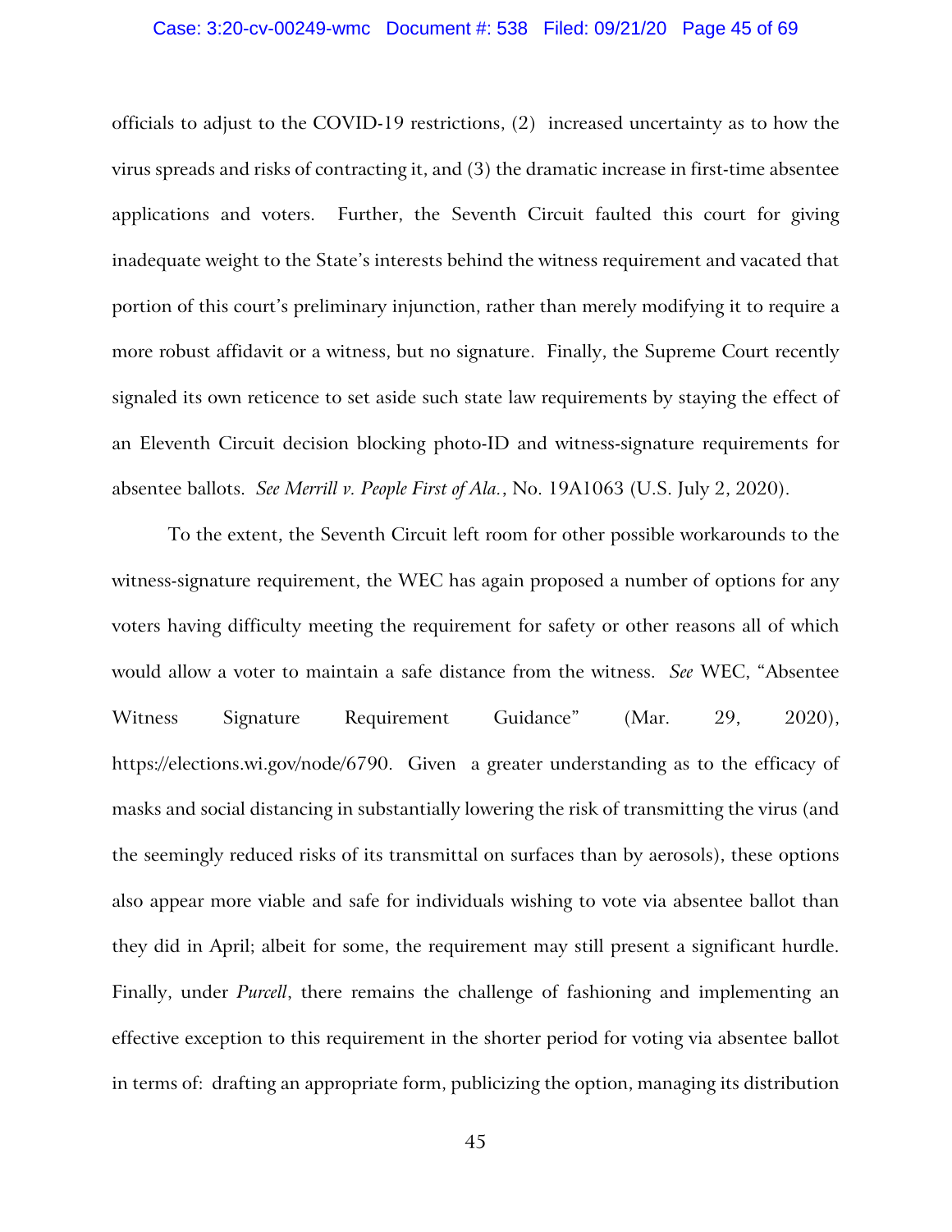officials to adjust to the COVID-19 restrictions, (2) increased uncertainty as to how the virus spreads and risks of contracting it, and (3) the dramatic increase in first-time absentee applications and voters. Further, the Seventh Circuit faulted this court for giving inadequate weight to the State's interests behind the witness requirement and vacated that portion of this court's preliminary injunction, rather than merely modifying it to require a more robust affidavit or a witness, but no signature. Finally, the Supreme Court recently signaled its own reticence to set aside such state law requirements by staying the effect of an Eleventh Circuit decision blocking photo-ID and witness-signature requirements for absentee ballots. *See Merrill v. People First of Ala.*, No. 19A1063 (U.S. July 2, 2020).

To the extent, the Seventh Circuit left room for other possible workarounds to the witness-signature requirement, the WEC has again proposed a number of options for any voters having difficulty meeting the requirement for safety or other reasons all of which would allow a voter to maintain a safe distance from the witness. *See* WEC, "Absentee Witness Signature Requirement Guidance" (Mar. 29, 2020), https://elections.wi.gov/node/6790. Given a greater understanding as to the efficacy of masks and social distancing in substantially lowering the risk of transmitting the virus (and the seemingly reduced risks of its transmittal on surfaces than by aerosols), these options also appear more viable and safe for individuals wishing to vote via absentee ballot than they did in April; albeit for some, the requirement may still present a significant hurdle. Finally, under *Purcell*, there remains the challenge of fashioning and implementing an effective exception to this requirement in the shorter period for voting via absentee ballot in terms of: drafting an appropriate form, publicizing the option, managing its distribution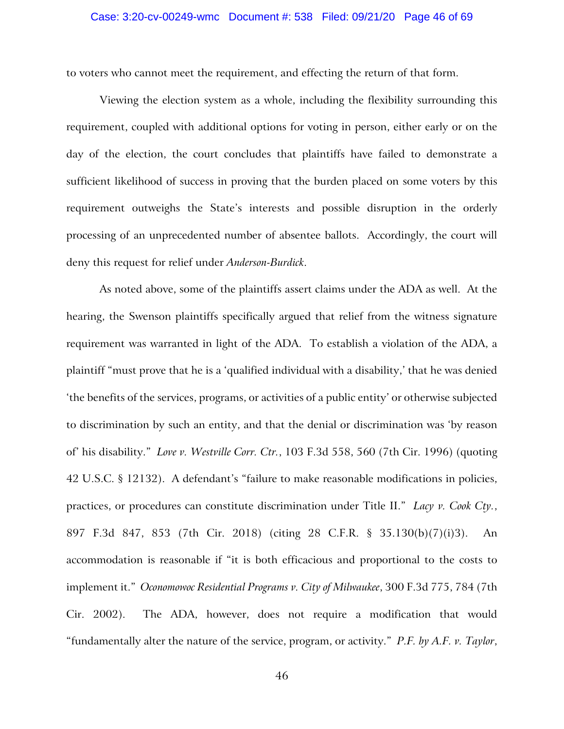to voters who cannot meet the requirement, and effecting the return of that form.

Viewing the election system as a whole, including the flexibility surrounding this requirement, coupled with additional options for voting in person, either early or on the day of the election, the court concludes that plaintiffs have failed to demonstrate a sufficient likelihood of success in proving that the burden placed on some voters by this requirement outweighs the State's interests and possible disruption in the orderly processing of an unprecedented number of absentee ballots. Accordingly, the court will deny this request for relief under *Anderson-Burdick*.

As noted above, some of the plaintiffs assert claims under the ADA as well. At the hearing, the Swenson plaintiffs specifically argued that relief from the witness signature requirement was warranted in light of the ADA. To establish a violation of the ADA, a plaintiff "must prove that he is a 'qualified individual with a disability,' that he was denied 'the benefits of the services, programs, or activities of a public entity' or otherwise subjected to discrimination by such an entity, and that the denial or discrimination was 'by reason of' his disability." *Love v. Westville Corr. Ctr.*, 103 F.3d 558, 560 (7th Cir. 1996) (quoting 42 U.S.C. § 12132). A defendant's "failure to make reasonable modifications in policies, practices, or procedures can constitute discrimination under Title II." *Lacy v. Cook Cty.*, 897 F.3d 847, 853 (7th Cir. 2018) (citing 28 C.F.R. § 35.130(b)(7)(i)3). An accommodation is reasonable if "it is both efficacious and proportional to the costs to implement it." *Oconomowoc Residential Programs v. City of Milwaukee*, 300 F.3d 775, 784 (7th Cir. 2002). The ADA, however, does not require a modification that would "fundamentally alter the nature of the service, program, or activity." *P.F. by A.F. v. Taylor*,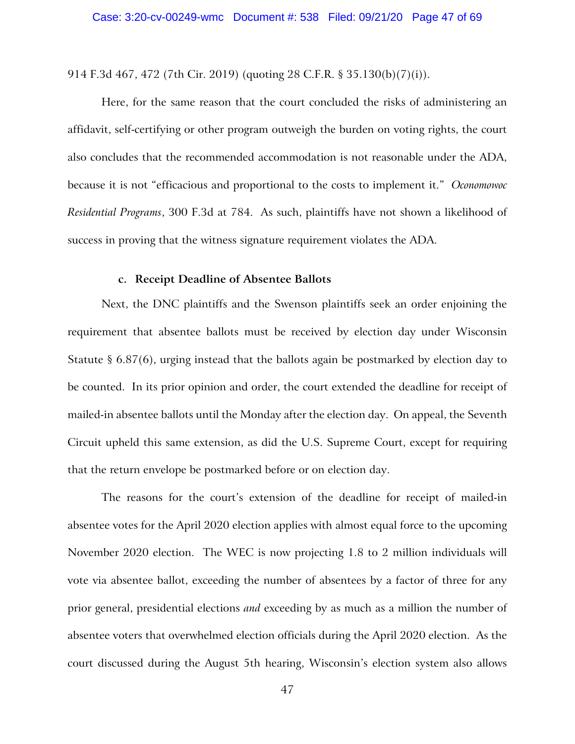914 F.3d 467, 472 (7th Cir. 2019) (quoting 28 C.F.R. § 35.130(b)(7)(i)).

Here, for the same reason that the court concluded the risks of administering an affidavit, self-certifying or other program outweigh the burden on voting rights, the court also concludes that the recommended accommodation is not reasonable under the ADA, because it is not "efficacious and proportional to the costs to implement it." *Oconomowoc Residential Programs*, 300 F.3d at 784. As such, plaintiffs have not shown a likelihood of success in proving that the witness signature requirement violates the ADA.

#### c. Receipt Deadline of Absentee Ballots

Next, the DNC plaintiffs and the Swenson plaintiffs seek an order enjoining the requirement that absentee ballots must be received by election day under Wisconsin Statute § 6.87(6), urging instead that the ballots again be postmarked by election day to be counted. In its prior opinion and order, the court extended the deadline for receipt of mailed-in absentee ballots until the Monday after the election day. On appeal, the Seventh Circuit upheld this same extension, as did the U.S. Supreme Court, except for requiring that the return envelope be postmarked before or on election day.

The reasons for the court's extension of the deadline for receipt of mailed-in absentee votes for the April 2020 election applies with almost equal force to the upcoming November 2020 election. The WEC is now projecting 1.8 to 2 million individuals will vote via absentee ballot, exceeding the number of absentees by a factor of three for any prior general, presidential elections *and* exceeding by as much as a million the number of absentee voters that overwhelmed election officials during the April 2020 election. As the court discussed during the August 5th hearing, Wisconsin's election system also allows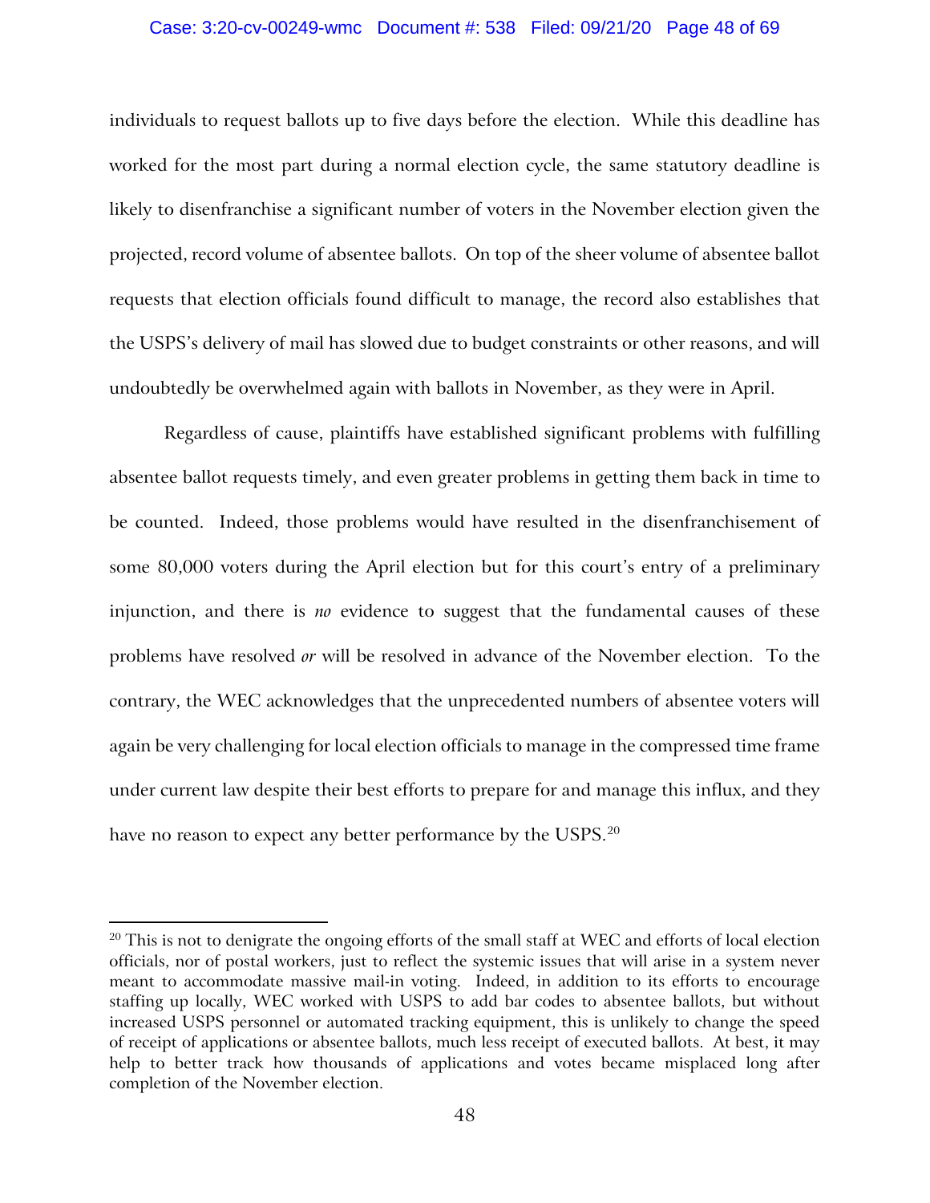individuals to request ballots up to five days before the election. While this deadline has worked for the most part during a normal election cycle, the same statutory deadline is likely to disenfranchise a significant number of voters in the November election given the projected, record volume of absentee ballots. On top of the sheer volume of absentee ballot requests that election officials found difficult to manage, the record also establishes that the USPS's delivery of mail has slowed due to budget constraints or other reasons, and will undoubtedly be overwhelmed again with ballots in November, as they were in April.

Regardless of cause, plaintiffs have established significant problems with fulfilling absentee ballot requests timely, and even greater problems in getting them back in time to be counted. Indeed, those problems would have resulted in the disenfranchisement of some 80,000 voters during the April election but for this court's entry of a preliminary injunction, and there is *no* evidence to suggest that the fundamental causes of these problems have resolved *or* will be resolved in advance of the November election. To the contrary, the WEC acknowledges that the unprecedented numbers of absentee voters will again be very challenging for local election officials to manage in the compressed time frame under current law despite their best efforts to prepare for and manage this influx, and they have no reason to expect any better performance by the USPS.[20]

---

[20] This is not to denigrate the ongoing efforts of the small staff at WEC and efforts of local election officials, nor of postal workers, just to reflect the systemic issues that will arise in a system never meant to accommodate massive mail-in voting. Indeed, in addition to its efforts to encourage staffing up locally, WEC worked with USPS to add bar codes to absentee ballots, but without increased USPS personnel or automated tracking equipment, this is unlikely to change the speed of receipt of applications or absentee ballots, much less receipt of executed ballots. At best, it may help to better track how thousands of applications and votes became misplaced long after completion of the November election.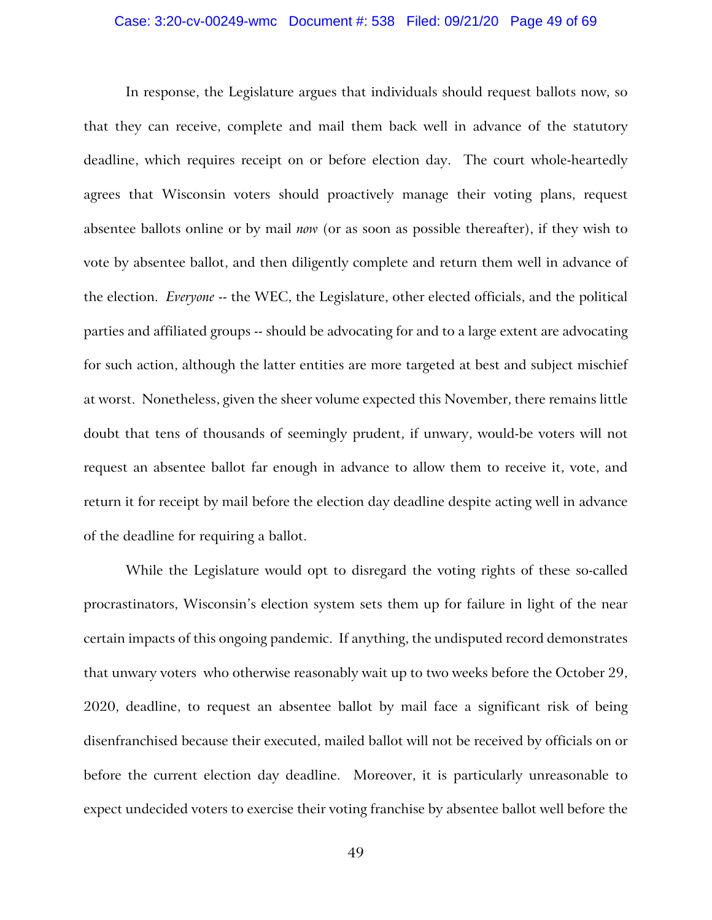In response, the Legislature argues that individuals should request ballots now, so that they can receive, complete and mail them back well in advance of the statutory deadline, which requires receipt on or before election day. The court whole-heartedly agrees that Wisconsin voters should proactively manage their voting plans, request absentee ballots online or by mail *now* (or as soon as possible thereafter), if they wish to vote by absentee ballot, and then diligently complete and return them well in advance of the election. *Everyone* -- the WEC, the Legislature, other elected officials, and the political parties and affiliated groups -- should be advocating for and to a large extent are advocating for such action, although the latter entities are more targeted at best and subject mischief at worst. Nonetheless, given the sheer volume expected this November, there remains little doubt that tens of thousands of seemingly prudent, if unwary, would-be voters will not request an absentee ballot far enough in advance to allow them to receive it, vote, and return it for receipt by mail before the election day deadline despite acting well in advance of the deadline for requiring a ballot.

While the Legislature would opt to disregard the voting rights of these so-called procrastinators, Wisconsin's election system sets them up for failure in light of the near certain impacts of this ongoing pandemic. If anything, the undisputed record demonstrates that unwary voters who otherwise reasonably wait up to two weeks before the October 29, 2020, deadline, to request an absentee ballot by mail face a significant risk of being disenfranchised because their executed, mailed ballot will not be received by officials on or before the current election day deadline. Moreover, it is particularly unreasonable to expect undecided voters to exercise their voting franchise by absentee ballot well before the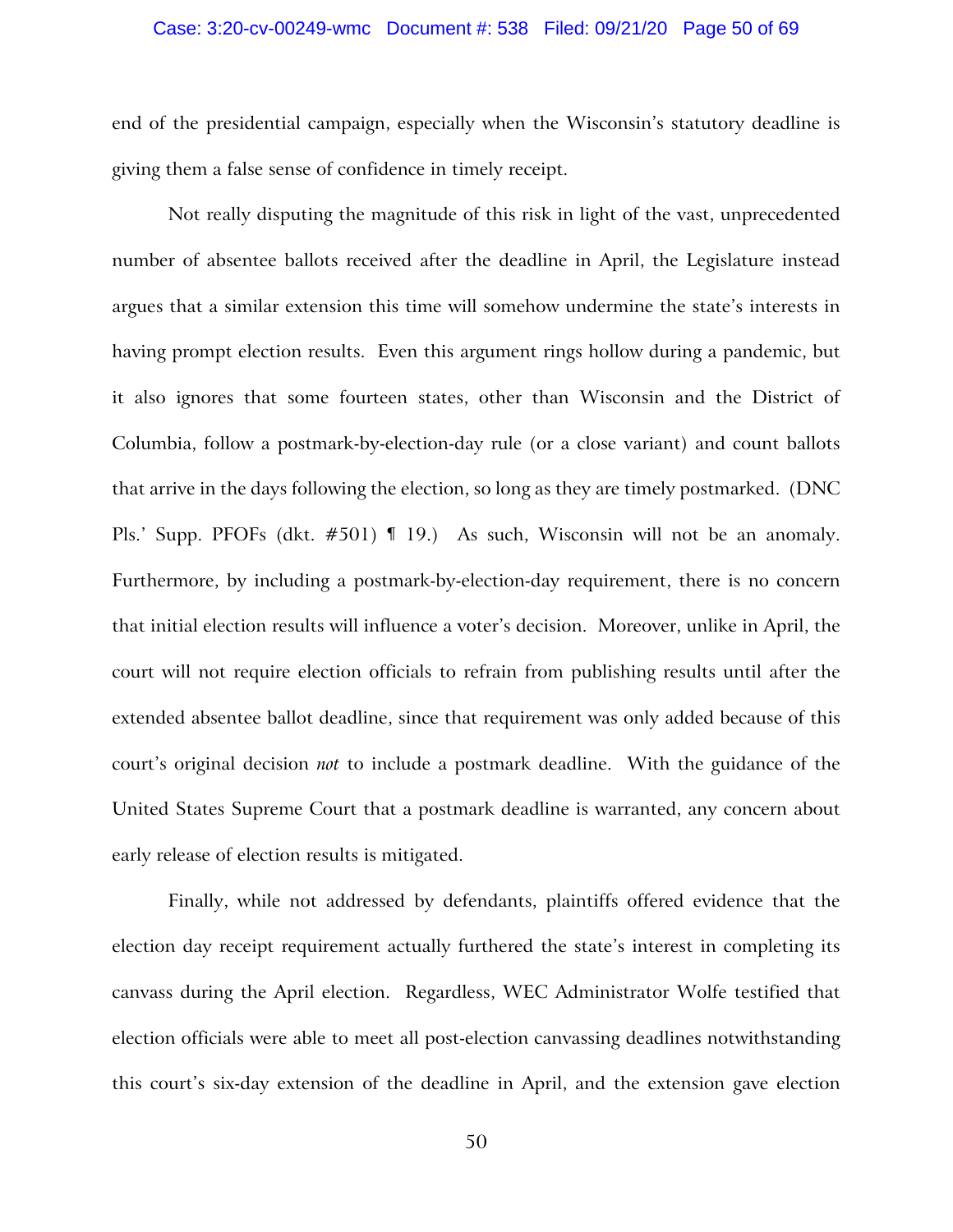end of the presidential campaign, especially when the Wisconsin's statutory deadline is giving them a false sense of confidence in timely receipt.

Not really disputing the magnitude of this risk in light of the vast, unprecedented number of absentee ballots received after the deadline in April, the Legislature instead argues that a similar extension this time will somehow undermine the state's interests in having prompt election results. Even this argument rings hollow during a pandemic, but it also ignores that some fourteen states, other than Wisconsin and the District of Columbia, follow a postmark-by-election-day rule (or a close variant) and count ballots that arrive in the days following the election, so long as they are timely postmarked. (DNC Pls.' Supp. PFOFs (dkt. #501) ¶ 19.) As such, Wisconsin will not be an anomaly. Furthermore, by including a postmark-by-election-day requirement, there is no concern that initial election results will influence a voter's decision. Moreover, unlike in April, the court will not require election officials to refrain from publishing results until after the extended absentee ballot deadline, since that requirement was only added because of this court's original decision *not* to include a postmark deadline. With the guidance of the United States Supreme Court that a postmark deadline is warranted, any concern about early release of election results is mitigated.

Finally, while not addressed by defendants, plaintiffs offered evidence that the election day receipt requirement actually furthered the state's interest in completing its canvass during the April election. Regardless, WEC Administrator Wolfe testified that election officials were able to meet all post-election canvassing deadlines notwithstanding this court's six-day extension of the deadline in April, and the extension gave election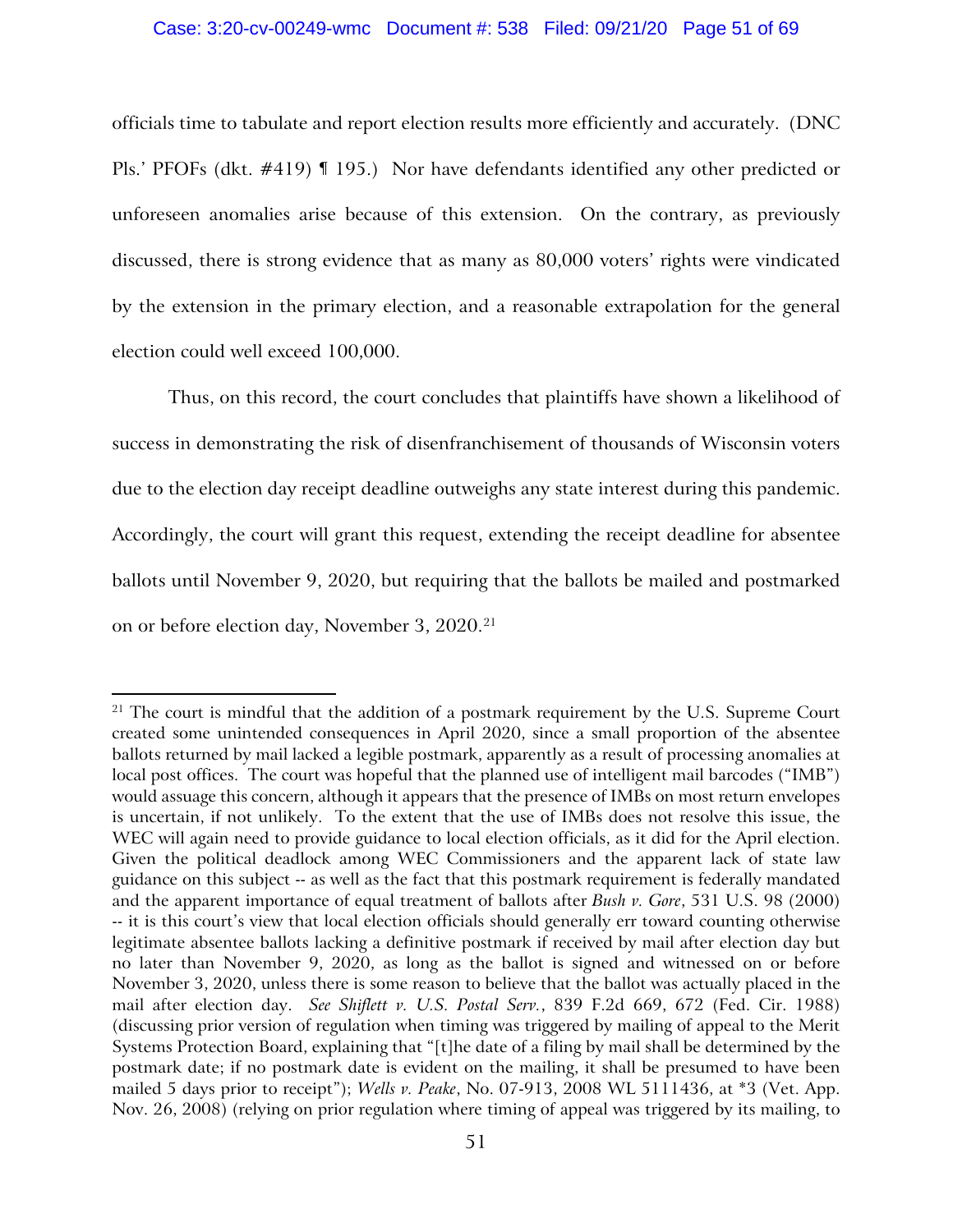officials time to tabulate and report election results more efficiently and accurately. (DNC Pls.' PFOFs (dkt. #419) ¶ 195.) Nor have defendants identified any other predicted or unforeseen anomalies arise because of this extension. On the contrary, as previously discussed, there is strong evidence that as many as 80,000 voters' rights were vindicated by the extension in the primary election, and a reasonable extrapolation for the general election could well exceed 100,000.

Thus, on this record, the court concludes that plaintiffs have shown a likelihood of success in demonstrating the risk of disenfranchisement of thousands of Wisconsin voters due to the election day receipt deadline outweighs any state interest during this pandemic. Accordingly, the court will grant this request, extending the receipt deadline for absentee ballots until November 9, 2020, but requiring that the ballots be mailed and postmarked on or before election day, November 3, 2020.[21]

---

[21] The court is mindful that the addition of a postmark requirement by the U.S. Supreme Court created some unintended consequences in April 2020, since a small proportion of the absentee ballots returned by mail lacked a legible postmark, apparently as a result of processing anomalies at local post offices. The court was hopeful that the planned use of intelligent mail barcodes ("IMB") would assuage this concern, although it appears that the presence of IMBs on most return envelopes is uncertain, if not unlikely. To the extent that the use of IMBs does not resolve this issue, the WEC will again need to provide guidance to local election officials, as it did for the April election. Given the political deadlock among WEC Commissioners and the apparent lack of state law guidance on this subject -- as well as the fact that this postmark requirement is federally mandated and the apparent importance of equal treatment of ballots after *Bush v. Gore*, 531 U.S. 98 (2000) -- it is this court's view that local election officials should generally err toward counting otherwise legitimate absentee ballots lacking a definitive postmark if received by mail after election day but no later than November 9, 2020, as long as the ballot is signed and witnessed on or before November 3, 2020, unless there is some reason to believe that the ballot was actually placed in the mail after election day. *See Shiflett v. U.S. Postal Serv.*, 839 F.2d 669, 672 (Fed. Cir. 1988) (discussing prior version of regulation when timing was triggered by mailing of appeal to the Merit Systems Protection Board, explaining that "[t]he date of a filing by mail shall be determined by the postmark date; if no postmark date is evident on the mailing, it shall be presumed to have been mailed 5 days prior to receipt"); *Wells v. Peake*, No. 07-913, 2008 WL 5111436, at *3 (Vet. App. Nov. 26, 2008) (relying on prior regulation where timing of appeal was triggered by its mailing, to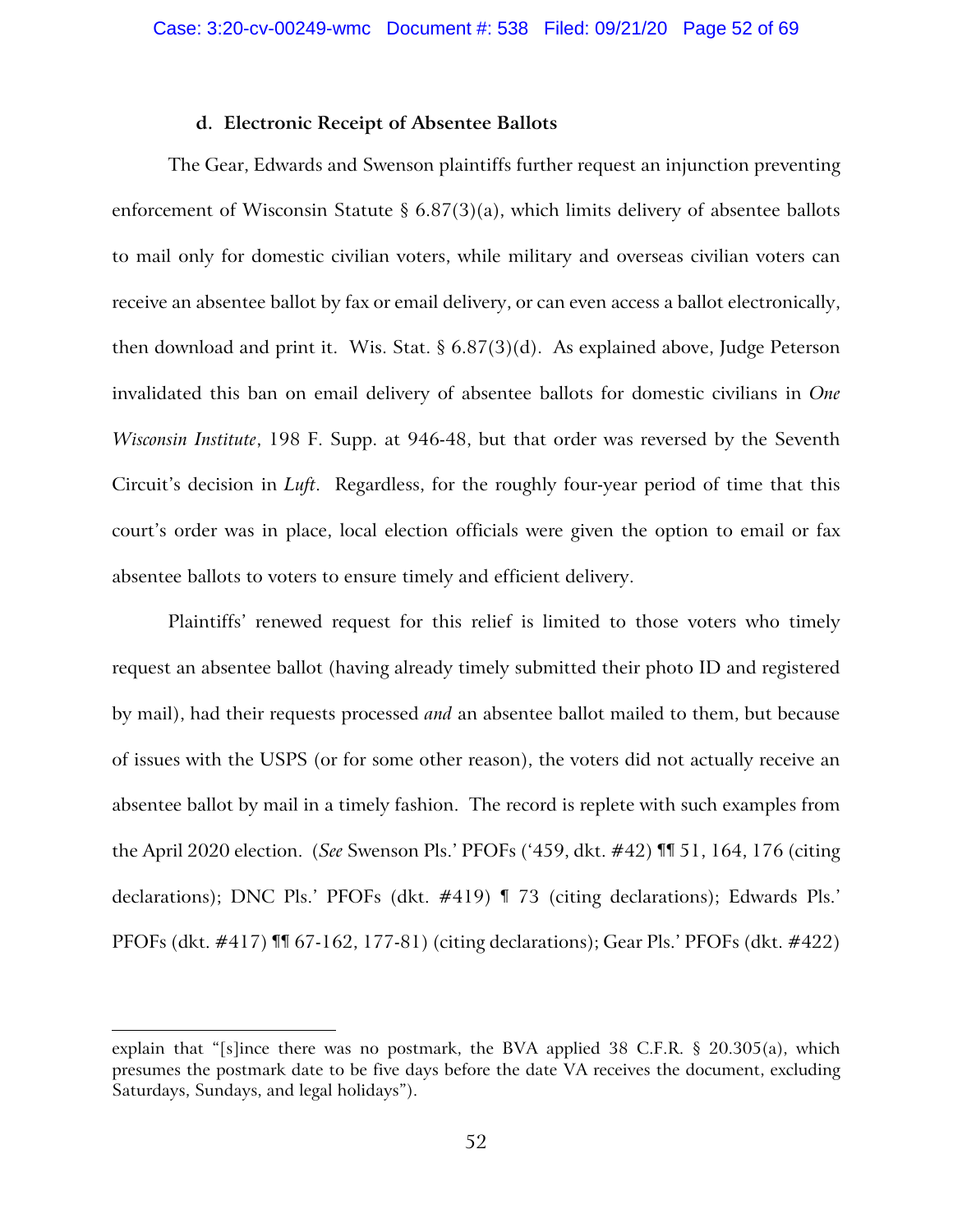#### d. Electronic Receipt of Absentee Ballots

The Gear, Edwards and Swenson plaintiffs further request an injunction preventing enforcement of Wisconsin Statute § 6.87(3)(a), which limits delivery of absentee ballots to mail only for domestic civilian voters, while military and overseas civilian voters can receive an absentee ballot by fax or email delivery, or can even access a ballot electronically, then download and print it. Wis. Stat. § 6.87(3)(d). As explained above, Judge Peterson invalidated this ban on email delivery of absentee ballots for domestic civilians in *One Wisconsin Institute*, 198 F. Supp. at 946-48, but that order was reversed by the Seventh Circuit's decision in *Luft*. Regardless, for the roughly four-year period of time that this court's order was in place, local election officials were given the option to email or fax absentee ballots to voters to ensure timely and efficient delivery.

Plaintiffs' renewed request for this relief is limited to those voters who timely request an absentee ballot (having already timely submitted their photo ID and registered by mail), had their requests processed *and* an absentee ballot mailed to them, but because of issues with the USPS (or for some other reason), the voters did not actually receive an absentee ballot by mail in a timely fashion. The record is replete with such examples from the April 2020 election. (*See* Swenson Pls.' PFOFs ('459, dkt. #42) ¶¶ 51, 164, 176 (citing declarations); DNC Pls.' PFOFs (dkt. #419) ¶ 73 (citing declarations); Edwards Pls.' PFOFs (dkt. #417) ¶¶ 67-162, 177-81) (citing declarations); Gear Pls.' PFOFs (dkt. #422)

---

explain that "[s]ince there was no postmark, the BVA applied 38 C.F.R. § 20.305(a), which presumes the postmark date to be five days before the date VA receives the document, excluding Saturdays, Sundays, and legal holidays").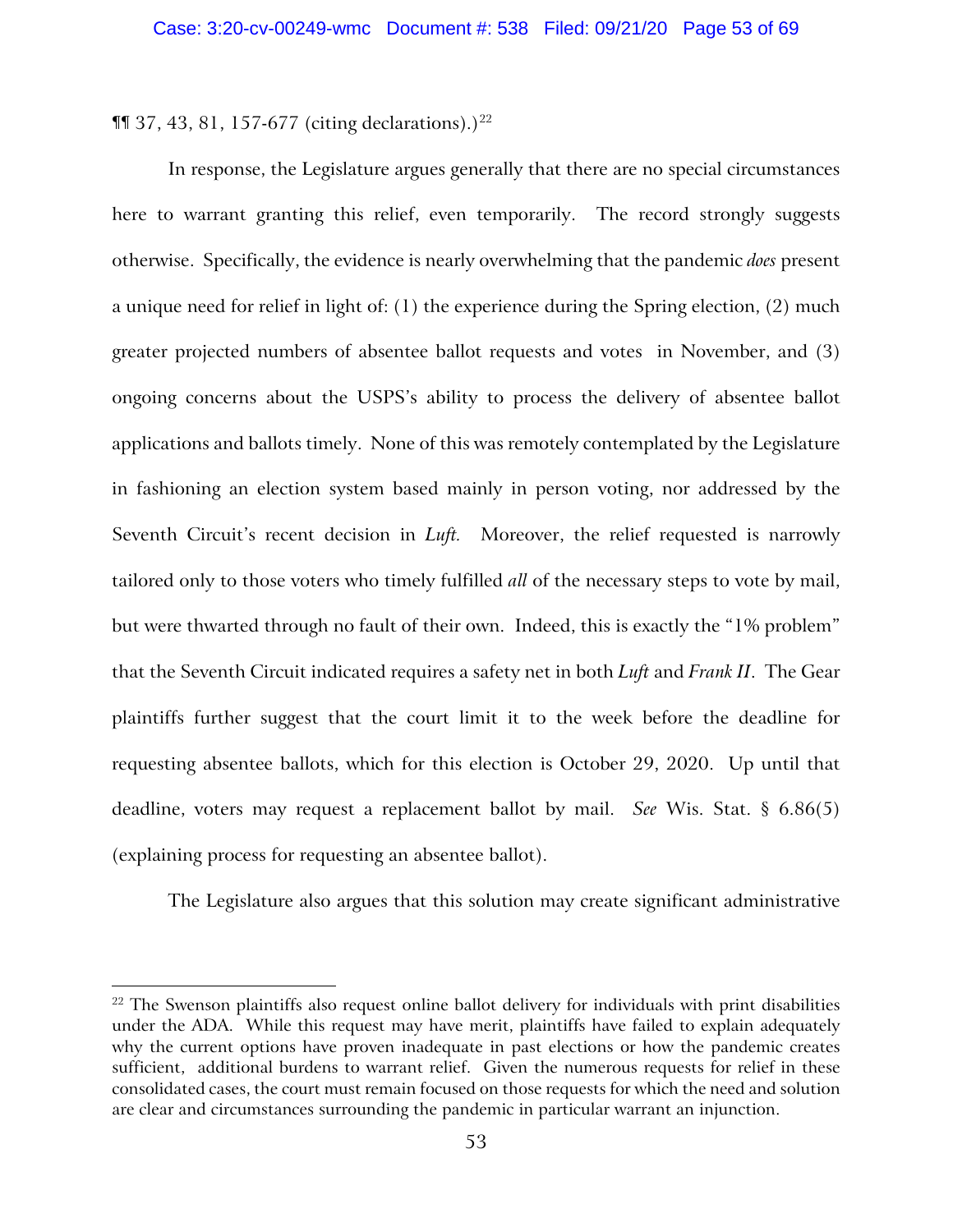¶¶ 37, 43, 81, 157-677 (citing declarations).)[22]

In response, the Legislature argues generally that there are no special circumstances here to warrant granting this relief, even temporarily. The record strongly suggests otherwise. Specifically, the evidence is nearly overwhelming that the pandemic *does* present a unique need for relief in light of: (1) the experience during the Spring election, (2) much greater projected numbers of absentee ballot requests and votes in November, and (3) ongoing concerns about the USPS's ability to process the delivery of absentee ballot applications and ballots timely. None of this was remotely contemplated by the Legislature in fashioning an election system based mainly in person voting, nor addressed by the Seventh Circuit's recent decision in *Luft.* Moreover, the relief requested is narrowly tailored only to those voters who timely fulfilled *all* of the necessary steps to vote by mail, but were thwarted through no fault of their own. Indeed, this is exactly the "1% problem" that the Seventh Circuit indicated requires a safety net in both *Luft* and *Frank II*. The Gear plaintiffs further suggest that the court limit it to the week before the deadline for requesting absentee ballots, which for this election is October 29, 2020. Up until that deadline, voters may request a replacement ballot by mail. *See* Wis. Stat. § 6.86(5) (explaining process for requesting an absentee ballot).

The Legislature also argues that this solution may create significant administrative

---

[22] The Swenson plaintiffs also request online ballot delivery for individuals with print disabilities under the ADA. While this request may have merit, plaintiffs have failed to explain adequately why the current options have proven inadequate in past elections or how the pandemic creates sufficient, additional burdens to warrant relief. Given the numerous requests for relief in these consolidated cases, the court must remain focused on those requests for which the need and solution are clear and circumstances surrounding the pandemic in particular warrant an injunction.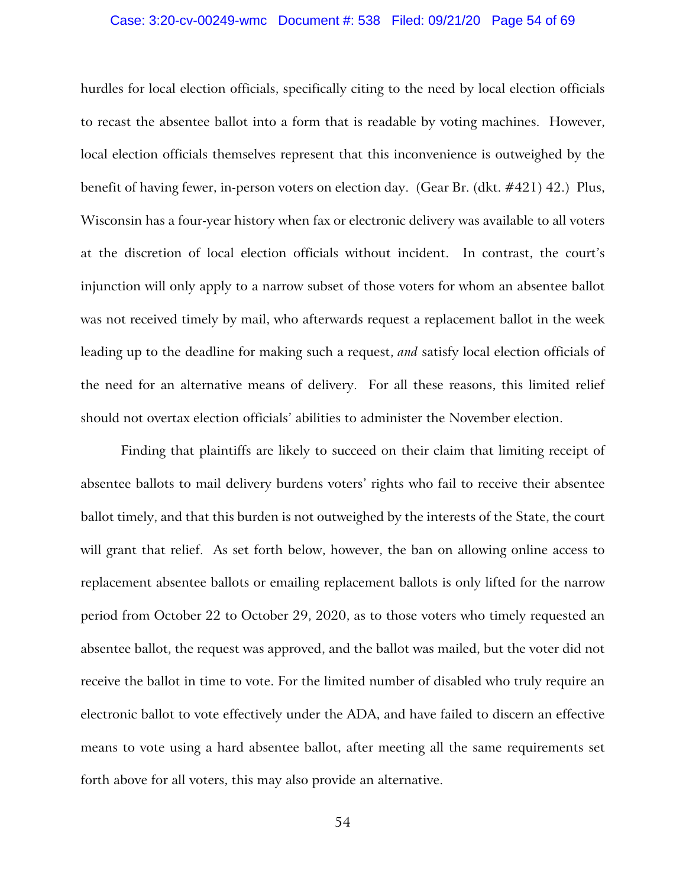hurdles for local election officials, specifically citing to the need by local election officials to recast the absentee ballot into a form that is readable by voting machines. However, local election officials themselves represent that this inconvenience is outweighed by the benefit of having fewer, in-person voters on election day. (Gear Br. (dkt. #421) 42.) Plus, Wisconsin has a four-year history when fax or electronic delivery was available to all voters at the discretion of local election officials without incident. In contrast, the court's injunction will only apply to a narrow subset of those voters for whom an absentee ballot was not received timely by mail, who afterwards request a replacement ballot in the week leading up to the deadline for making such a request, *and* satisfy local election officials of the need for an alternative means of delivery. For all these reasons, this limited relief should not overtax election officials' abilities to administer the November election.

Finding that plaintiffs are likely to succeed on their claim that limiting receipt of absentee ballots to mail delivery burdens voters' rights who fail to receive their absentee ballot timely, and that this burden is not outweighed by the interests of the State, the court will grant that relief. As set forth below, however, the ban on allowing online access to replacement absentee ballots or emailing replacement ballots is only lifted for the narrow period from October 22 to October 29, 2020, as to those voters who timely requested an absentee ballot, the request was approved, and the ballot was mailed, but the voter did not receive the ballot in time to vote. For the limited number of disabled who truly require an electronic ballot to vote effectively under the ADA, and have failed to discern an effective means to vote using a hard absentee ballot, after meeting all the same requirements set forth above for all voters, this may also provide an alternative.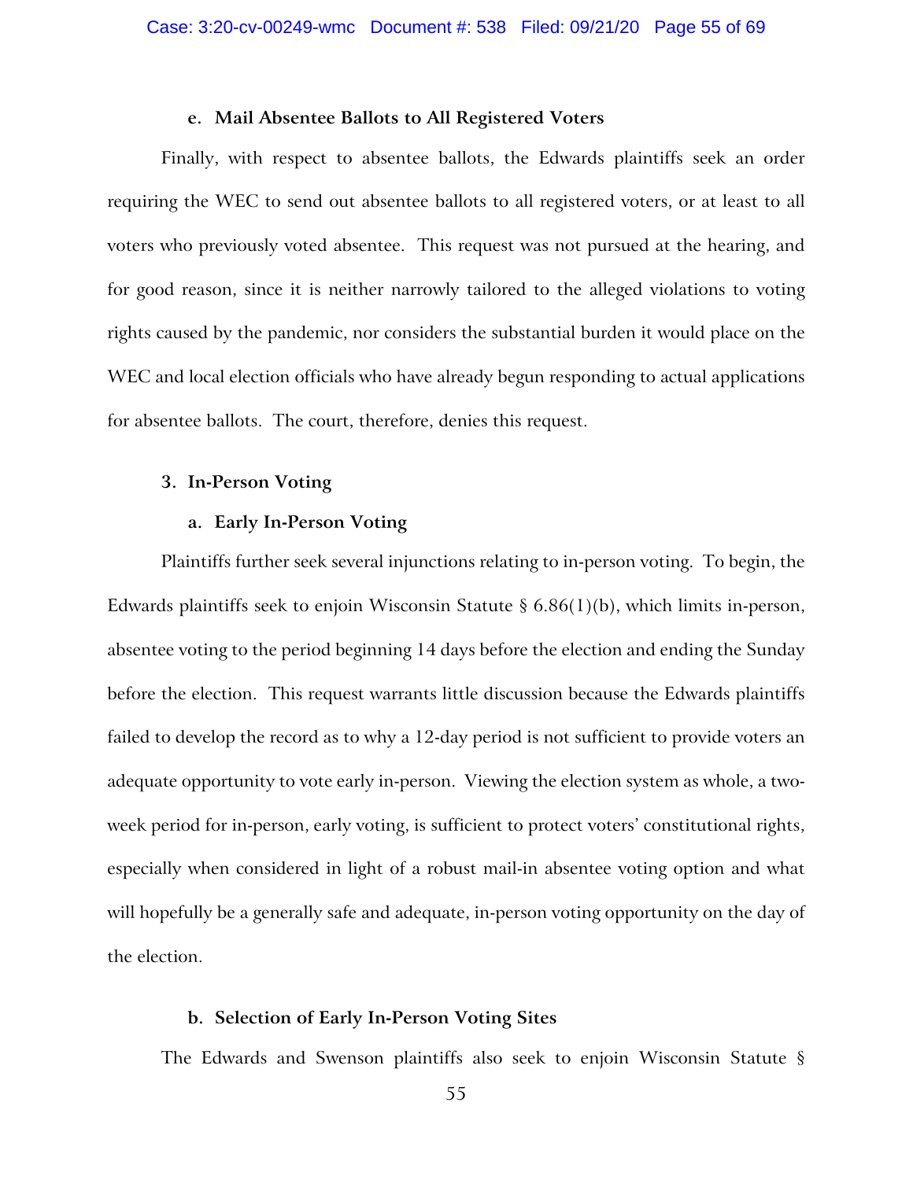#### e. Mail Absentee Ballots to All Registered Voters

Finally, with respect to absentee ballots, the Edwards plaintiffs seek an order requiring the WEC to send out absentee ballots to all registered voters, or at least to all voters who previously voted absentee. This request was not pursued at the hearing, and for good reason, since it is neither narrowly tailored to the alleged violations to voting rights caused by the pandemic, nor considers the substantial burden it would place on the WEC and local election officials who have already begun responding to actual applications for absentee ballots. The court, therefore, denies this request.

### 3. In-Person Voting

#### a. Early In-Person Voting

Plaintiffs further seek several injunctions relating to in-person voting. To begin, the Edwards plaintiffs seek to enjoin Wisconsin Statute § 6.86(1)(b), which limits in-person, absentee voting to the period beginning 14 days before the election and ending the Sunday before the election. This request warrants little discussion because the Edwards plaintiffs failed to develop the record as to why a 12-day period is not sufficient to provide voters an adequate opportunity to vote early in-person. Viewing the election system as whole, a two-week period for in-person, early voting, is sufficient to protect voters' constitutional rights, especially when considered in light of a robust mail-in absentee voting option and what will hopefully be a generally safe and adequate, in-person voting opportunity on the day of the election.

#### b. Selection of Early In-Person Voting Sites

The Edwards and Swenson plaintiffs also seek to enjoin Wisconsin Statute §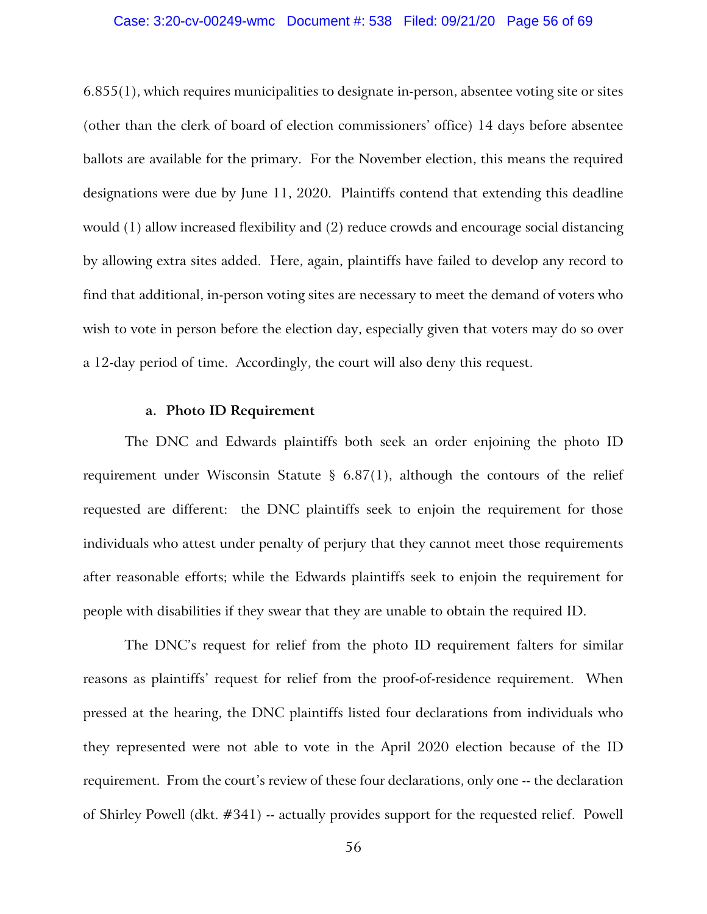6.855(1), which requires municipalities to designate in-person, absentee voting site or sites (other than the clerk of board of election commissioners' office) 14 days before absentee ballots are available for the primary. For the November election, this means the required designations were due by June 11, 2020. Plaintiffs contend that extending this deadline would (1) allow increased flexibility and (2) reduce crowds and encourage social distancing by allowing extra sites added. Here, again, plaintiffs have failed to develop any record to find that additional, in-person voting sites are necessary to meet the demand of voters who wish to vote in person before the election day, especially given that voters may do so over a 12-day period of time. Accordingly, the court will also deny this request.

#### a. Photo ID Requirement

The DNC and Edwards plaintiffs both seek an order enjoining the photo ID requirement under Wisconsin Statute § 6.87(1), although the contours of the relief requested are different: the DNC plaintiffs seek to enjoin the requirement for those individuals who attest under penalty of perjury that they cannot meet those requirements after reasonable efforts; while the Edwards plaintiffs seek to enjoin the requirement for people with disabilities if they swear that they are unable to obtain the required ID.

The DNC's request for relief from the photo ID requirement falters for similar reasons as plaintiffs' request for relief from the proof-of-residence requirement. When pressed at the hearing, the DNC plaintiffs listed four declarations from individuals who they represented were not able to vote in the April 2020 election because of the ID requirement. From the court's review of these four declarations, only one -- the declaration of Shirley Powell (dkt. #341) -- actually provides support for the requested relief. Powell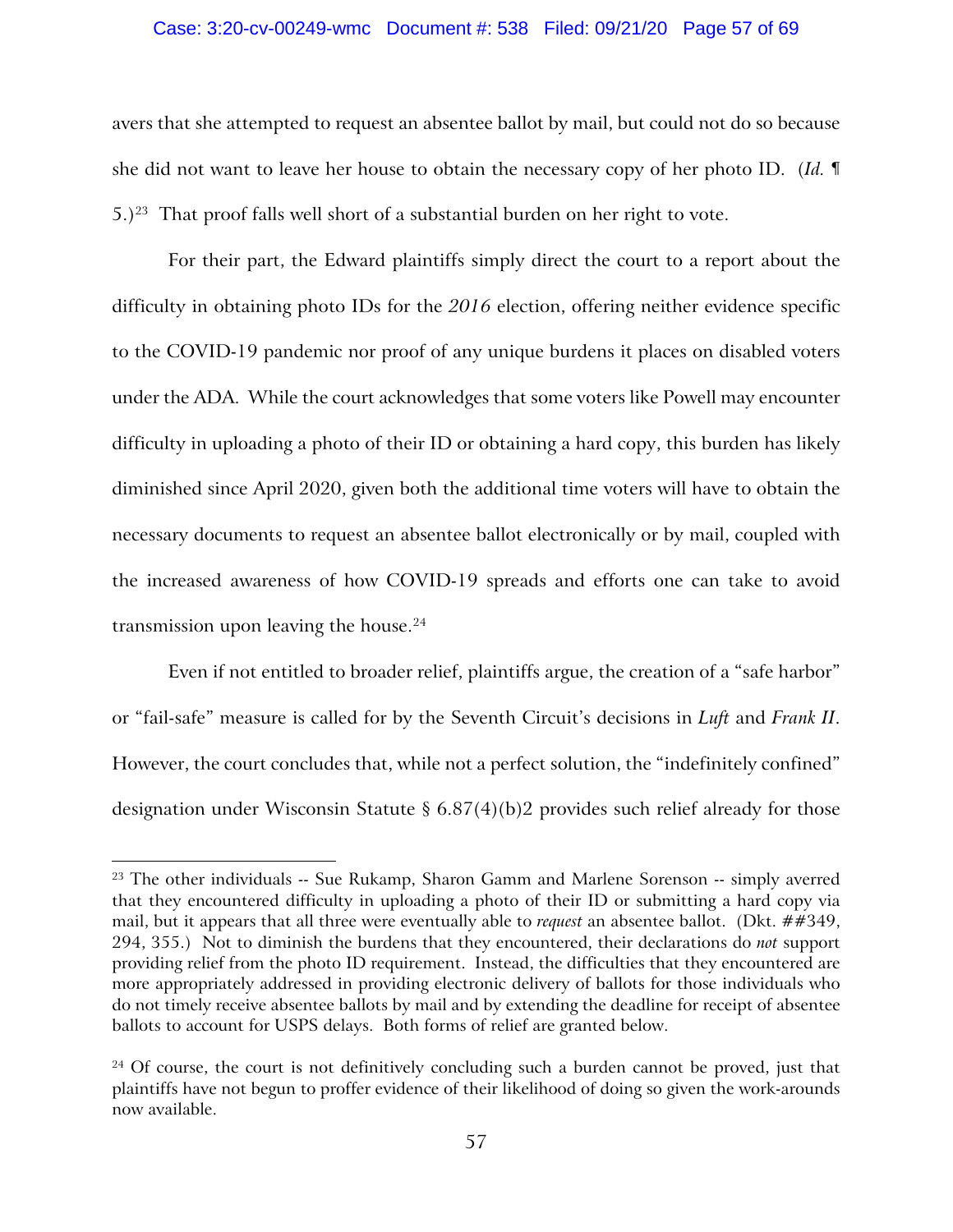avers that she attempted to request an absentee ballot by mail, but could not do so because she did not want to leave her house to obtain the necessary copy of her photo ID. (*Id.* ¶ 5.)[23] That proof falls well short of a substantial burden on her right to vote.

For their part, the Edward plaintiffs simply direct the court to a report about the difficulty in obtaining photo IDs for the *2016* election, offering neither evidence specific to the COVID-19 pandemic nor proof of any unique burdens it places on disabled voters under the ADA. While the court acknowledges that some voters like Powell may encounter difficulty in uploading a photo of their ID or obtaining a hard copy, this burden has likely diminished since April 2020, given both the additional time voters will have to obtain the necessary documents to request an absentee ballot electronically or by mail, coupled with the increased awareness of how COVID-19 spreads and efforts one can take to avoid transmission upon leaving the house.[24]

Even if not entitled to broader relief, plaintiffs argue, the creation of a "safe harbor" or "fail-safe" measure is called for by the Seventh Circuit's decisions in *Luft* and *Frank II*. However, the court concludes that, while not a perfect solution, the "indefinitely confined" designation under Wisconsin Statute § 6.87(4)(b)2 provides such relief already for those

---

[23] The other individuals -- Sue Rukamp, Sharon Gamm and Marlene Sorenson -- simply averred that they encountered difficulty in uploading a photo of their ID or submitting a hard copy via mail, but it appears that all three were eventually able to *request* an absentee ballot. (Dkt. ##349, 294, 355.) Not to diminish the burdens that they encountered, their declarations do *not* support providing relief from the photo ID requirement. Instead, the difficulties that they encountered are more appropriately addressed in providing electronic delivery of ballots for those individuals who do not timely receive absentee ballots by mail and by extending the deadline for receipt of absentee ballots to account for USPS delays. Both forms of relief are granted below.

[24] Of course, the court is not definitively concluding such a burden cannot be proved, just that plaintiffs have not begun to proffer evidence of their likelihood of doing so given the work-arounds now available.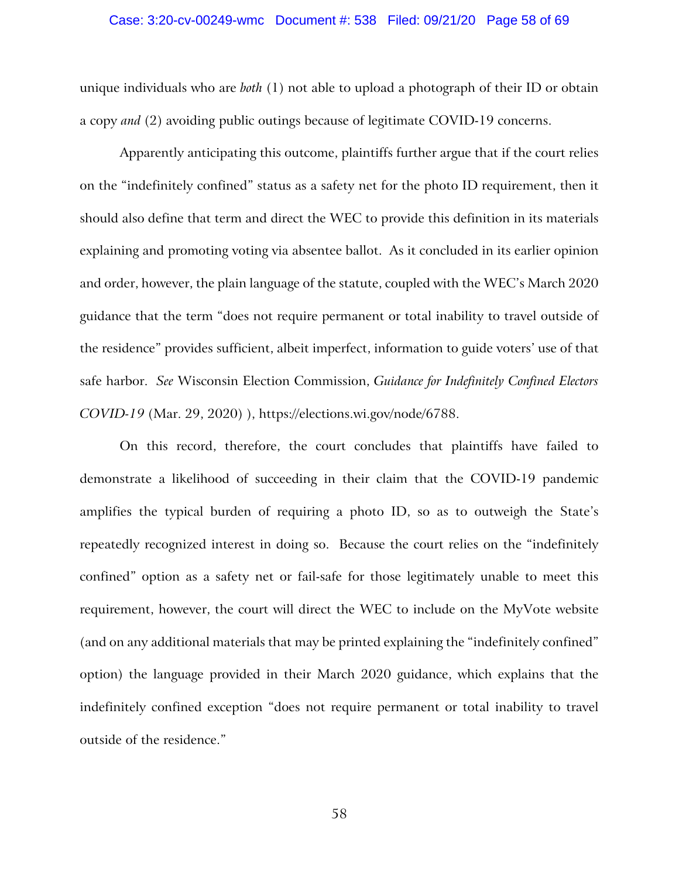unique individuals who are *both* (1) not able to upload a photograph of their ID or obtain a copy *and* (2) avoiding public outings because of legitimate COVID-19 concerns.

Apparently anticipating this outcome, plaintiffs further argue that if the court relies on the "indefinitely confined" status as a safety net for the photo ID requirement, then it should also define that term and direct the WEC to provide this definition in its materials explaining and promoting voting via absentee ballot. As it concluded in its earlier opinion and order, however, the plain language of the statute, coupled with the WEC's March 2020 guidance that the term "does not require permanent or total inability to travel outside of the residence" provides sufficient, albeit imperfect, information to guide voters' use of that safe harbor. *See* Wisconsin Election Commission, *Guidance for Indefinitely Confined Electors COVID-19* (Mar. 29, 2020) ), https://elections.wi.gov/node/6788.

On this record, therefore, the court concludes that plaintiffs have failed to demonstrate a likelihood of succeeding in their claim that the COVID-19 pandemic amplifies the typical burden of requiring a photo ID, so as to outweigh the State's repeatedly recognized interest in doing so. Because the court relies on the "indefinitely confined" option as a safety net or fail-safe for those legitimately unable to meet this requirement, however, the court will direct the WEC to include on the MyVote website (and on any additional materials that may be printed explaining the "indefinitely confined" option) the language provided in their March 2020 guidance, which explains that the indefinitely confined exception "does not require permanent or total inability to travel outside of the residence."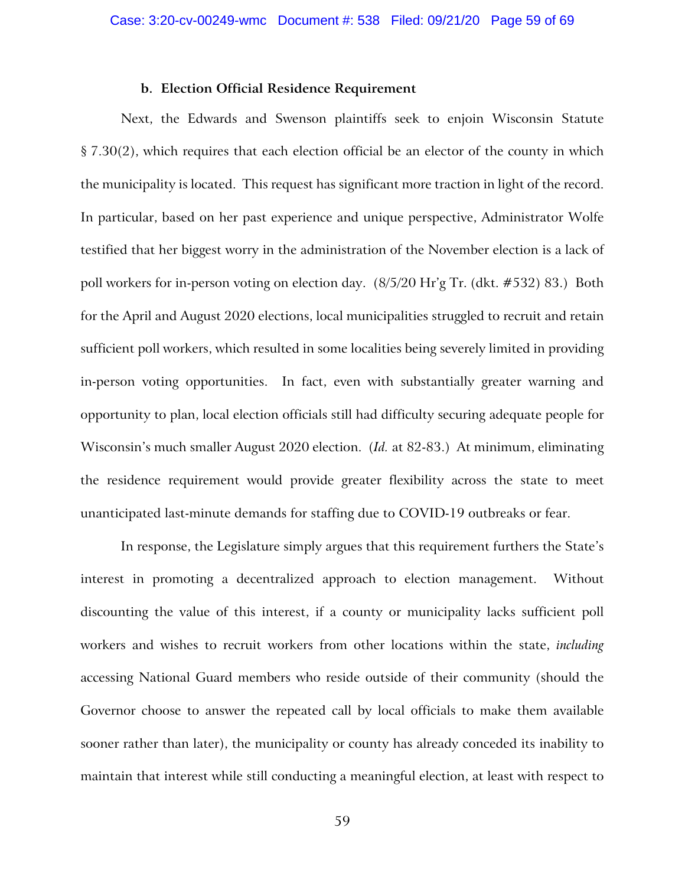### b. Election Official Residence Requirement

Next, the Edwards and Swenson plaintiffs seek to enjoin Wisconsin Statute § 7.30(2), which requires that each election official be an elector of the county in which the municipality is located. This request has significant more traction in light of the record. In particular, based on her past experience and unique perspective, Administrator Wolfe testified that her biggest worry in the administration of the November election is a lack of poll workers for in-person voting on election day. (8/5/20 Hr'g Tr. (dkt. #532) 83.) Both for the April and August 2020 elections, local municipalities struggled to recruit and retain sufficient poll workers, which resulted in some localities being severely limited in providing in-person voting opportunities. In fact, even with substantially greater warning and opportunity to plan, local election officials still had difficulty securing adequate people for Wisconsin's much smaller August 2020 election. (*Id.* at 82-83.) At minimum, eliminating the residence requirement would provide greater flexibility across the state to meet unanticipated last-minute demands for staffing due to COVID-19 outbreaks or fear.

In response, the Legislature simply argues that this requirement furthers the State's interest in promoting a decentralized approach to election management. Without discounting the value of this interest, if a county or municipality lacks sufficient poll workers and wishes to recruit workers from other locations within the state, *including* accessing National Guard members who reside outside of their community (should the Governor choose to answer the repeated call by local officials to make them available sooner rather than later), the municipality or county has already conceded its inability to maintain that interest while still conducting a meaningful election, at least with respect to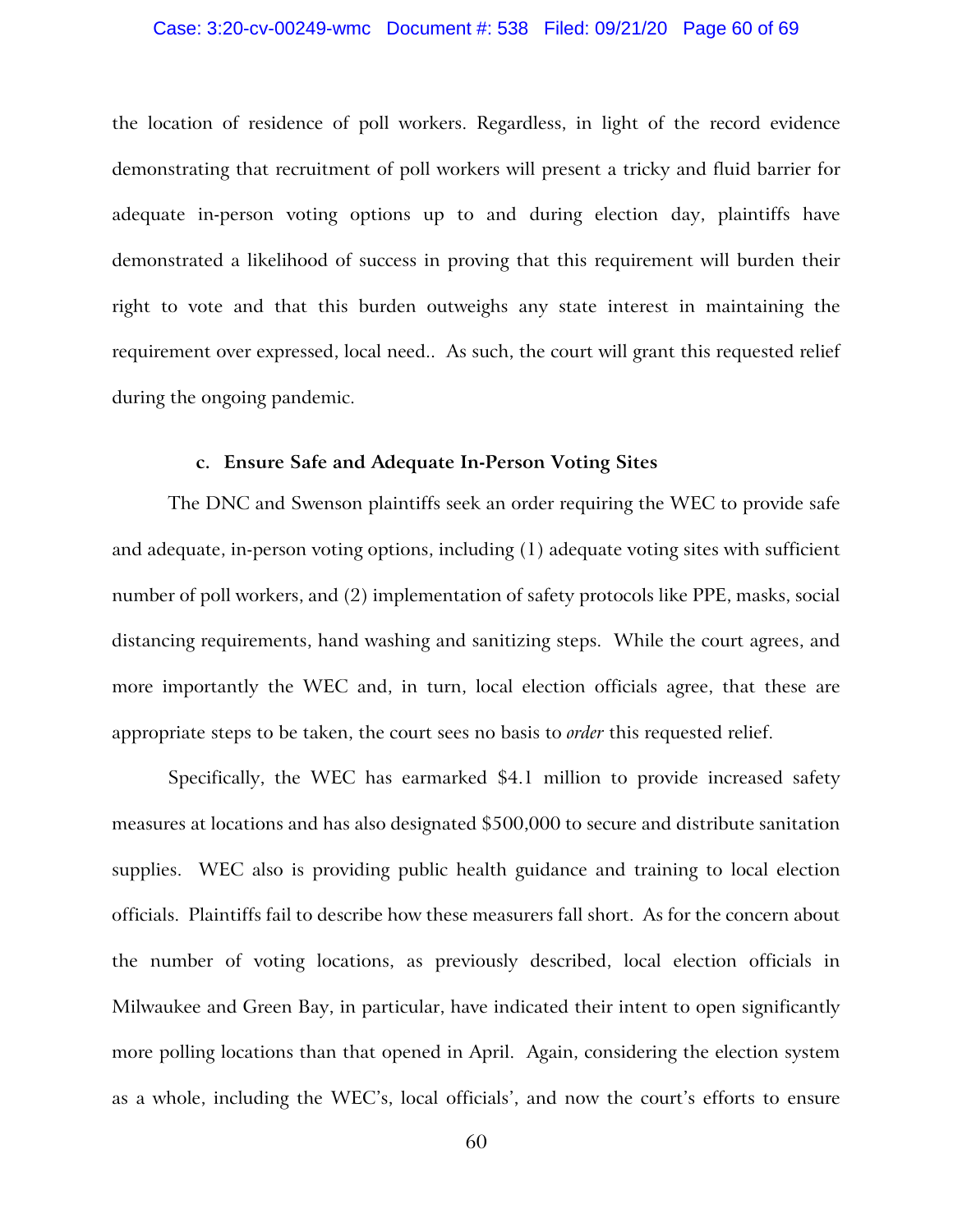the location of residence of poll workers. Regardless, in light of the record evidence demonstrating that recruitment of poll workers will present a tricky and fluid barrier for adequate in-person voting options up to and during election day, plaintiffs have demonstrated a likelihood of success in proving that this requirement will burden their right to vote and that this burden outweighs any state interest in maintaining the requirement over expressed, local need.. As such, the court will grant this requested relief during the ongoing pandemic.

#### c. Ensure Safe and Adequate In-Person Voting Sites

The DNC and Swenson plaintiffs seek an order requiring the WEC to provide safe and adequate, in-person voting options, including (1) adequate voting sites with sufficient number of poll workers, and (2) implementation of safety protocols like PPE, masks, social distancing requirements, hand washing and sanitizing steps. While the court agrees, and more importantly the WEC and, in turn, local election officials agree, that these are appropriate steps to be taken, the court sees no basis to *order* this requested relief.

Specifically, the WEC has earmarked $4.1 million to provide increased safety measures at locations and has also designated $500,000 to secure and distribute sanitation supplies. WEC also is providing public health guidance and training to local election officials. Plaintiffs fail to describe how these measurers fall short. As for the concern about the number of voting locations, as previously described, local election officials in Milwaukee and Green Bay, in particular, have indicated their intent to open significantly more polling locations than that opened in April. Again, considering the election system as a whole, including the WEC's, local officials', and now the court's efforts to ensure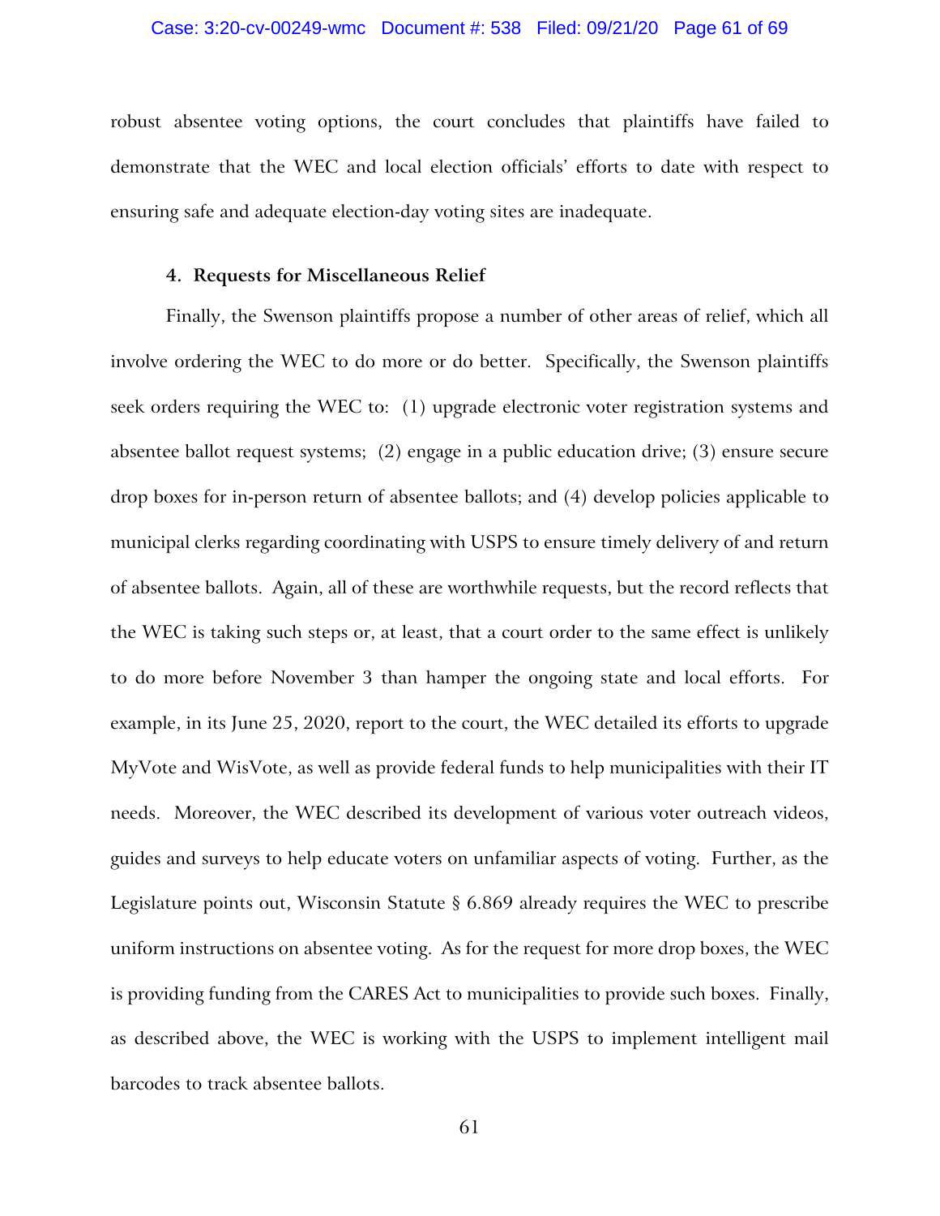robust absentee voting options, the court concludes that plaintiffs have failed to demonstrate that the WEC and local election officials' efforts to date with respect to ensuring safe and adequate election-day voting sites are inadequate.

#### 4. Requests for Miscellaneous Relief

Finally, the Swenson plaintiffs propose a number of other areas of relief, which all involve ordering the WEC to do more or do better. Specifically, the Swenson plaintiffs seek orders requiring the WEC to: (1) upgrade electronic voter registration systems and absentee ballot request systems; (2) engage in a public education drive; (3) ensure secure drop boxes for in-person return of absentee ballots; and (4) develop policies applicable to municipal clerks regarding coordinating with USPS to ensure timely delivery of and return of absentee ballots. Again, all of these are worthwhile requests, but the record reflects that the WEC is taking such steps or, at least, that a court order to the same effect is unlikely to do more before November 3 than hamper the ongoing state and local efforts. For example, in its June 25, 2020, report to the court, the WEC detailed its efforts to upgrade MyVote and WisVote, as well as provide federal funds to help municipalities with their IT needs. Moreover, the WEC described its development of various voter outreach videos, guides and surveys to help educate voters on unfamiliar aspects of voting. Further, as the Legislature points out, Wisconsin Statute § 6.869 already requires the WEC to prescribe uniform instructions on absentee voting. As for the request for more drop boxes, the WEC is providing funding from the CARES Act to municipalities to provide such boxes. Finally, as described above, the WEC is working with the USPS to implement intelligent mail barcodes to track absentee ballots.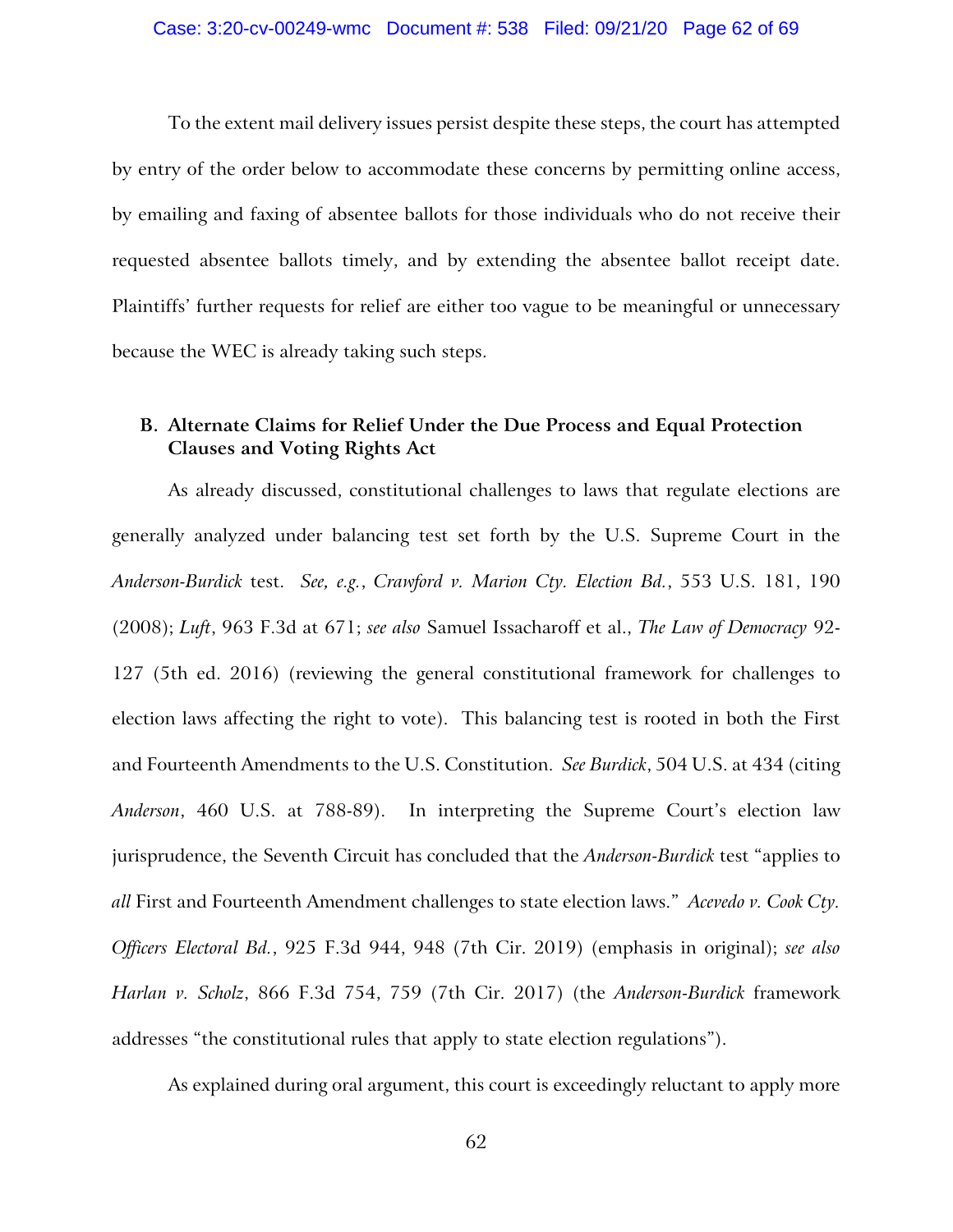To the extent mail delivery issues persist despite these steps, the court has attempted by entry of the order below to accommodate these concerns by permitting online access, by emailing and faxing of absentee ballots for those individuals who do not receive their requested absentee ballots timely, and by extending the absentee ballot receipt date. Plaintiffs' further requests for relief are either too vague to be meaningful or unnecessary because the WEC is already taking such steps.

### B. Alternate Claims for Relief Under the Due Process and Equal Protection Clauses and Voting Rights Act

As already discussed, constitutional challenges to laws that regulate elections are generally analyzed under balancing test set forth by the U.S. Supreme Court in the *Anderson-Burdick* test. *See, e.g.*, *Crawford v. Marion Cty. Election Bd.*, 553 U.S. 181, 190 (2008); *Luft*, 963 F.3d at 671; *see also* Samuel Issacharoff et al., *The Law of Democracy* 92-127 (5th ed. 2016) (reviewing the general constitutional framework for challenges to election laws affecting the right to vote). This balancing test is rooted in both the First and Fourteenth Amendments to the U.S. Constitution. *See Burdick*, 504 U.S. at 434 (citing *Anderson*, 460 U.S. at 788-89). In interpreting the Supreme Court's election law jurisprudence, the Seventh Circuit has concluded that the *Anderson-Burdick* test "applies to *all* First and Fourteenth Amendment challenges to state election laws." *Acevedo v. Cook Cty. Officers Electoral Bd.*, 925 F.3d 944, 948 (7th Cir. 2019) (emphasis in original); *see also* *Harlan v. Scholz*, 866 F.3d 754, 759 (7th Cir. 2017) (the *Anderson-Burdick* framework addresses "the constitutional rules that apply to state election regulations").

As explained during oral argument, this court is exceedingly reluctant to apply more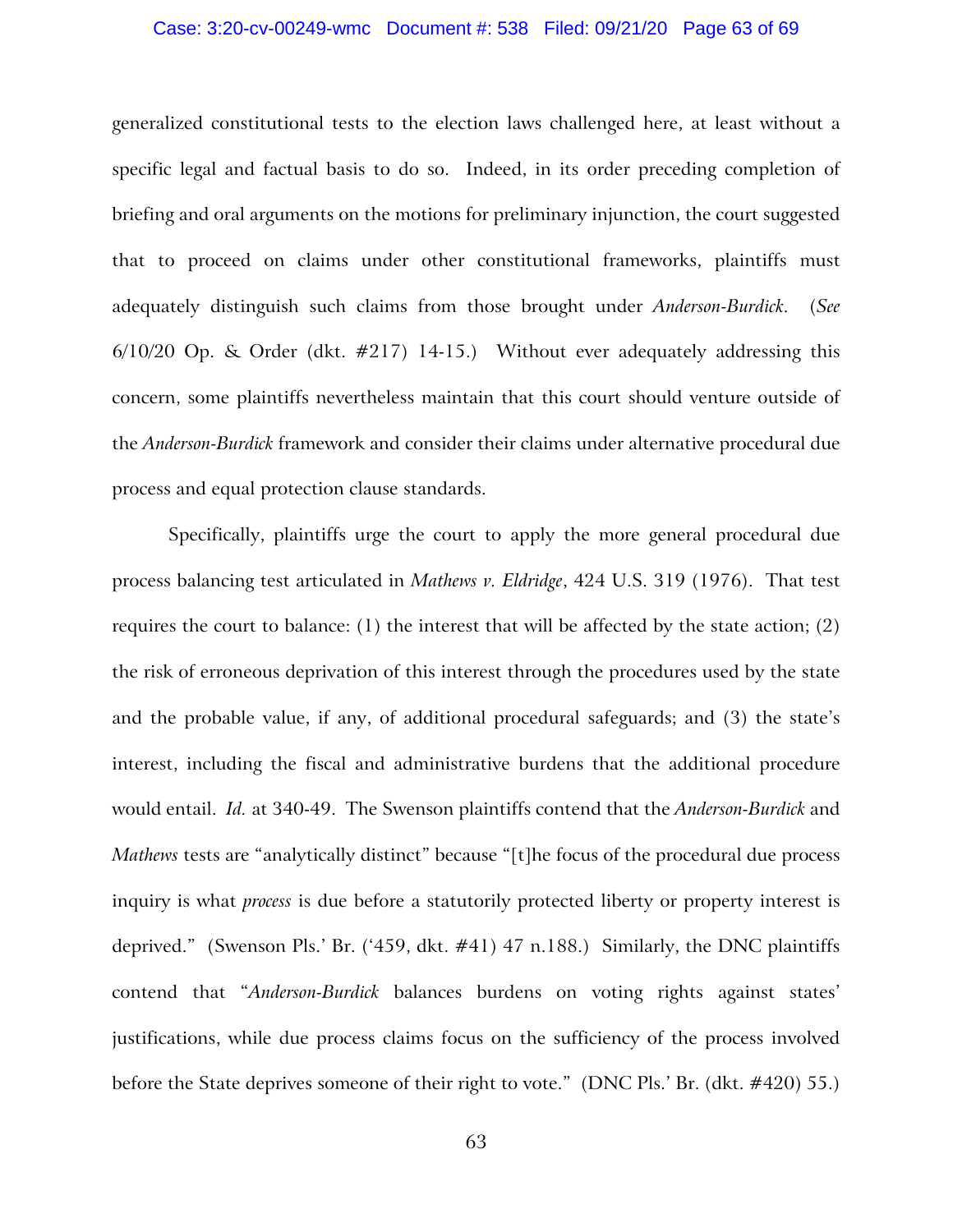generalized constitutional tests to the election laws challenged here, at least without a specific legal and factual basis to do so. Indeed, in its order preceding completion of briefing and oral arguments on the motions for preliminary injunction, the court suggested that to proceed on claims under other constitutional frameworks, plaintiffs must adequately distinguish such claims from those brought under *Anderson-Burdick*. (*See* 6/10/20 Op. & Order (dkt. #217) 14-15.) Without ever adequately addressing this concern, some plaintiffs nevertheless maintain that this court should venture outside of the *Anderson-Burdick* framework and consider their claims under alternative procedural due process and equal protection clause standards.

Specifically, plaintiffs urge the court to apply the more general procedural due process balancing test articulated in *Mathews v. Eldridge*, 424 U.S. 319 (1976). That test requires the court to balance: (1) the interest that will be affected by the state action; (2) the risk of erroneous deprivation of this interest through the procedures used by the state and the probable value, if any, of additional procedural safeguards; and (3) the state's interest, including the fiscal and administrative burdens that the additional procedure would entail. *Id.* at 340-49. The Swenson plaintiffs contend that the *Anderson-Burdick* and *Mathews* tests are "analytically distinct" because "[t]he focus of the procedural due process inquiry is what *process* is due before a statutorily protected liberty or property interest is deprived." (Swenson Pls.' Br. ('459, dkt. #41) 47 n.188.) Similarly, the DNC plaintiffs contend that "*Anderson-Burdick* balances burdens on voting rights against states' justifications, while due process claims focus on the sufficiency of the process involved before the State deprives someone of their right to vote." (DNC Pls.' Br. (dkt. #420) 55.)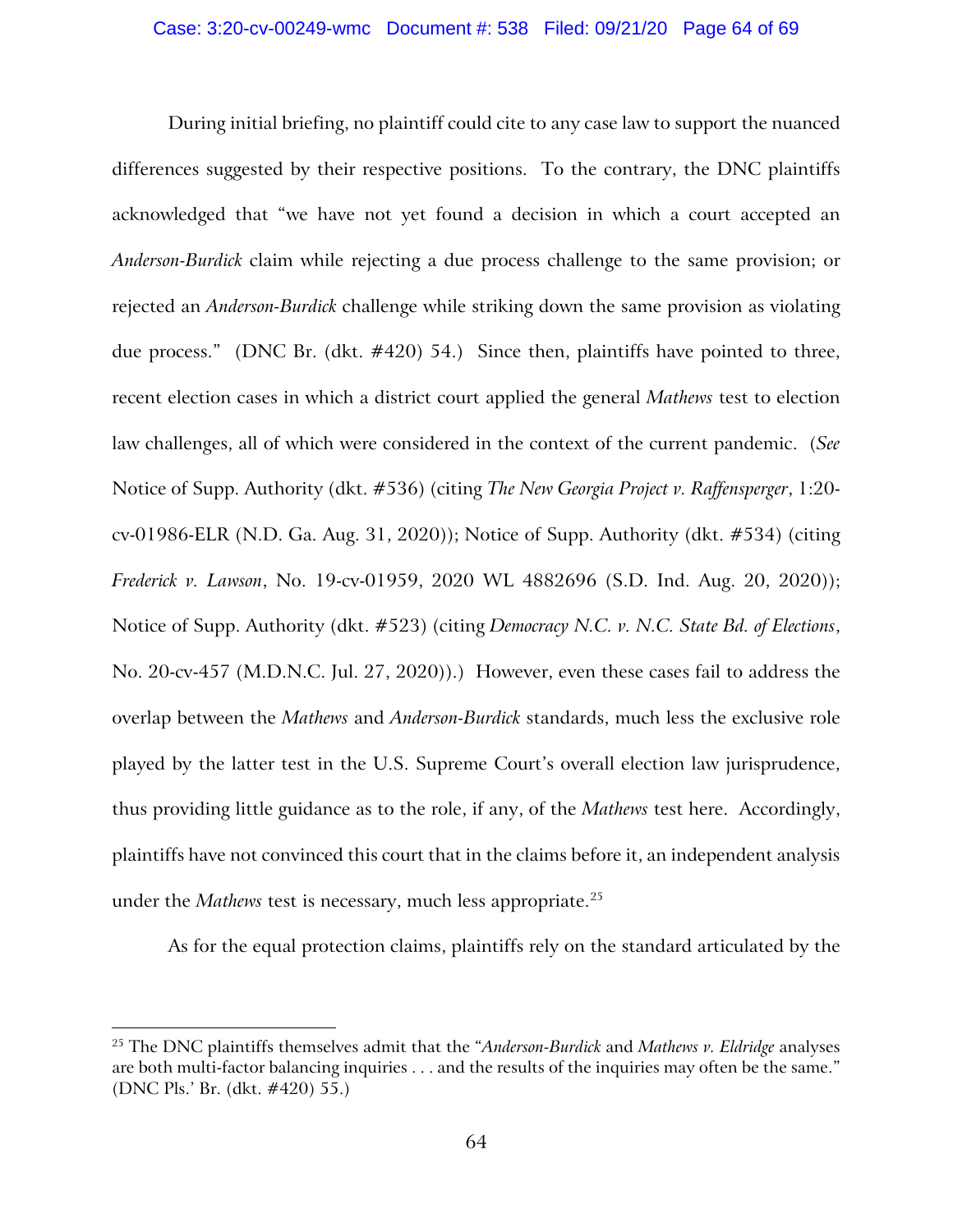During initial briefing, no plaintiff could cite to any case law to support the nuanced differences suggested by their respective positions. To the contrary, the DNC plaintiffs acknowledged that "we have not yet found a decision in which a court accepted an *Anderson-Burdick* claim while rejecting a due process challenge to the same provision; or rejected an *Anderson-Burdick* challenge while striking down the same provision as violating due process." (DNC Br. (dkt. #420) 54.) Since then, plaintiffs have pointed to three, recent election cases in which a district court applied the general *Mathews* test to election law challenges, all of which were considered in the context of the current pandemic. (*See* Notice of Supp. Authority (dkt. #536) (citing *The New Georgia Project v. Raffensperger*, 1:20-cv-01986-ELR (N.D. Ga. Aug. 31, 2020)); Notice of Supp. Authority (dkt. #534) (citing *Frederick v. Lawson*, No. 19-cv-01959, 2020 WL 4882696 (S.D. Ind. Aug. 20, 2020)); Notice of Supp. Authority (dkt. #523) (citing *Democracy N.C. v. N.C. State Bd. of Elections*, No. 20-cv-457 (M.D.N.C. Jul. 27, 2020)).) However, even these cases fail to address the overlap between the *Mathews* and *Anderson-Burdick* standards, much less the exclusive role played by the latter test in the U.S. Supreme Court's overall election law jurisprudence, thus providing little guidance as to the role, if any, of the *Mathews* test here. Accordingly, plaintiffs have not convinced this court that in the claims before it, an independent analysis under the *Mathews* test is necessary, much less appropriate.[25]

As for the equal protection claims, plaintiffs rely on the standard articulated by the

---

[25] The DNC plaintiffs themselves admit that the "*Anderson-Burdick* and *Mathews v. Eldridge* analyses are both multi-factor balancing inquiries . . . and the results of the inquiries may often be the same." (DNC Pls.' Br. (dkt. #420) 55.)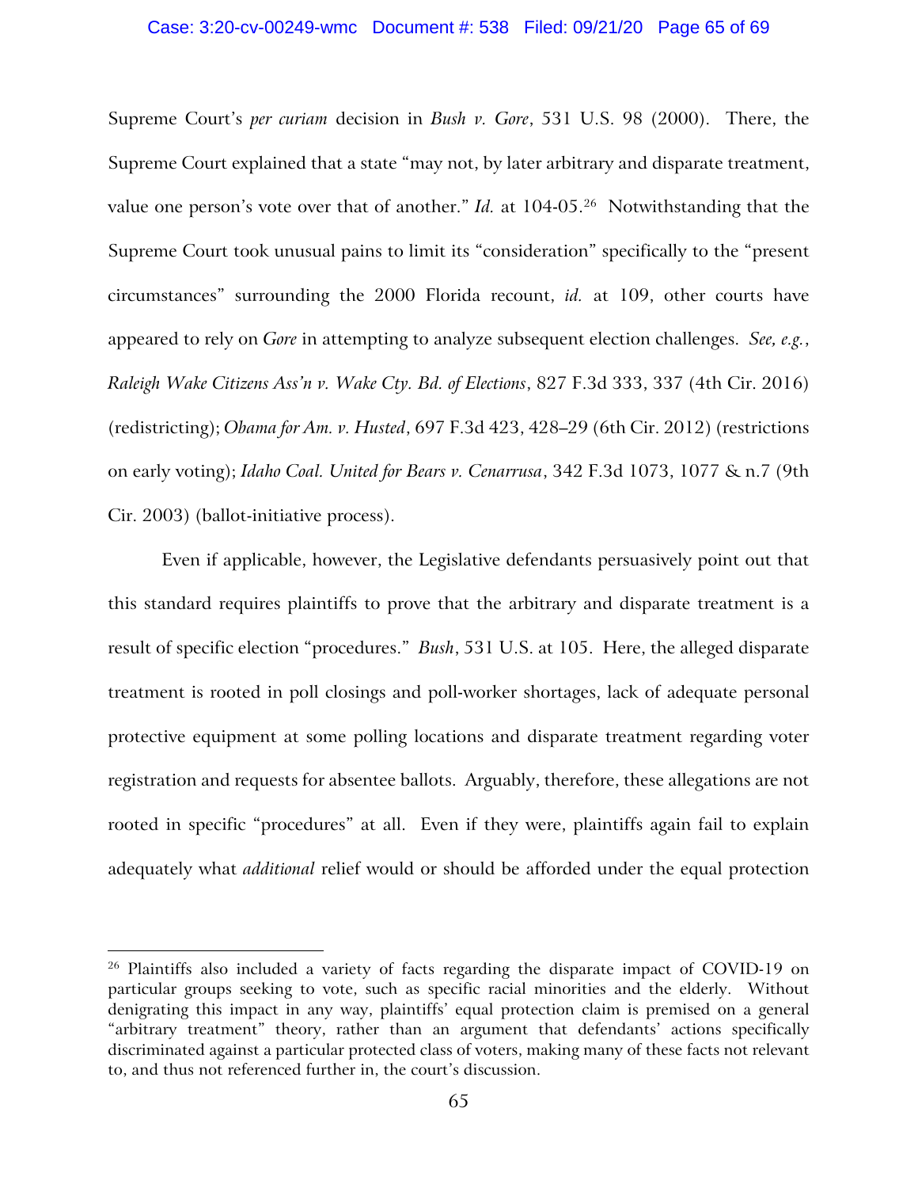Supreme Court's *per curiam* decision in *Bush v. Gore*, 531 U.S. 98 (2000). There, the Supreme Court explained that a state "may not, by later arbitrary and disparate treatment, value one person's vote over that of another." *Id.* at 104-05.[26] Notwithstanding that the Supreme Court took unusual pains to limit its "consideration" specifically to the "present circumstances" surrounding the 2000 Florida recount, *id.* at 109, other courts have appeared to rely on *Gore* in attempting to analyze subsequent election challenges. *See, e.g.*, *Raleigh Wake Citizens Ass'n v. Wake Cty. Bd. of Elections*, 827 F.3d 333, 337 (4th Cir. 2016) (redistricting); *Obama for Am. v. Husted*, 697 F.3d 423, 428–29 (6th Cir. 2012) (restrictions on early voting); *Idaho Coal. United for Bears v. Cenarrusa*, 342 F.3d 1073, 1077 & n.7 (9th Cir. 2003) (ballot-initiative process).

Even if applicable, however, the Legislative defendants persuasively point out that this standard requires plaintiffs to prove that the arbitrary and disparate treatment is a result of specific election "procedures." *Bush*, 531 U.S. at 105. Here, the alleged disparate treatment is rooted in poll closings and poll-worker shortages, lack of adequate personal protective equipment at some polling locations and disparate treatment regarding voter registration and requests for absentee ballots. Arguably, therefore, these allegations are not rooted in specific "procedures" at all. Even if they were, plaintiffs again fail to explain adequately what *additional* relief would or should be afforded under the equal protection

---

[26] Plaintiffs also included a variety of facts regarding the disparate impact of COVID-19 on particular groups seeking to vote, such as specific racial minorities and the elderly. Without denigrating this impact in any way, plaintiffs' equal protection claim is premised on a general "arbitrary treatment" theory, rather than an argument that defendants' actions specifically discriminated against a particular protected class of voters, making many of these facts not relevant to, and thus not referenced further in, the court's discussion.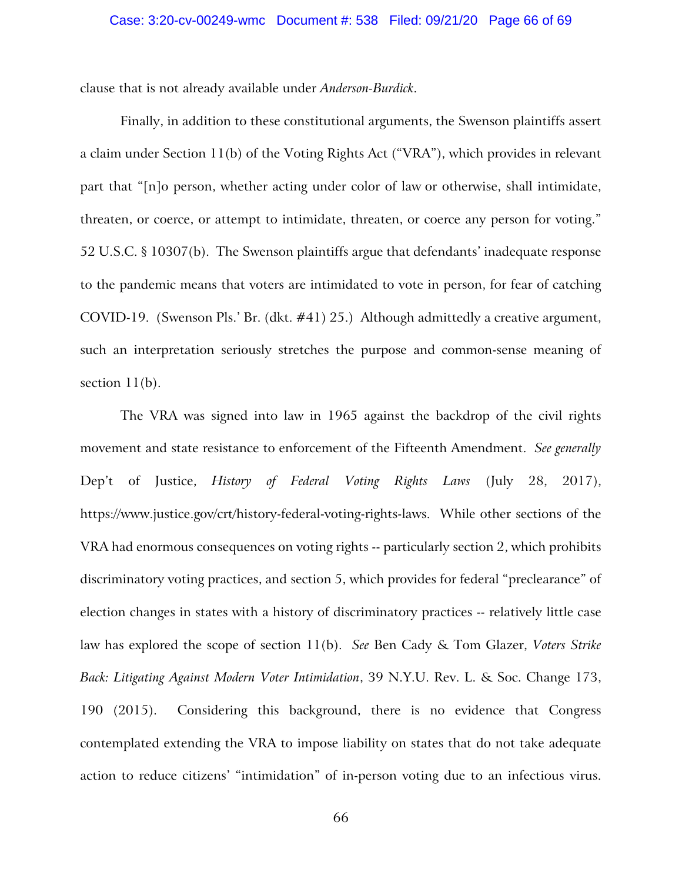clause that is not already available under *Anderson-Burdick*.

Finally, in addition to these constitutional arguments, the Swenson plaintiffs assert a claim under Section 11(b) of the Voting Rights Act ("VRA"), which provides in relevant part that "[n]o person, whether acting under color of law or otherwise, shall intimidate, threaten, or coerce, or attempt to intimidate, threaten, or coerce any person for voting." 52 U.S.C. § 10307(b). The Swenson plaintiffs argue that defendants' inadequate response to the pandemic means that voters are intimidated to vote in person, for fear of catching COVID-19. (Swenson Pls.' Br. (dkt. #41) 25.) Although admittedly a creative argument, such an interpretation seriously stretches the purpose and common-sense meaning of section 11(b).

The VRA was signed into law in 1965 against the backdrop of the civil rights movement and state resistance to enforcement of the Fifteenth Amendment. *See generally* Dep't of Justice, *History of Federal Voting Rights Laws* (July 28, 2017), https://www.justice.gov/crt/history-federal-voting-rights-laws. While other sections of the VRA had enormous consequences on voting rights -- particularly section 2, which prohibits discriminatory voting practices, and section 5, which provides for federal "preclearance" of election changes in states with a history of discriminatory practices -- relatively little case law has explored the scope of section 11(b). *See* Ben Cady & Tom Glazer, *Voters Strike Back: Litigating Against Modern Voter Intimidation*, 39 N.Y.U. Rev. L. & Soc. Change 173, 190 (2015). Considering this background, there is no evidence that Congress contemplated extending the VRA to impose liability on states that do not take adequate action to reduce citizens' "intimidation" of in-person voting due to an infectious virus.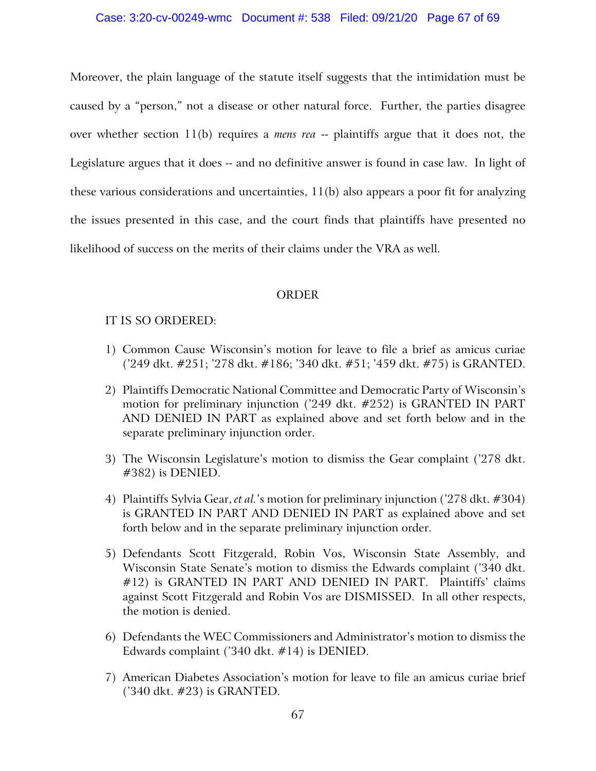Moreover, the plain language of the statute itself suggests that the intimidation must be caused by a "person," not a disease or other natural force. Further, the parties disagree over whether section 11(b) requires a *mens rea* -- plaintiffs argue that it does not, the Legislature argues that it does -- and no definitive answer is found in case law. In light of these various considerations and uncertainties, 11(b) also appears a poor fit for analyzing the issues presented in this case, and the court finds that plaintiffs have presented no likelihood of success on the merits of their claims under the VRA as well.

## ORDER

IT IS SO ORDERED:

1) Common Cause Wisconsin's motion for leave to file a brief as amicus curiae ('249 dkt. #251; '278 dkt. #186; '340 dkt. #51; '459 dkt. #75) is GRANTED.

2) Plaintiffs Democratic National Committee and Democratic Party of Wisconsin's motion for preliminary injunction ('249 dkt. #252) is GRANTED IN PART AND DENIED IN PART as explained above and set forth below and in the separate preliminary injunction order.

3) The Wisconsin Legislature's motion to dismiss the Gear complaint ('278 dkt. #382) is DENIED.

4) Plaintiffs Sylvia Gear, *et al.*'s motion for preliminary injunction ('278 dkt. #304) is GRANTED IN PART AND DENIED IN PART as explained above and set forth below and in the separate preliminary injunction order.

5) Defendants Scott Fitzgerald, Robin Vos, Wisconsin State Assembly, and Wisconsin State Senate's motion to dismiss the Edwards complaint ('340 dkt. #12) is GRANTED IN PART AND DENIED IN PART. Plaintiffs' claims against Scott Fitzgerald and Robin Vos are DISMISSED. In all other respects, the motion is denied.

6) Defendants the WEC Commissioners and Administrator's motion to dismiss the Edwards complaint ('340 dkt. #14) is DENIED.

7) American Diabetes Association's motion for leave to file an amicus curiae brief ('340 dkt. #23) is GRANTED.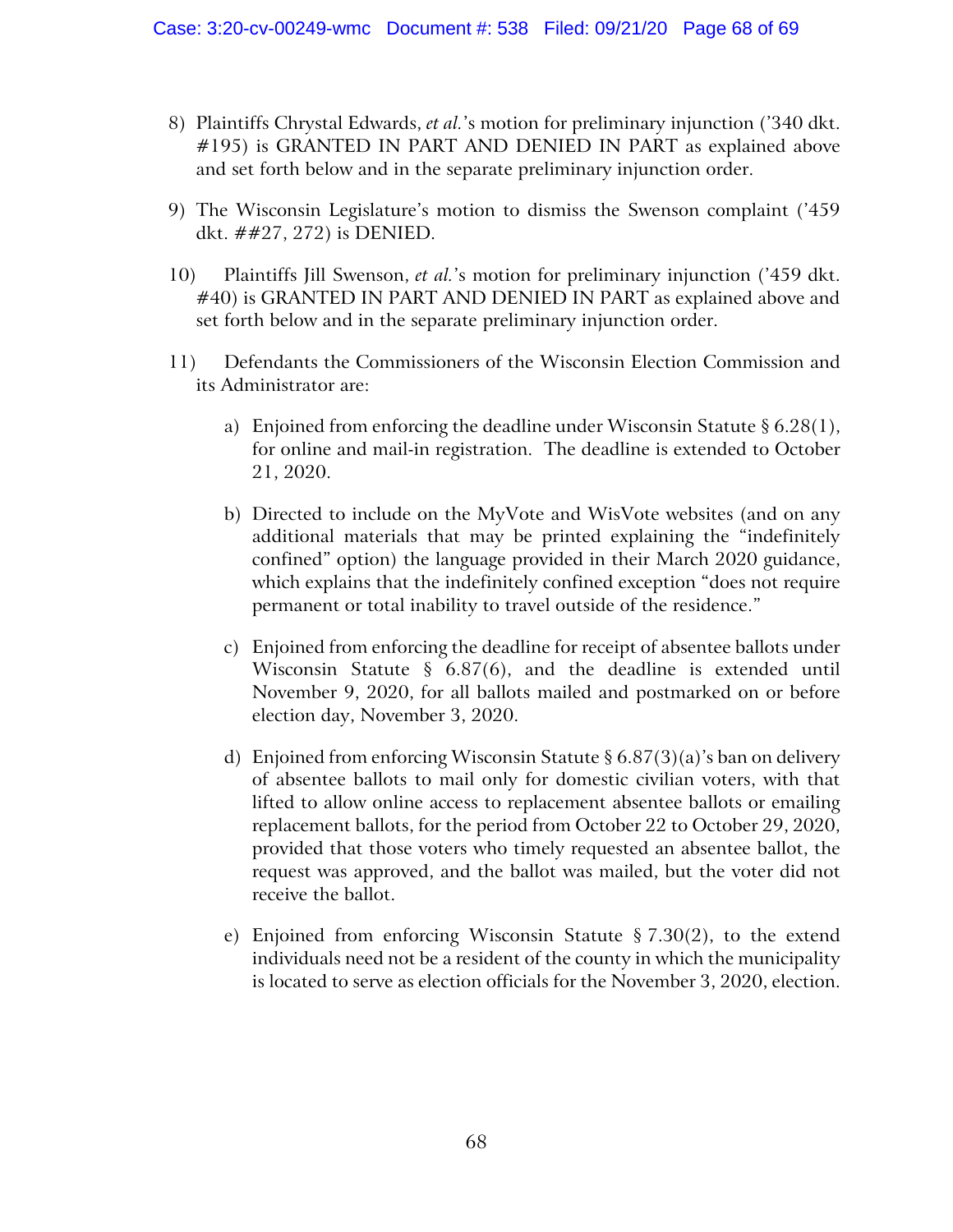8) Plaintiffs Chrystal Edwards, *et al.*'s motion for preliminary injunction ('340 dkt. #195) is GRANTED IN PART AND DENIED IN PART as explained above and set forth below and in the separate preliminary injunction order.

9) The Wisconsin Legislature's motion to dismiss the Swenson complaint ('459 dkt. ##27, 272) is DENIED.

10) Plaintiffs Jill Swenson, *et al.*'s motion for preliminary injunction ('459 dkt. #40) is GRANTED IN PART AND DENIED IN PART as explained above and set forth below and in the separate preliminary injunction order.

11) Defendants the Commissioners of the Wisconsin Election Commission and its Administrator are:

   a) Enjoined from enforcing the deadline under Wisconsin Statute § 6.28(1), for online and mail-in registration. The deadline is extended to October 21, 2020.

   b) Directed to include on the MyVote and WisVote websites (and on any additional materials that may be printed explaining the "indefinitely confined" option) the language provided in their March 2020 guidance, which explains that the indefinitely confined exception "does not require permanent or total inability to travel outside of the residence."

   c) Enjoined from enforcing the deadline for receipt of absentee ballots under Wisconsin Statute § 6.87(6), and the deadline is extended until November 9, 2020, for all ballots mailed and postmarked on or before election day, November 3, 2020.

   d) Enjoined from enforcing Wisconsin Statute § 6.87(3)(a)'s ban on delivery of absentee ballots to mail only for domestic civilian voters, with that lifted to allow online access to replacement absentee ballots or emailing replacement ballots, for the period from October 22 to October 29, 2020, provided that those voters who timely requested an absentee ballot, the request was approved, and the ballot was mailed, but the voter did not receive the ballot.

   e) Enjoined from enforcing Wisconsin Statute § 7.30(2), to the extend individuals need not be a resident of the county in which the municipality is located to serve as election officials for the November 3, 2020, election.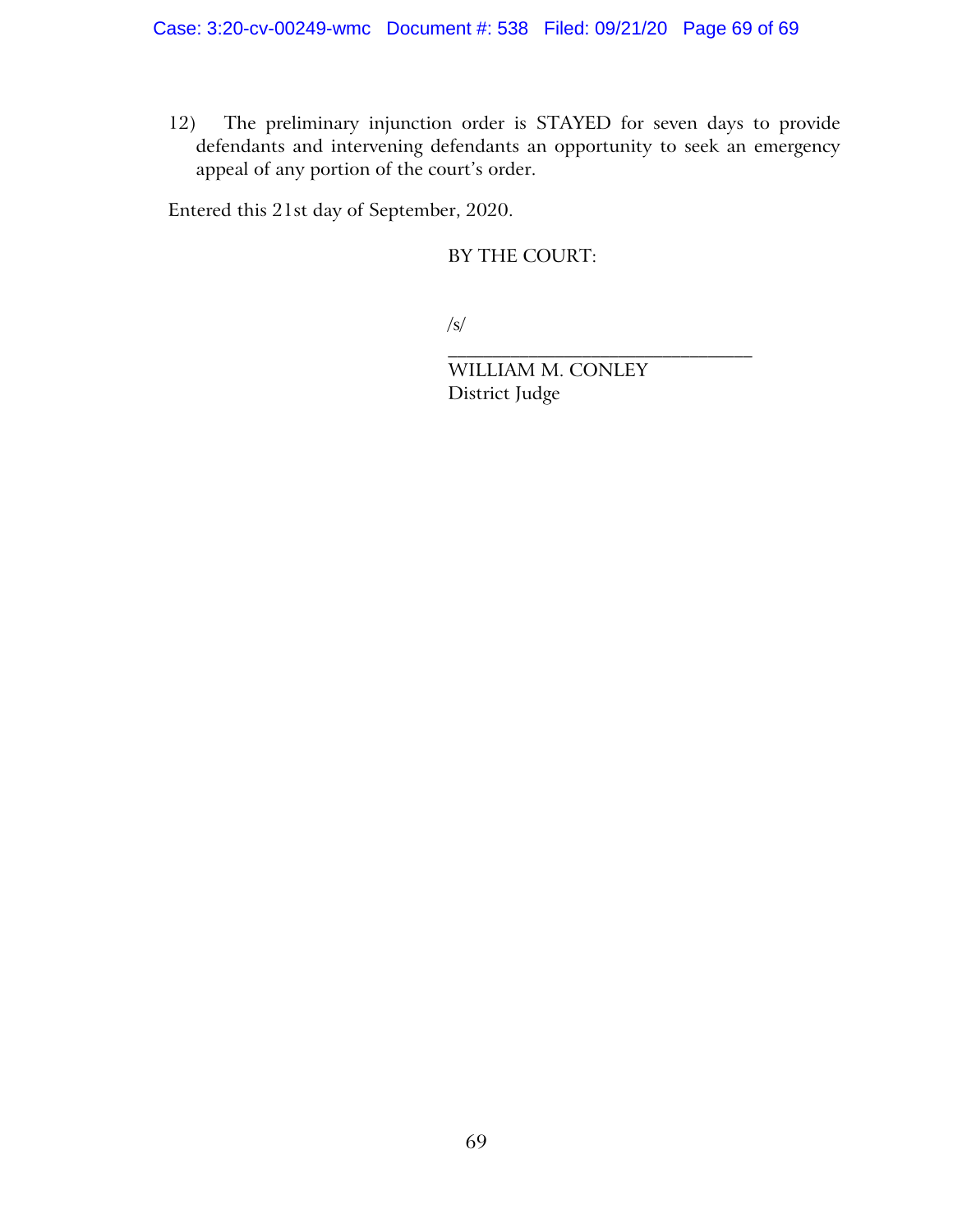12) The preliminary injunction order is STAYED for seven days to provide defendants and intervening defendants an opportunity to seek an emergency appeal of any portion of the court's order.

Entered this 21st day of September, 2020.

BY THE COURT:

/s/

________________________________

WILLIAM M. CONLEY
District Judge